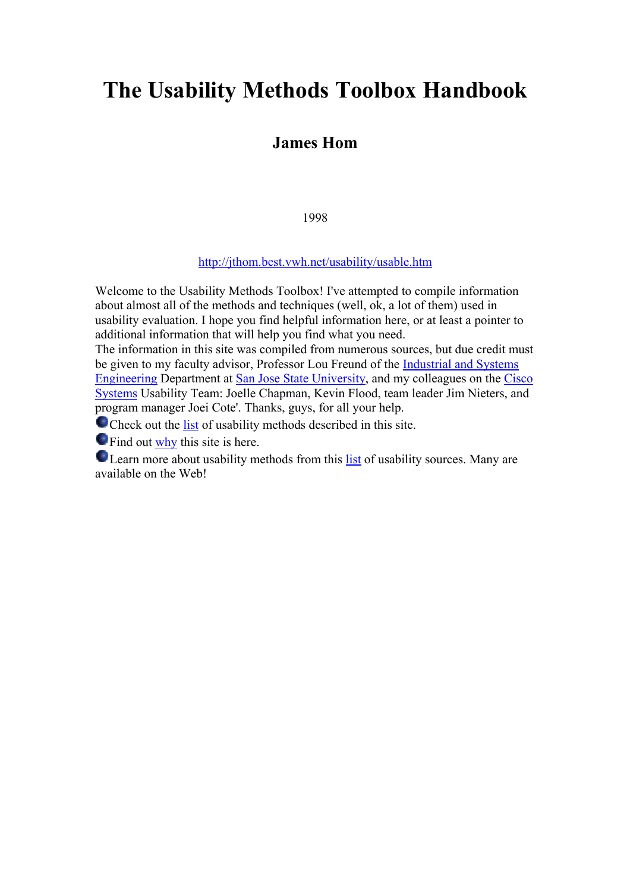# The Usability Methods Toolbox Handbook

## James Hom

1998

http://jthom.best.vwh.net/usability/usable.htm

Welcome to the Usability Methods Toolbox! I've attempted to compile information about almost all of the methods and techniques (well, ok, a lot of them) used in usability evaluation. I hope you find helpful information here, or at least a pointer to additional information that will help you find what you need.

The information in this site was compiled from numerous sources, but due credit must be given to my faculty advisor, Professor Lou Freund of the Industrial and Systems Engineering Department at San Jose State University, and my colleagues on the Cisco Systems Usability Team: Joelle Chapman, Kevin Flood, team leader Jim Nieters, and program manager Joei Cote'. Thanks, guys, for all your help.

- Check out the list of usability methods described in this site.
- Find out why this site is here.
- Learn more about usability methods from this list of usability sources. Many are available on the Web!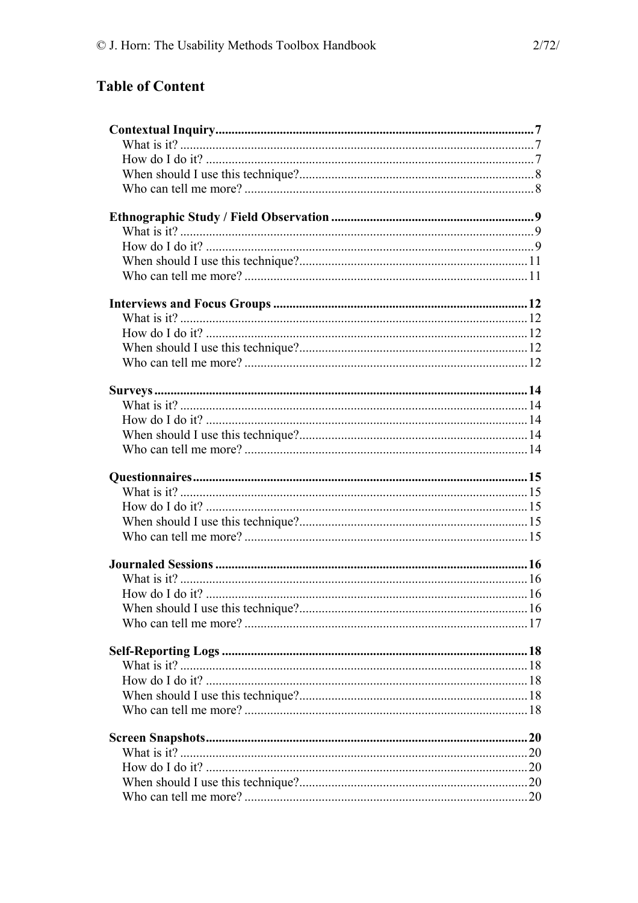## Table of Content

**Contextual Inquiry** ........................................ 7
- What is it? ........................................ 7
- How do I do it? ........................................ 7
- When should I use this technique? ........................................ 8
- Who can tell me more? ........................................ 8

**Ethnographic Study / Field Observation** ........................................ 9
- What is it? ........................................ 9
- How do I do it? ........................................ 9
- When should I use this technique? ........................................ 11
- Who can tell me more? ........................................ 11

**Interviews and Focus Groups** ........................................ 12
- What is it? ........................................ 12
- How do I do it? ........................................ 12
- When should I use this technique? ........................................ 12
- Who can tell me more? ........................................ 12

**Surveys** ........................................ 14
- What is it? ........................................ 14
- How do I do it? ........................................ 14
- When should I use this technique? ........................................ 14
- Who can tell me more? ........................................ 14

**Questionnaires** ........................................ 15
- What is it? ........................................ 15
- How do I do it? ........................................ 15
- When should I use this technique? ........................................ 15
- Who can tell me more? ........................................ 15

**Journaled Sessions** ........................................ 16
- What is it? ........................................ 16
- How do I do it? ........................................ 16
- When should I use this technique? ........................................ 16
- Who can tell me more? ........................................ 17

**Self-Reporting Logs** ........................................ 18
- What is it? ........................................ 18
- How do I do it? ........................................ 18
- When should I use this technique? ........................................ 18
- Who can tell me more? ........................................ 18

**Screen Snapshots** ........................................ 20
- What is it? ........................................ 20
- How do I do it? ........................................ 20
- When should I use this technique? ........................................ 20
- Who can tell me more? ........................................ 20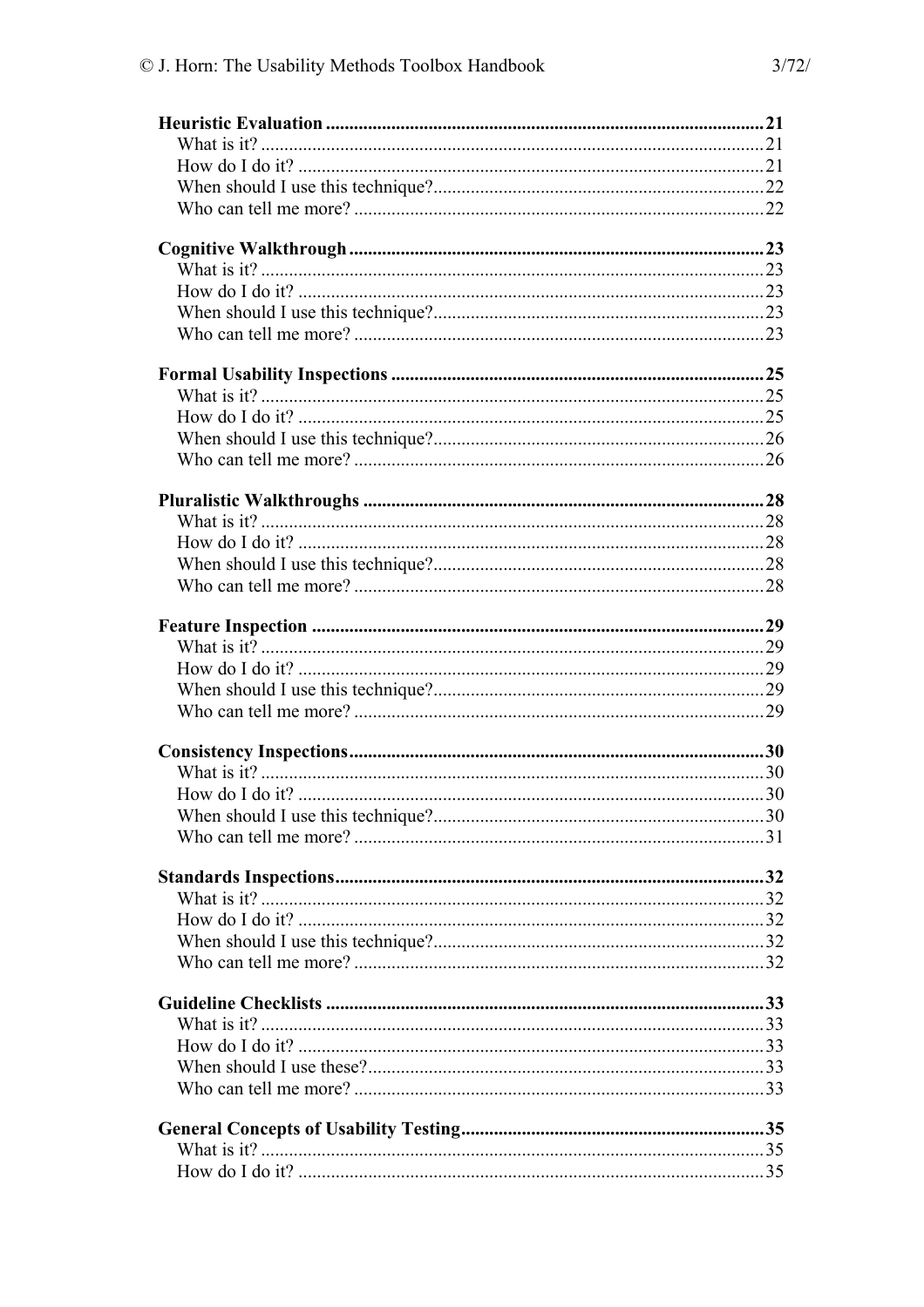**Heuristic Evaluation** ............................................................................................. 21
What is it? ........................................................................................................... 21
How do I do it? ................................................................................................... 21
When should I use this technique?...................................................................... 22
Who can tell me more? ....................................................................................... 22

**Cognitive Walkthrough** ......................................................................................... 23
What is it? ........................................................................................................... 23
How do I do it? ................................................................................................... 23
When should I use this technique?...................................................................... 23
Who can tell me more? ....................................................................................... 23

**Formal Usability Inspections** ................................................................................ 25
What is it? ........................................................................................................... 25
How do I do it? ................................................................................................... 25
When should I use this technique?...................................................................... 26
Who can tell me more? ....................................................................................... 26

**Pluralistic Walkthroughs** ..................................................................................... 28
What is it? ........................................................................................................... 28
How do I do it? ................................................................................................... 28
When should I use this technique?...................................................................... 28
Who can tell me more? ....................................................................................... 28

**Feature Inspection** ................................................................................................. 29
What is it? ........................................................................................................... 29
How do I do it? ................................................................................................... 29
When should I use this technique?...................................................................... 29
Who can tell me more? ....................................................................................... 29

**Consistency Inspections**......................................................................................... 30
What is it? ........................................................................................................... 30
How do I do it? ................................................................................................... 30
When should I use this technique?...................................................................... 30
Who can tell me more? ....................................................................................... 31

**Standards Inspections**............................................................................................ 32
What is it? ........................................................................................................... 32
How do I do it? ................................................................................................... 32
When should I use this technique?...................................................................... 32
Who can tell me more? ....................................................................................... 32

**Guideline Checklists** .............................................................................................. 33
What is it? ........................................................................................................... 33
How do I do it? ................................................................................................... 33
When should I use these?.................................................................................... 33
Who can tell me more? ....................................................................................... 33

**General Concepts of Usability Testing**................................................................. 35
What is it? ........................................................................................................... 35
How do I do it? ................................................................................................... 35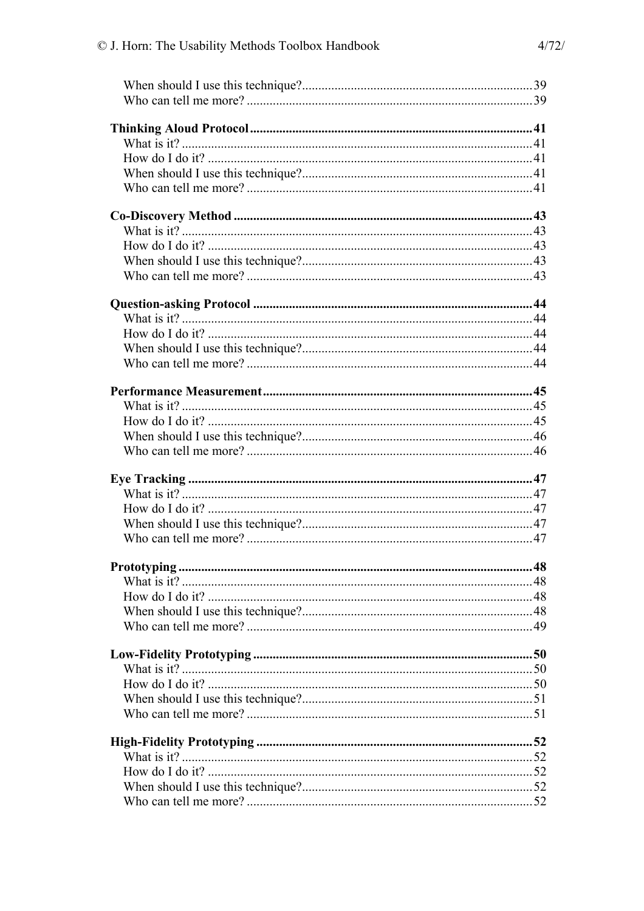When should I use this technique? ....................................................................... 39
Who can tell me more? ....................................................................................... 39

**Thinking Aloud Protocol** ...................................................................................... **41**
What is it? ............................................................................................................ 41
How do I do it? .................................................................................................... 41
When should I use this technique? ....................................................................... 41
Who can tell me more? ....................................................................................... 41

**Co-Discovery Method** ........................................................................................... **43**
What is it? ............................................................................................................ 43
How do I do it? .................................................................................................... 43
When should I use this technique? ....................................................................... 43
Who can tell me more? ....................................................................................... 43

**Question-asking Protocol** ...................................................................................... **44**
What is it? ............................................................................................................ 44
How do I do it? .................................................................................................... 44
When should I use this technique? ....................................................................... 44
Who can tell me more? ....................................................................................... 44

**Performance Measurement** .................................................................................... **45**
What is it? ............................................................................................................ 45
How do I do it? .................................................................................................... 45
When should I use this technique? ....................................................................... 46
Who can tell me more? ....................................................................................... 46

**Eye Tracking** ........................................................................................................ **47**
What is it? ............................................................................................................ 47
How do I do it? .................................................................................................... 47
When should I use this technique? ....................................................................... 47
Who can tell me more? ....................................................................................... 47

**Prototyping** .......................................................................................................... **48**
What is it? ............................................................................................................ 48
How do I do it? .................................................................................................... 48
When should I use this technique? ....................................................................... 48
Who can tell me more? ....................................................................................... 49

**Low-Fidelity Prototyping** ...................................................................................... **50**
What is it? ............................................................................................................ 50
How do I do it? .................................................................................................... 50
When should I use this technique? ....................................................................... 51
Who can tell me more? ....................................................................................... 51

**High-Fidelity Prototyping** ..................................................................................... **52**
What is it? ............................................................................................................ 52
How do I do it? .................................................................................................... 52
When should I use this technique? ....................................................................... 52
Who can tell me more? ....................................................................................... 52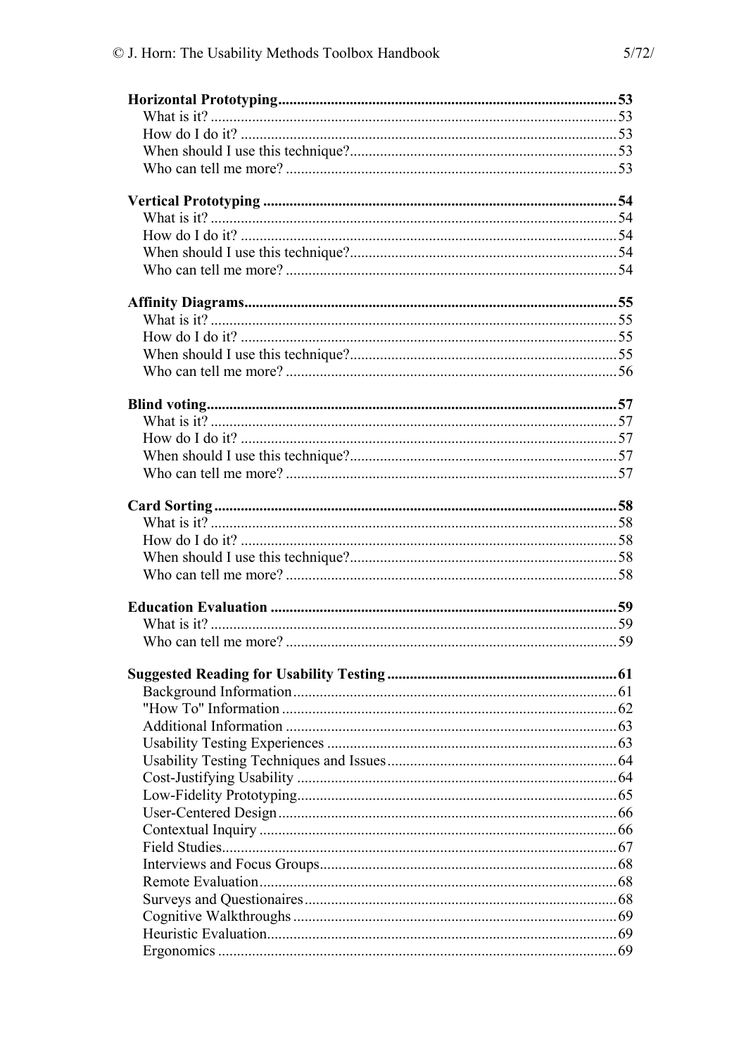**Horizontal Prototyping** 53
- What is it? 53
- How do I do it? 53
- When should I use this technique? 53
- Who can tell me more? 53

**Vertical Prototyping** 54
- What is it? 54
- How do I do it? 54
- When should I use this technique? 54
- Who can tell me more? 54

**Affinity Diagrams** 55
- What is it? 55
- How do I do it? 55
- When should I use this technique? 55
- Who can tell me more? 56

**Blind voting** 57
- What is it? 57
- How do I do it? 57
- When should I use this technique? 57
- Who can tell me more? 57

**Card Sorting** 58
- What is it? 58
- How do I do it? 58
- When should I use this technique? 58
- Who can tell me more? 58

**Education Evaluation** 59
- What is it? 59
- Who can tell me more? 59

**Suggested Reading for Usability Testing** 61
- Background Information 61
- "How To" Information 62
- Additional Information 63
- Usability Testing Experiences 63
- Usability Testing Techniques and Issues 64
- Cost-Justifying Usability 64
- Low-Fidelity Prototyping 65
- User-Centered Design 66
- Contextual Inquiry 66
- Field Studies 67
- Interviews and Focus Groups 68
- Remote Evaluation 68
- Surveys and Questionaires 68
- Cognitive Walkthroughs 69
- Heuristic Evaluation 69
- Ergonomics 69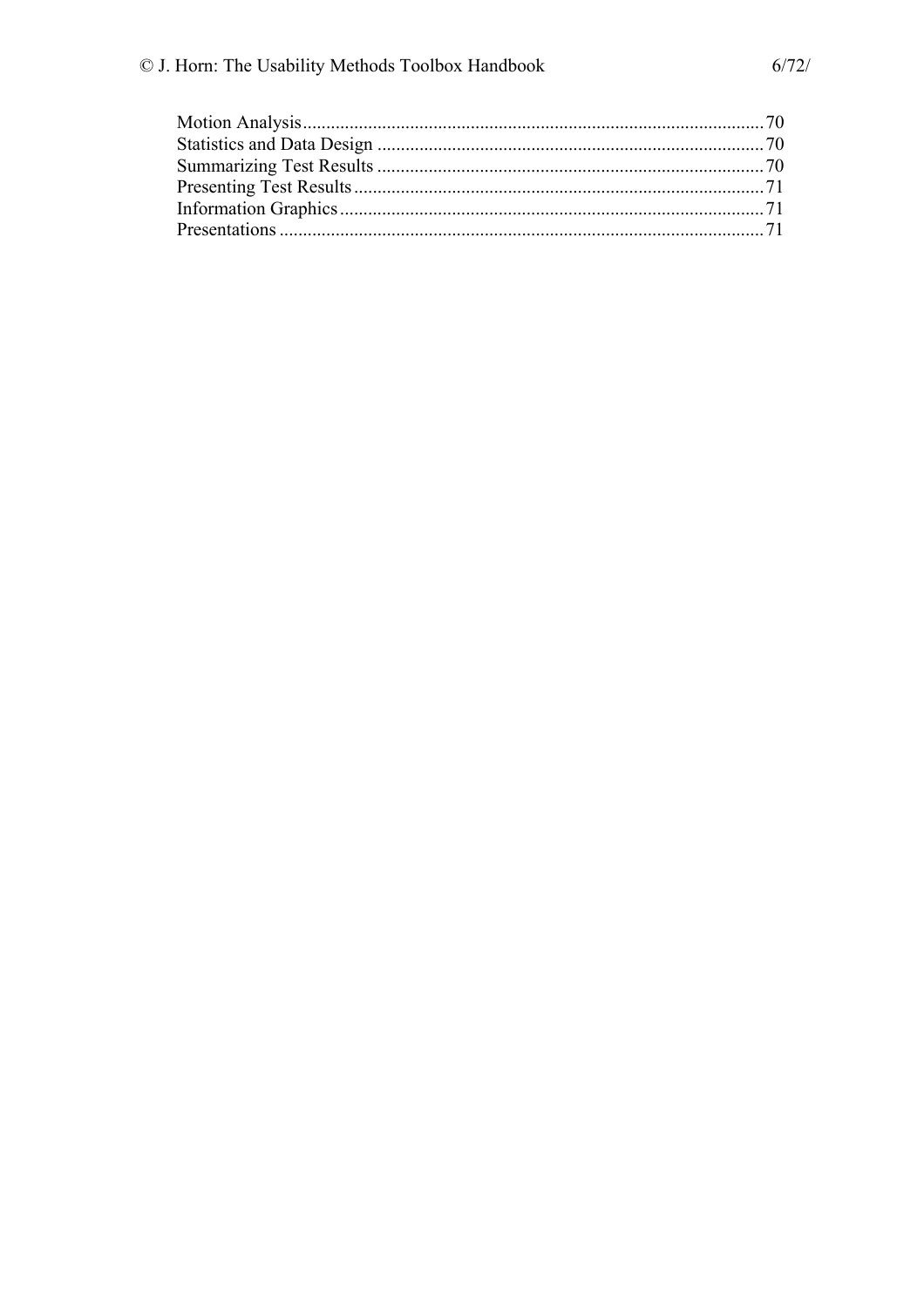Motion Analysis .................................................................................................. 70
Statistics and Data Design .................................................................................. 70
Summarizing Test Results .................................................................................. 70
Presenting Test Results ........................................................................................ 71
Information Graphics ........................................................................................... 71
Presentations ....................................................................................................... 71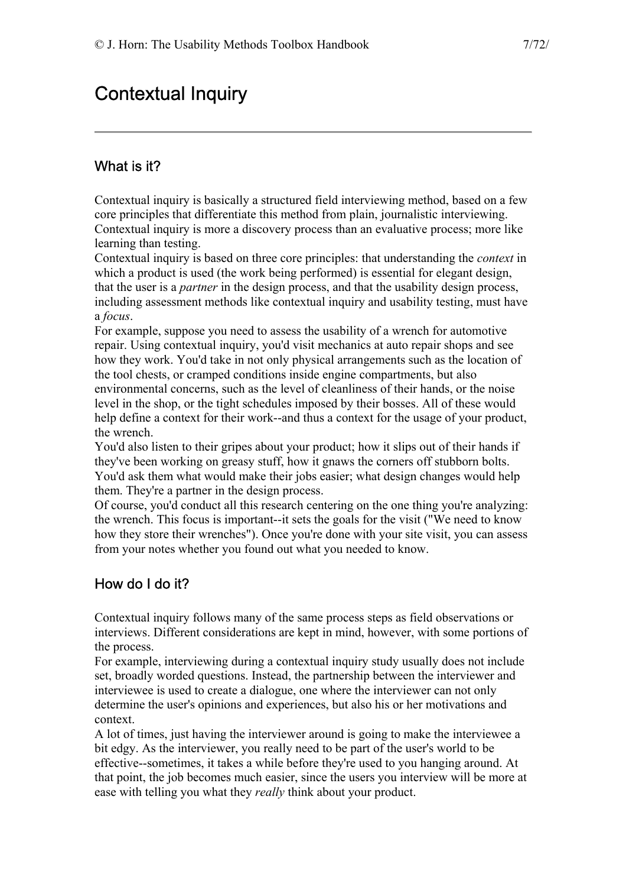# Contextual Inquiry

---

## What is it?

Contextual inquiry is basically a structured field interviewing method, based on a few core principles that differentiate this method from plain, journalistic interviewing. Contextual inquiry is more a discovery process than an evaluative process; more like learning than testing.

Contextual inquiry is based on three core principles: that understanding the *context* in which a product is used (the work being performed) is essential for elegant design, that the user is a *partner* in the design process, and that the usability design process, including assessment methods like contextual inquiry and usability testing, must have a *focus*.

For example, suppose you need to assess the usability of a wrench for automotive repair. Using contextual inquiry, you'd visit mechanics at auto repair shops and see how they work. You'd take in not only physical arrangements such as the location of the tool chests, or cramped conditions inside engine compartments, but also environmental concerns, such as the level of cleanliness of their hands, or the noise level in the shop, or the tight schedules imposed by their bosses. All of these would help define a context for their work--and thus a context for the usage of your product, the wrench.

You'd also listen to their gripes about your product; how it slips out of their hands if they've been working on greasy stuff, how it gnaws the corners off stubborn bolts. You'd ask them what would make their jobs easier; what design changes would help them. They're a partner in the design process.

Of course, you'd conduct all this research centering on the one thing you're analyzing: the wrench. This focus is important--it sets the goals for the visit ("We need to know how they store their wrenches"). Once you're done with your site visit, you can assess from your notes whether you found out what you needed to know.

## How do I do it?

Contextual inquiry follows many of the same process steps as field observations or interviews. Different considerations are kept in mind, however, with some portions of the process.

For example, interviewing during a contextual inquiry study usually does not include set, broadly worded questions. Instead, the partnership between the interviewer and interviewee is used to create a dialogue, one where the interviewer can not only determine the user's opinions and experiences, but also his or her motivations and context.

A lot of times, just having the interviewer around is going to make the interviewee a bit edgy. As the interviewer, you really need to be part of the user's world to be effective--sometimes, it takes a while before they're used to you hanging around. At that point, the job becomes much easier, since the users you interview will be more at ease with telling you what they *really* think about your product.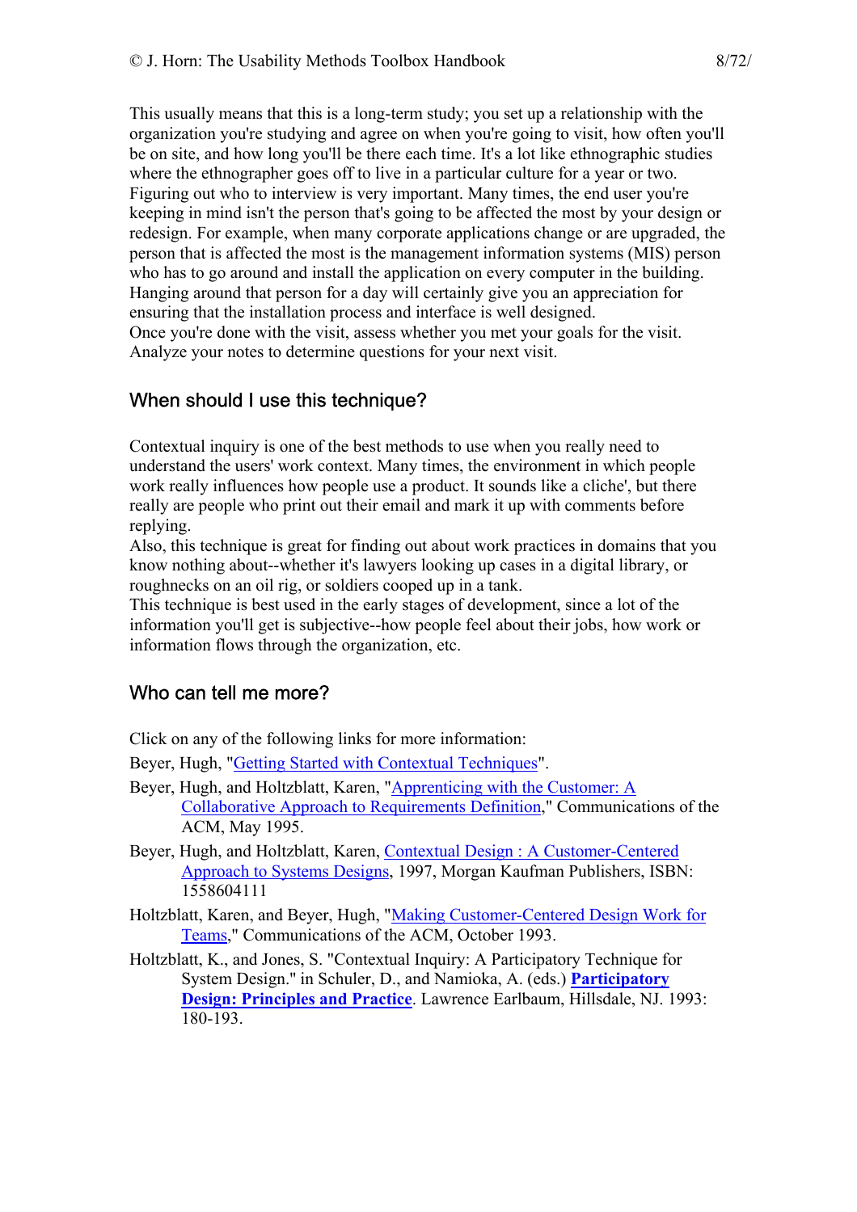This usually means that this is a long-term study; you set up a relationship with the organization you're studying and agree on when you're going to visit, how often you'll be on site, and how long you'll be there each time. It's a lot like ethnographic studies where the ethnographer goes off to live in a particular culture for a year or two.
Figuring out who to interview is very important. Many times, the end user you're keeping in mind isn't the person that's going to be affected the most by your design or redesign. For example, when many corporate applications change or are upgraded, the person that is affected the most is the management information systems (MIS) person who has to go around and install the application on every computer in the building. Hanging around that person for a day will certainly give you an appreciation for ensuring that the installation process and interface is well designed.
Once you're done with the visit, assess whether you met your goals for the visit. Analyze your notes to determine questions for your next visit.

## When should I use this technique?

Contextual inquiry is one of the best methods to use when you really need to understand the users' work context. Many times, the environment in which people work really influences how people use a product. It sounds like a cliche', but there really are people who print out their email and mark it up with comments before replying.
Also, this technique is great for finding out about work practices in domains that you know nothing about--whether it's lawyers looking up cases in a digital library, or roughnecks on an oil rig, or soldiers cooped up in a tank.
This technique is best used in the early stages of development, since a lot of the information you'll get is subjective--how people feel about their jobs, how work or information flows through the organization, etc.

## Who can tell me more?

Click on any of the following links for more information:

Beyer, Hugh, "Getting Started with Contextual Techniques".

Beyer, Hugh, and Holtzblatt, Karen, "Apprenticing with the Customer: A Collaborative Approach to Requirements Definition," Communications of the ACM, May 1995.

Beyer, Hugh, and Holtzblatt, Karen, Contextual Design : A Customer-Centered Approach to Systems Designs, 1997, Morgan Kaufman Publishers, ISBN: 1558604111

Holtzblatt, Karen, and Beyer, Hugh, "Making Customer-Centered Design Work for Teams," Communications of the ACM, October 1993.

Holtzblatt, K., and Jones, S. "Contextual Inquiry: A Participatory Technique for System Design." in Schuler, D., and Namioka, A. (eds.) **Participatory Design: Principles and Practice**. Lawrence Earlbaum, Hillsdale, NJ. 1993: 180-193.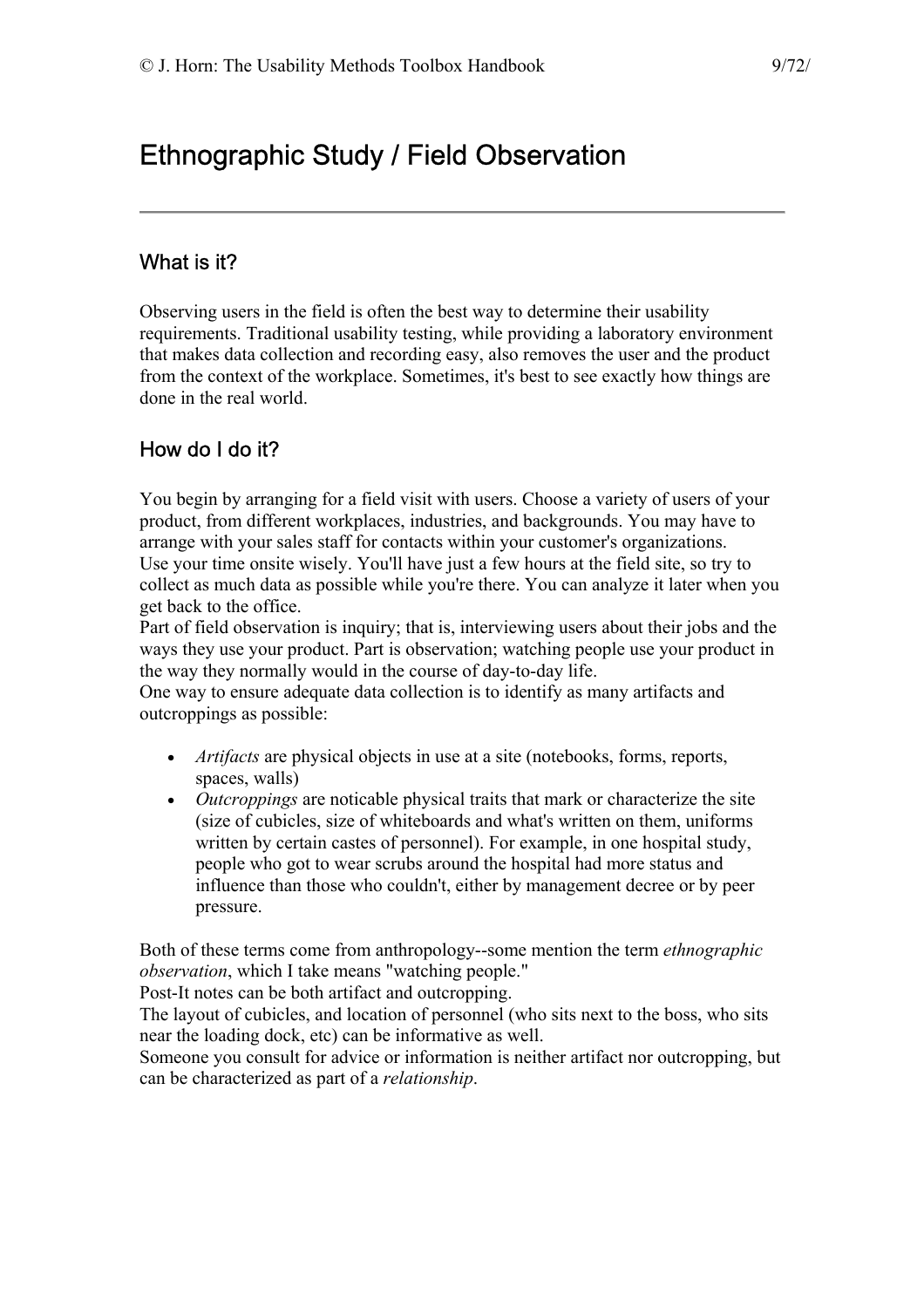# Ethnographic Study / Field Observation

## What is it?

Observing users in the field is often the best way to determine their usability requirements. Traditional usability testing, while providing a laboratory environment that makes data collection and recording easy, also removes the user and the product from the context of the workplace. Sometimes, it's best to see exactly how things are done in the real world.

## How do I do it?

You begin by arranging for a field visit with users. Choose a variety of users of your product, from different workplaces, industries, and backgrounds. You may have to arrange with your sales staff for contacts within your customer's organizations.
Use your time onsite wisely. You'll have just a few hours at the field site, so try to collect as much data as possible while you're there. You can analyze it later when you get back to the office.
Part of field observation is inquiry; that is, interviewing users about their jobs and the ways they use your product. Part is observation; watching people use your product in the way they normally would in the course of day-to-day life.
One way to ensure adequate data collection is to identify as many artifacts and outcroppings as possible:

- *Artifacts* are physical objects in use at a site (notebooks, forms, reports, spaces, walls)
- *Outcroppings* are noticable physical traits that mark or characterize the site (size of cubicles, size of whiteboards and what's written on them, uniforms written by certain castes of personnel). For example, in one hospital study, people who got to wear scrubs around the hospital had more status and influence than those who couldn't, either by management decree or by peer pressure.

Both of these terms come from anthropology--some mention the term *ethnographic observation*, which I take means "watching people."
Post-It notes can be both artifact and outcropping.
The layout of cubicles, and location of personnel (who sits next to the boss, who sits near the loading dock, etc) can be informative as well.
Someone you consult for advice or information is neither artifact nor outcropping, but can be characterized as part of a *relationship*.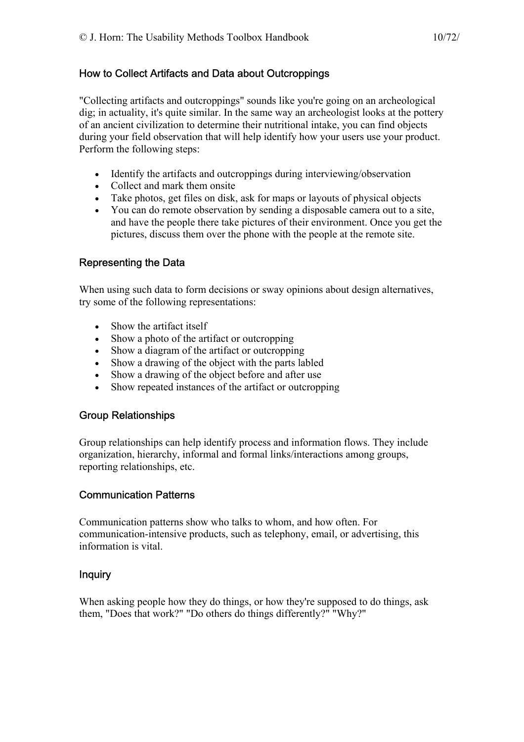## How to Collect Artifacts and Data about Outcroppings

"Collecting artifacts and outcroppings" sounds like you're going on an archeological dig; in actuality, it's quite similar. In the same way an archeologist looks at the pottery of an ancient civilization to determine their nutritional intake, you can find objects during your field observation that will help identify how your users use your product. Perform the following steps:

- Identify the artifacts and outcroppings during interviewing/observation
- Collect and mark them onsite
- Take photos, get files on disk, ask for maps or layouts of physical objects
- You can do remote observation by sending a disposable camera out to a site, and have the people there take pictures of their environment. Once you get the pictures, discuss them over the phone with the people at the remote site.

## Representing the Data

When using such data to form decisions or sway opinions about design alternatives, try some of the following representations:

- Show the artifact itself
- Show a photo of the artifact or outcropping
- Show a diagram of the artifact or outcropping
- Show a drawing of the object with the parts labled
- Show a drawing of the object before and after use
- Show repeated instances of the artifact or outcropping

## Group Relationships

Group relationships can help identify process and information flows. They include organization, hierarchy, informal and formal links/interactions among groups, reporting relationships, etc.

## Communication Patterns

Communication patterns show who talks to whom, and how often. For communication-intensive products, such as telephony, email, or advertising, this information is vital.

## Inquiry

When asking people how they do things, or how they're supposed to do things, ask them, "Does that work?" "Do others do things differently?" "Why?"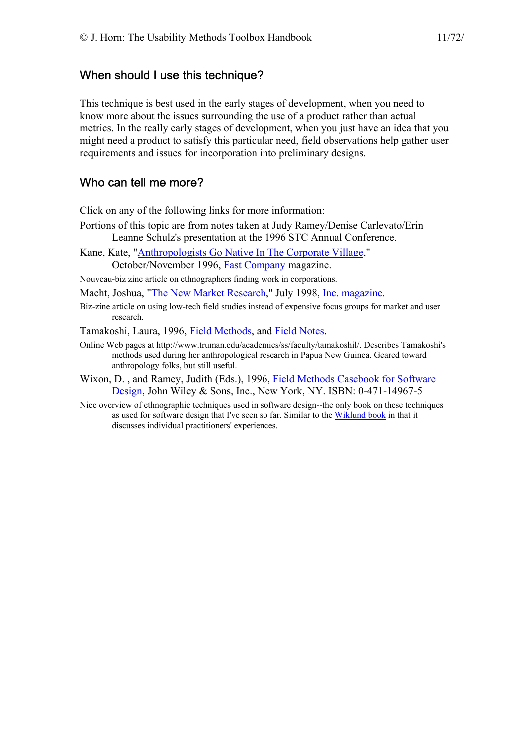## When should I use this technique?

This technique is best used in the early stages of development, when you need to know more about the issues surrounding the use of a product rather than actual metrics. In the really early stages of development, when you just have an idea that you might need a product to satisfy this particular need, field observations help gather user requirements and issues for incorporation into preliminary designs.

## Who can tell me more?

Click on any of the following links for more information:

Portions of this topic are from notes taken at Judy Ramey/Denise Carlevato/Erin Leanne Schulz's presentation at the 1996 STC Annual Conference.

Kane, Kate, "Anthropologists Go Native In The Corporate Village," October/November 1996, Fast Company magazine.

Nouveau-biz zine article on ethnographers finding work in corporations.

Macht, Joshua, "The New Market Research," July 1998, Inc. magazine.

Biz-zine article on using low-tech field studies instead of expensive focus groups for market and user research.

Tamakoshi, Laura, 1996, Field Methods, and Field Notes.

Online Web pages at http://www.truman.edu/academics/ss/faculty/tamakoshil/. Describes Tamakoshi's methods used during her anthropological research in Papua New Guinea. Geared toward anthropology folks, but still useful.

Wixon, D. , and Ramey, Judith (Eds.), 1996, Field Methods Casebook for Software Design, John Wiley & Sons, Inc., New York, NY. ISBN: 0-471-14967-5

Nice overview of ethnographic techniques used in software design--the only book on these techniques as used for software design that I've seen so far. Similar to the Wiklund book in that it discusses individual practitioners' experiences.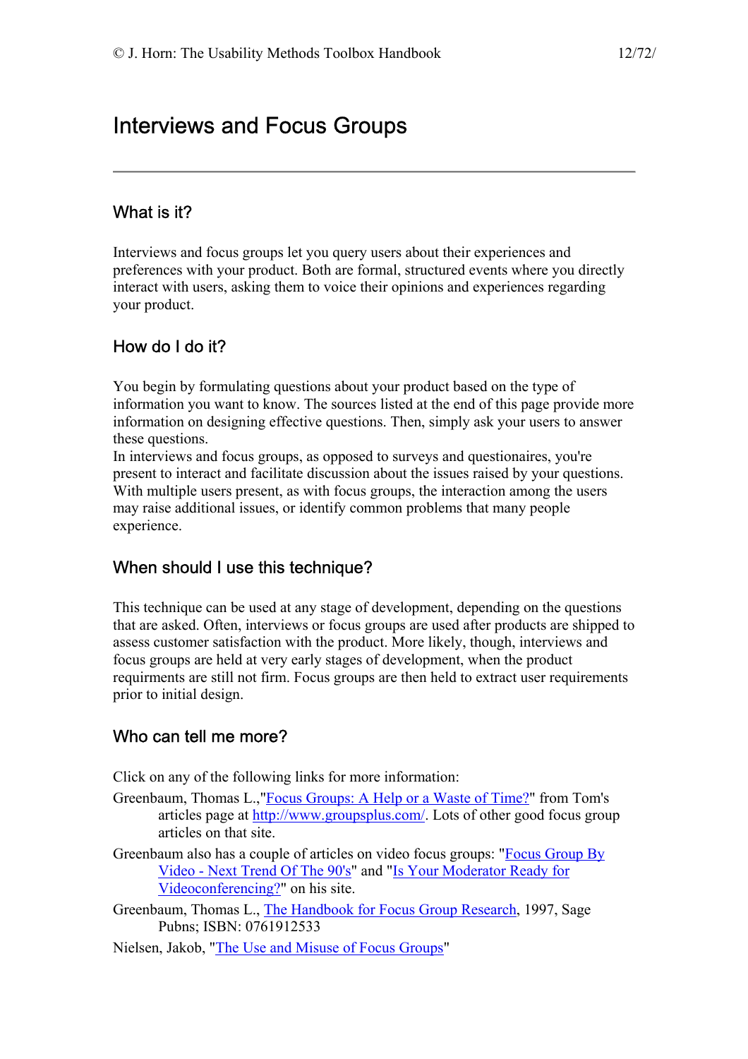# Interviews and Focus Groups

---

## What is it?

Interviews and focus groups let you query users about their experiences and preferences with your product. Both are formal, structured events where you directly interact with users, asking them to voice their opinions and experiences regarding your product.

## How do I do it?

You begin by formulating questions about your product based on the type of information you want to know. The sources listed at the end of this page provide more information on designing effective questions. Then, simply ask your users to answer these questions.
In interviews and focus groups, as opposed to surveys and questionaires, you're present to interact and facilitate discussion about the issues raised by your questions. With multiple users present, as with focus groups, the interaction among the users may raise additional issues, or identify common problems that many people experience.

## When should I use this technique?

This technique can be used at any stage of development, depending on the questions that are asked. Often, interviews or focus groups are used after products are shipped to assess customer satisfaction with the product. More likely, though, interviews and focus groups are held at very early stages of development, when the product requirments are still not firm. Focus groups are then held to extract user requirements prior to initial design.

## Who can tell me more?

Click on any of the following links for more information:

Greenbaum, Thomas L.,"Focus Groups: A Help or a Waste of Time?" from Tom's articles page at http://www.groupsplus.com/. Lots of other good focus group articles on that site.

Greenbaum also has a couple of articles on video focus groups: "Focus Group By Video - Next Trend Of The 90's" and "Is Your Moderator Ready for Videoconferencing?" on his site.

Greenbaum, Thomas L., The Handbook for Focus Group Research, 1997, Sage Pubns; ISBN: 0761912533

Nielsen, Jakob, "The Use and Misuse of Focus Groups"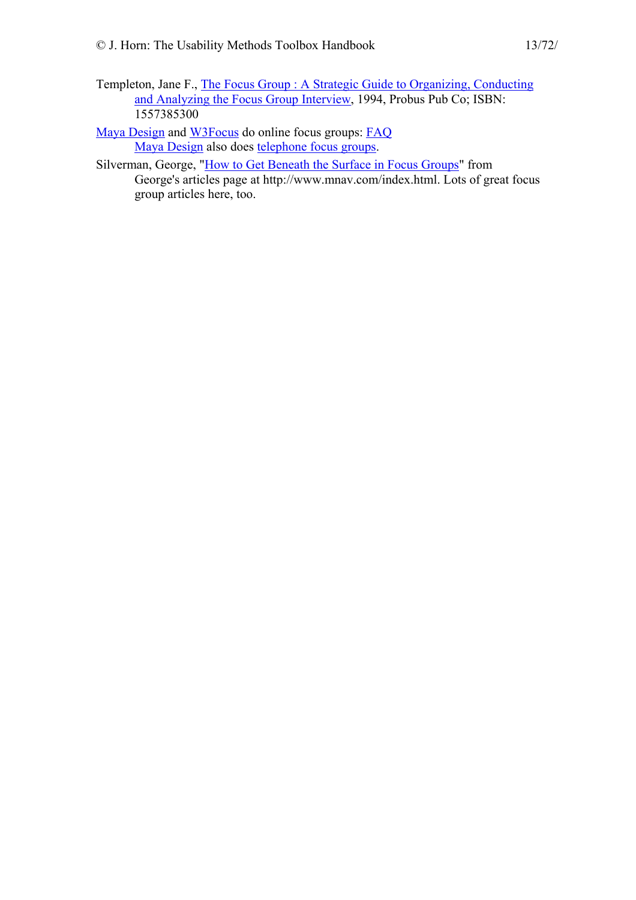Templeton, Jane F., The Focus Group : A Strategic Guide to Organizing, Conducting and Analyzing the Focus Group Interview, 1994, Probus Pub Co; ISBN: 1557385300

Maya Design and W3Focus do online focus groups: FAQ
Maya Design also does telephone focus groups.

Silverman, George, "How to Get Beneath the Surface in Focus Groups" from George's articles page at http://www.mnav.com/index.html. Lots of great focus group articles here, too.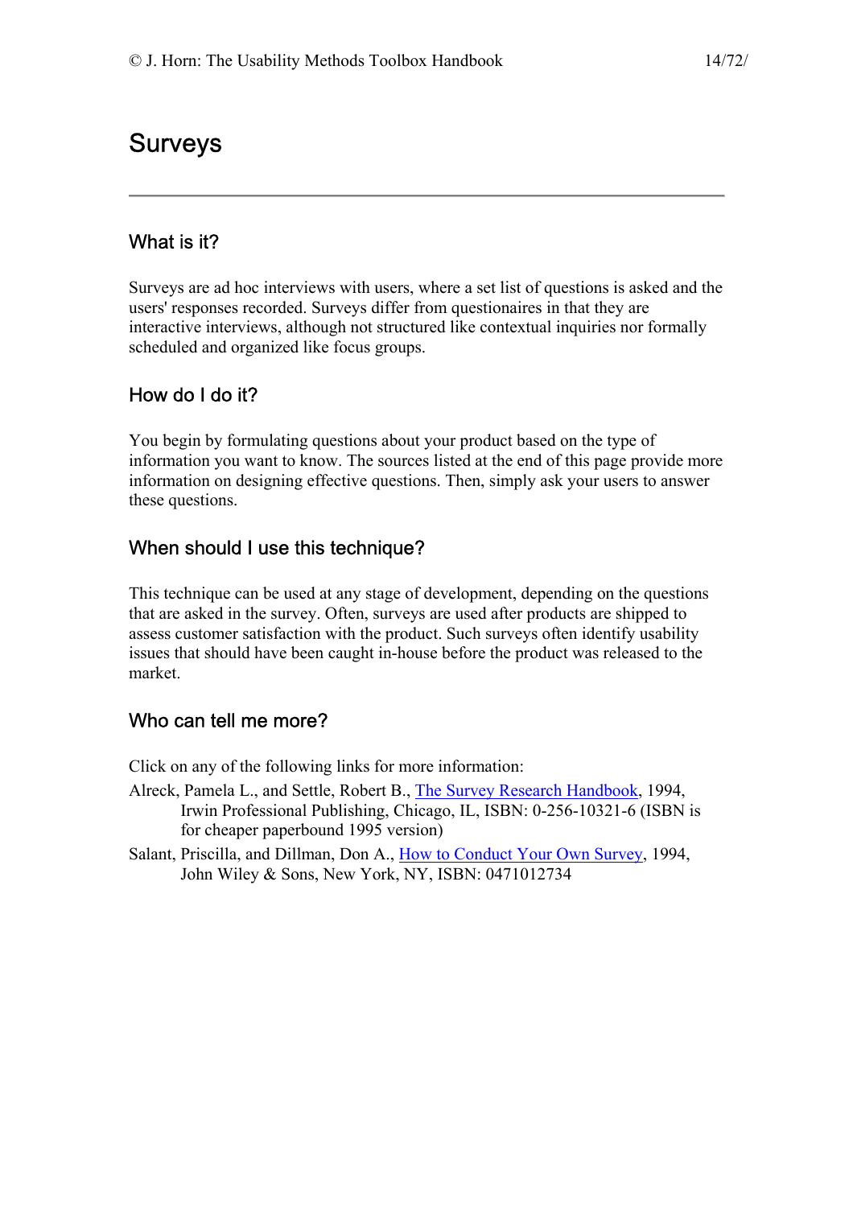# Surveys

## What is it?

Surveys are ad hoc interviews with users, where a set list of questions is asked and the users' responses recorded. Surveys differ from questionaires in that they are interactive interviews, although not structured like contextual inquiries nor formally scheduled and organized like focus groups.

## How do I do it?

You begin by formulating questions about your product based on the type of information you want to know. The sources listed at the end of this page provide more information on designing effective questions. Then, simply ask your users to answer these questions.

## When should I use this technique?

This technique can be used at any stage of development, depending on the questions that are asked in the survey. Often, surveys are used after products are shipped to assess customer satisfaction with the product. Such surveys often identify usability issues that should have been caught in-house before the product was released to the market.

## Who can tell me more?

Click on any of the following links for more information:

Alreck, Pamela L., and Settle, Robert B., The Survey Research Handbook, 1994, Irwin Professional Publishing, Chicago, IL, ISBN: 0-256-10321-6 (ISBN is for cheaper paperbound 1995 version)

Salant, Priscilla, and Dillman, Don A., How to Conduct Your Own Survey, 1994, John Wiley & Sons, New York, NY, ISBN: 0471012734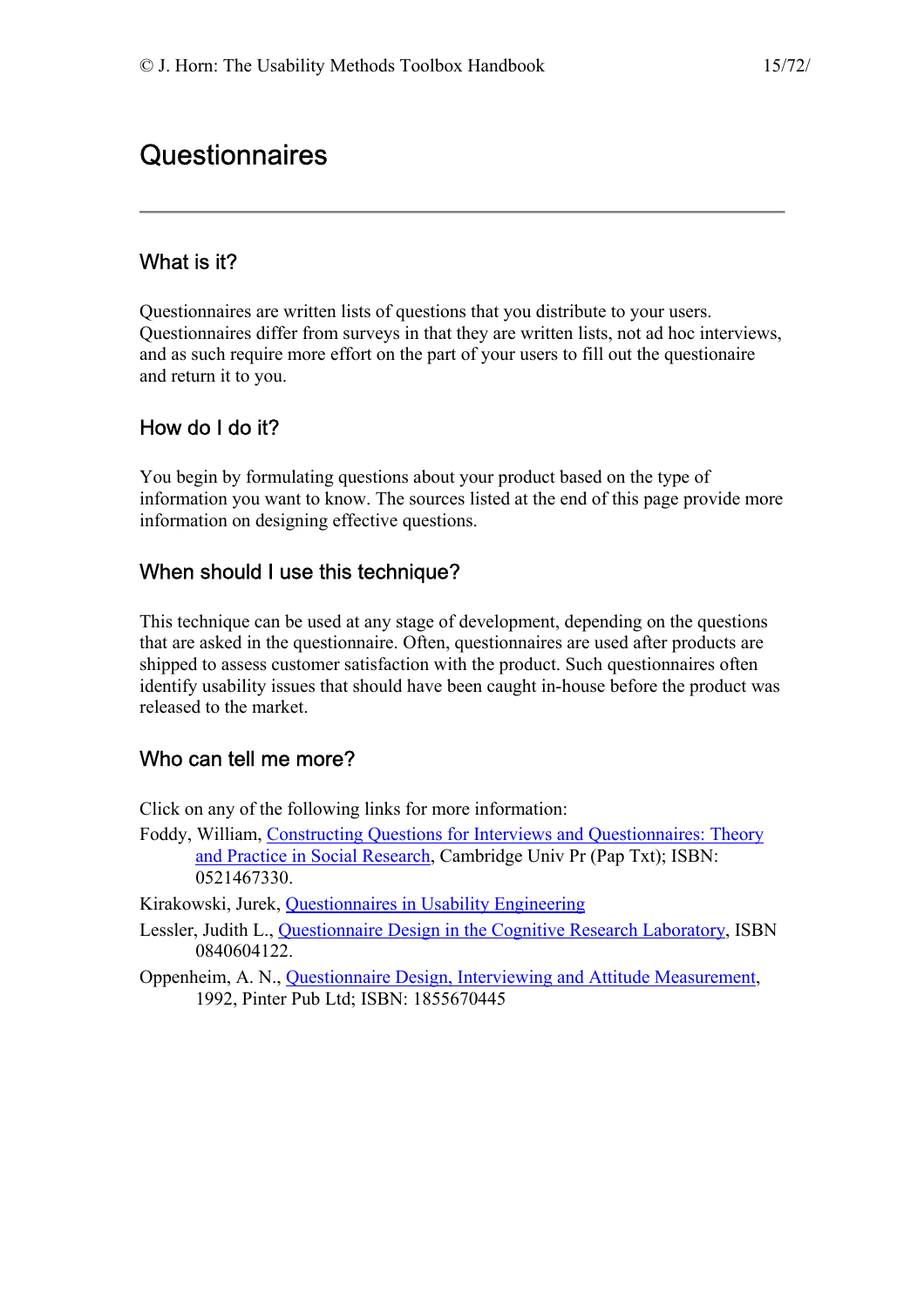# Questionnaires

## What is it?

Questionnaires are written lists of questions that you distribute to your users. Questionnaires differ from surveys in that they are written lists, not ad hoc interviews, and as such require more effort on the part of your users to fill out the questionaire and return it to you.

## How do I do it?

You begin by formulating questions about your product based on the type of information you want to know. The sources listed at the end of this page provide more information on designing effective questions.

## When should I use this technique?

This technique can be used at any stage of development, depending on the questions that are asked in the questionnaire. Often, questionnaires are used after products are shipped to assess customer satisfaction with the product. Such questionnaires often identify usability issues that should have been caught in-house before the product was released to the market.

## Who can tell me more?

Click on any of the following links for more information:

Foddy, William, Constructing Questions for Interviews and Questionnaires: Theory and Practice in Social Research, Cambridge Univ Pr (Pap Txt); ISBN: 0521467330.

Kirakowski, Jurek, Questionnaires in Usability Engineering

Lessler, Judith L., Questionnaire Design in the Cognitive Research Laboratory, ISBN 0840604122.

Oppenheim, A. N., Questionnaire Design, Interviewing and Attitude Measurement, 1992, Pinter Pub Ltd; ISBN: 1855670445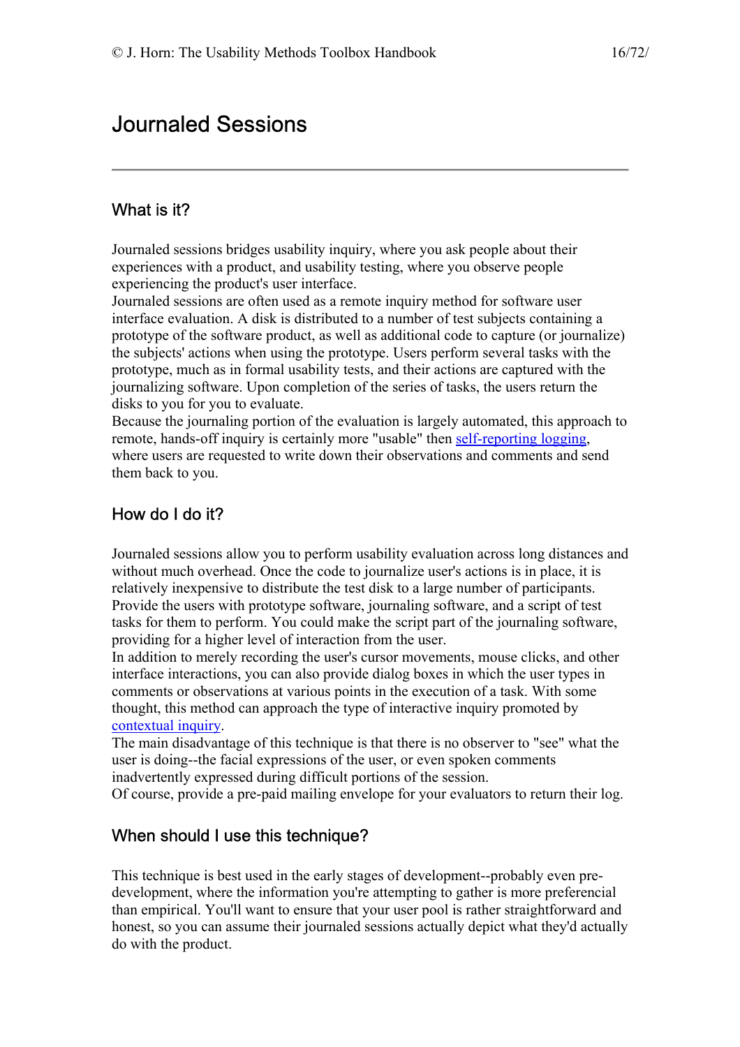# Journaled Sessions

## What is it?

Journaled sessions bridges usability inquiry, where you ask people about their experiences with a product, and usability testing, where you observe people experiencing the product's user interface.

Journaled sessions are often used as a remote inquiry method for software user interface evaluation. A disk is distributed to a number of test subjects containing a prototype of the software product, as well as additional code to capture (or journalize) the subjects' actions when using the prototype. Users perform several tasks with the prototype, much as in formal usability tests, and their actions are captured with the journalizing software. Upon completion of the series of tasks, the users return the disks to you for you to evaluate.

Because the journaling portion of the evaluation is largely automated, this approach to remote, hands-off inquiry is certainly more "usable" then self-reporting logging, where users are requested to write down their observations and comments and send them back to you.

## How do I do it?

Journaled sessions allow you to perform usability evaluation across long distances and without much overhead. Once the code to journalize user's actions is in place, it is relatively inexpensive to distribute the test disk to a large number of participants. Provide the users with prototype software, journaling software, and a script of test tasks for them to perform. You could make the script part of the journaling software, providing for a higher level of interaction from the user.

In addition to merely recording the user's cursor movements, mouse clicks, and other interface interactions, you can also provide dialog boxes in which the user types in comments or observations at various points in the execution of a task. With some thought, this method can approach the type of interactive inquiry promoted by contextual inquiry.

The main disadvantage of this technique is that there is no observer to "see" what the user is doing--the facial expressions of the user, or even spoken comments inadvertently expressed during difficult portions of the session.

Of course, provide a pre-paid mailing envelope for your evaluators to return their log.

## When should I use this technique?

This technique is best used in the early stages of development--probably even pre-development, where the information you're attempting to gather is more preferencial than empirical. You'll want to ensure that your user pool is rather straightforward and honest, so you can assume their journaled sessions actually depict what they'd actually do with the product.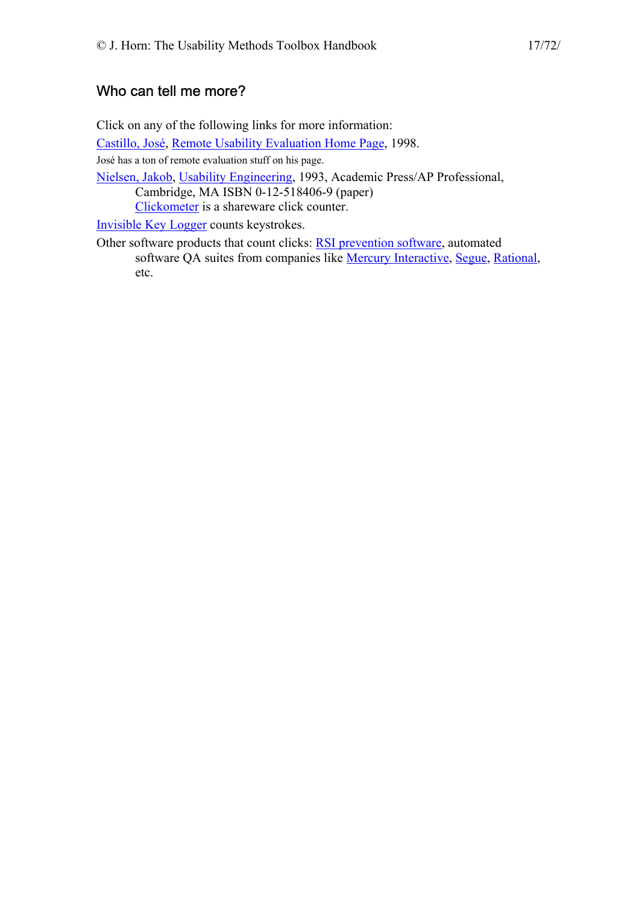## Who can tell me more?

Click on any of the following links for more information:

Castillo, José, Remote Usability Evaluation Home Page, 1998.

José has a ton of remote evaluation stuff on his page.

Nielsen, Jakob, Usability Engineering, 1993, Academic Press/AP Professional, Cambridge, MA ISBN 0-12-518406-9 (paper)
Clickometer is a shareware click counter.

Invisible Key Logger counts keystrokes.

Other software products that count clicks: RSI prevention software, automated software QA suites from companies like Mercury Interactive, Segue, Rational, etc.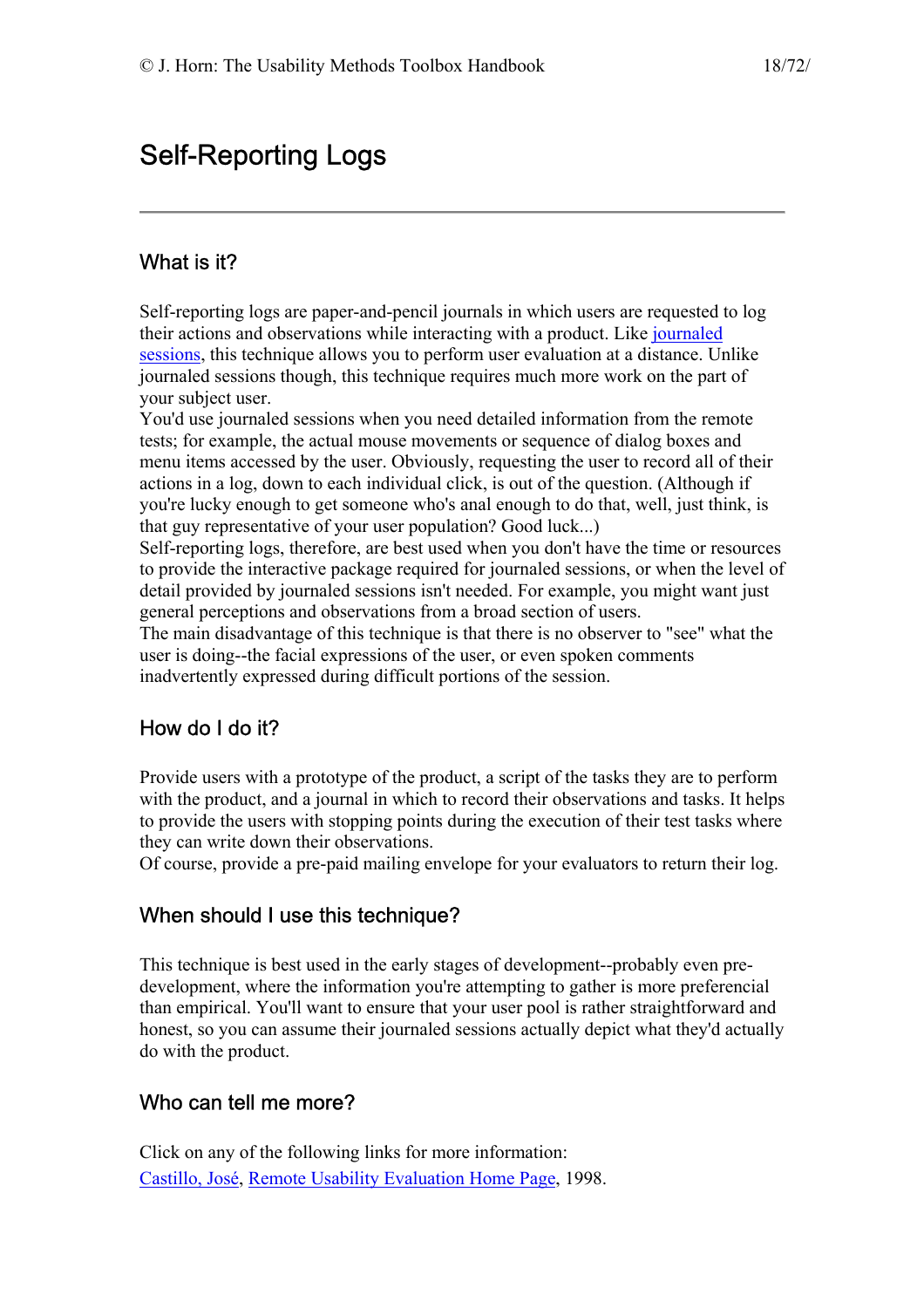# Self-Reporting Logs

---

## What is it?

Self-reporting logs are paper-and-pencil journals in which users are requested to log their actions and observations while interacting with a product. Like journaled sessions, this technique allows you to perform user evaluation at a distance. Unlike journaled sessions though, this technique requires much more work on the part of your subject user.

You'd use journaled sessions when you need detailed information from the remote tests; for example, the actual mouse movements or sequence of dialog boxes and menu items accessed by the user. Obviously, requesting the user to record all of their actions in a log, down to each individual click, is out of the question. (Although if you're lucky enough to get someone who's anal enough to do that, well, just think, is that guy representative of your user population? Good luck...)

Self-reporting logs, therefore, are best used when you don't have the time or resources to provide the interactive package required for journaled sessions, or when the level of detail provided by journaled sessions isn't needed. For example, you might want just general perceptions and observations from a broad section of users.

The main disadvantage of this technique is that there is no observer to "see" what the user is doing--the facial expressions of the user, or even spoken comments inadvertently expressed during difficult portions of the session.

## How do I do it?

Provide users with a prototype of the product, a script of the tasks they are to perform with the product, and a journal in which to record their observations and tasks. It helps to provide the users with stopping points during the execution of their test tasks where they can write down their observations.

Of course, provide a pre-paid mailing envelope for your evaluators to return their log.

## When should I use this technique?

This technique is best used in the early stages of development--probably even pre-development, where the information you're attempting to gather is more preferencial than empirical. You'll want to ensure that your user pool is rather straightforward and honest, so you can assume their journaled sessions actually depict what they'd actually do with the product.

## Who can tell me more?

Click on any of the following links for more information:

Castillo, José, Remote Usability Evaluation Home Page, 1998.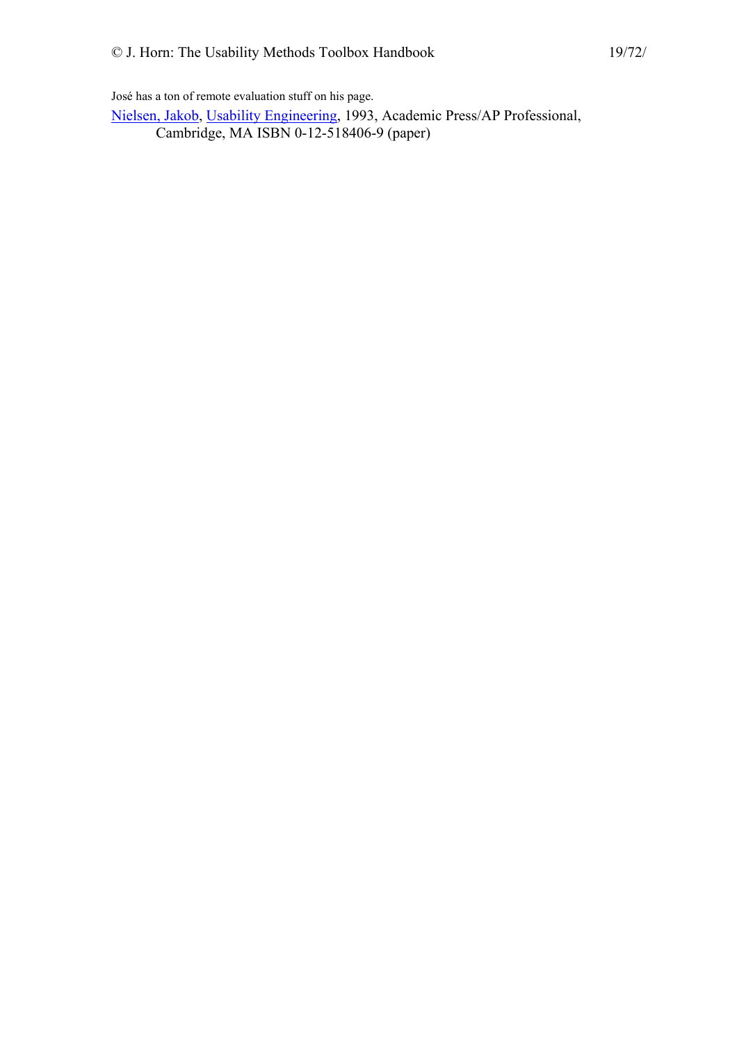José has a ton of remote evaluation stuff on his page.

Nielsen, Jakob, Usability Engineering, 1993, Academic Press/AP Professional, Cambridge, MA ISBN 0-12-518406-9 (paper)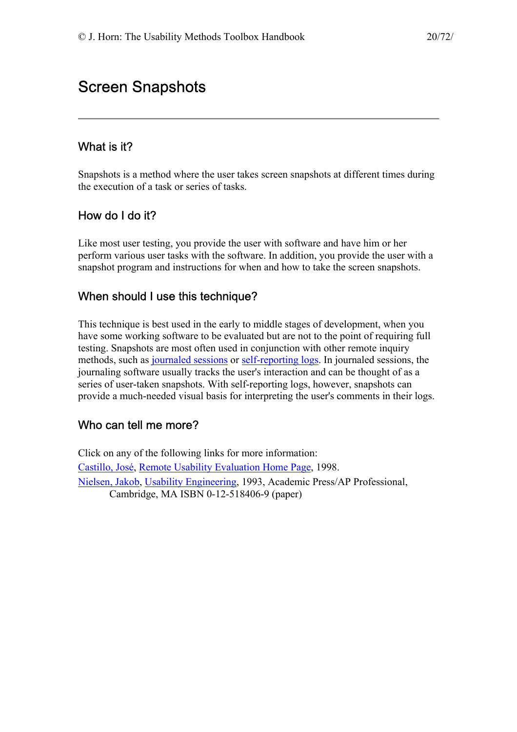# Screen Snapshots

## What is it?

Snapshots is a method where the user takes screen snapshots at different times during the execution of a task or series of tasks.

## How do I do it?

Like most user testing, you provide the user with software and have him or her perform various user tasks with the software. In addition, you provide the user with a snapshot program and instructions for when and how to take the screen snapshots.

## When should I use this technique?

This technique is best used in the early to middle stages of development, when you have some working software to be evaluated but are not to the point of requiring full testing. Snapshots are most often used in conjunction with other remote inquiry methods, such as journaled sessions or self-reporting logs. In journaled sessions, the journaling software usually tracks the user's interaction and can be thought of as a series of user-taken snapshots. With self-reporting logs, however, snapshots can provide a much-needed visual basis for interpreting the user's comments in their logs.

## Who can tell me more?

Click on any of the following links for more information:

Castillo, José, Remote Usability Evaluation Home Page, 1998.

Nielsen, Jakob, Usability Engineering, 1993, Academic Press/AP Professional, Cambridge, MA ISBN 0-12-518406-9 (paper)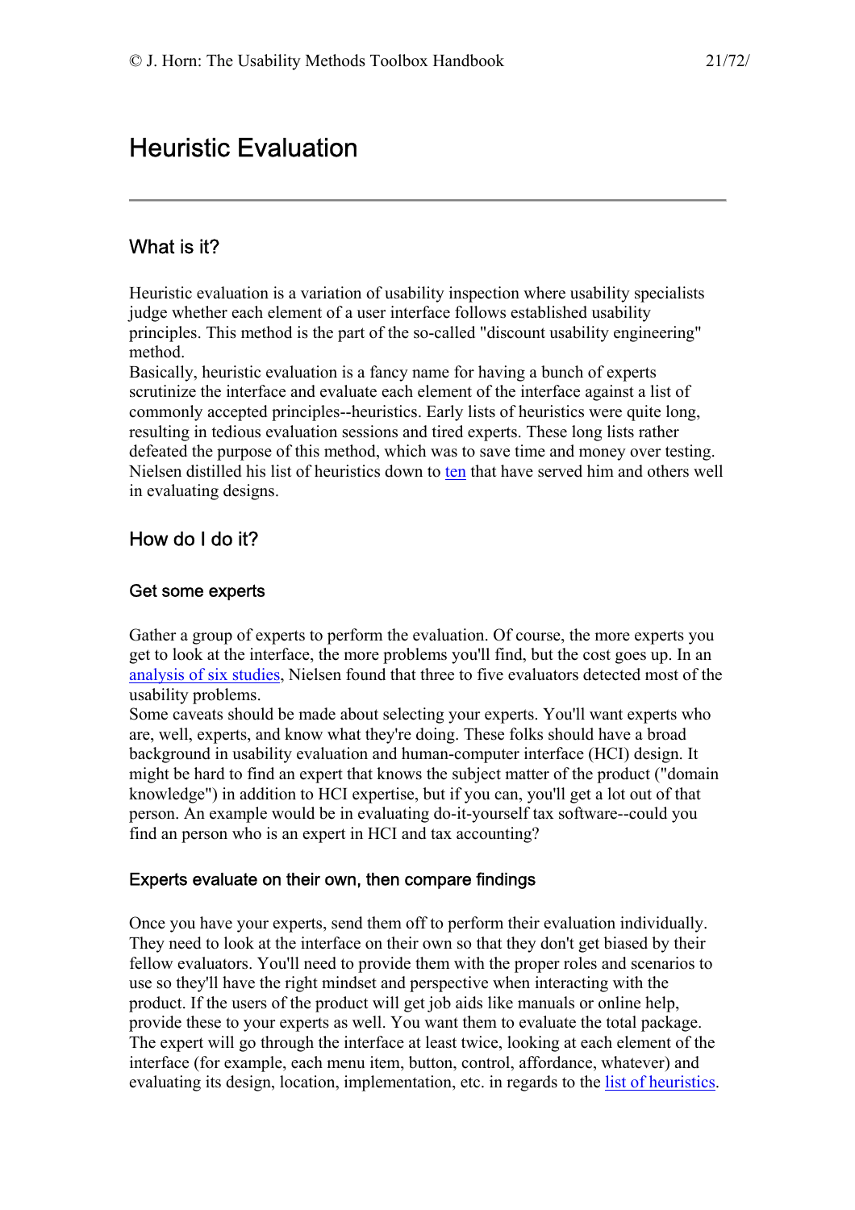# Heuristic Evaluation

---

## What is it?

Heuristic evaluation is a variation of usability inspection where usability specialists judge whether each element of a user interface follows established usability principles. This method is the part of the so-called "discount usability engineering" method.

Basically, heuristic evaluation is a fancy name for having a bunch of experts scrutinize the interface and evaluate each element of the interface against a list of commonly accepted principles--heuristics. Early lists of heuristics were quite long, resulting in tedious evaluation sessions and tired experts. These long lists rather defeated the purpose of this method, which was to save time and money over testing. Nielsen distilled his list of heuristics down to ten that have served him and others well in evaluating designs.

## How do I do it?

### Get some experts

Gather a group of experts to perform the evaluation. Of course, the more experts you get to look at the interface, the more problems you'll find, but the cost goes up. In an analysis of six studies, Nielsen found that three to five evaluators detected most of the usability problems.

Some caveats should be made about selecting your experts. You'll want experts who are, well, experts, and know what they're doing. These folks should have a broad background in usability evaluation and human-computer interface (HCI) design. It might be hard to find an expert that knows the subject matter of the product ("domain knowledge") in addition to HCI expertise, but if you can, you'll get a lot out of that person. An example would be in evaluating do-it-yourself tax software--could you find an person who is an expert in HCI and tax accounting?

### Experts evaluate on their own, then compare findings

Once you have your experts, send them off to perform their evaluation individually. They need to look at the interface on their own so that they don't get biased by their fellow evaluators. You'll need to provide them with the proper roles and scenarios to use so they'll have the right mindset and perspective when interacting with the product. If the users of the product will get job aids like manuals or online help, provide these to your experts as well. You want them to evaluate the total package.

The expert will go through the interface at least twice, looking at each element of the interface (for example, each menu item, button, control, affordance, whatever) and evaluating its design, location, implementation, etc. in regards to the list of heuristics.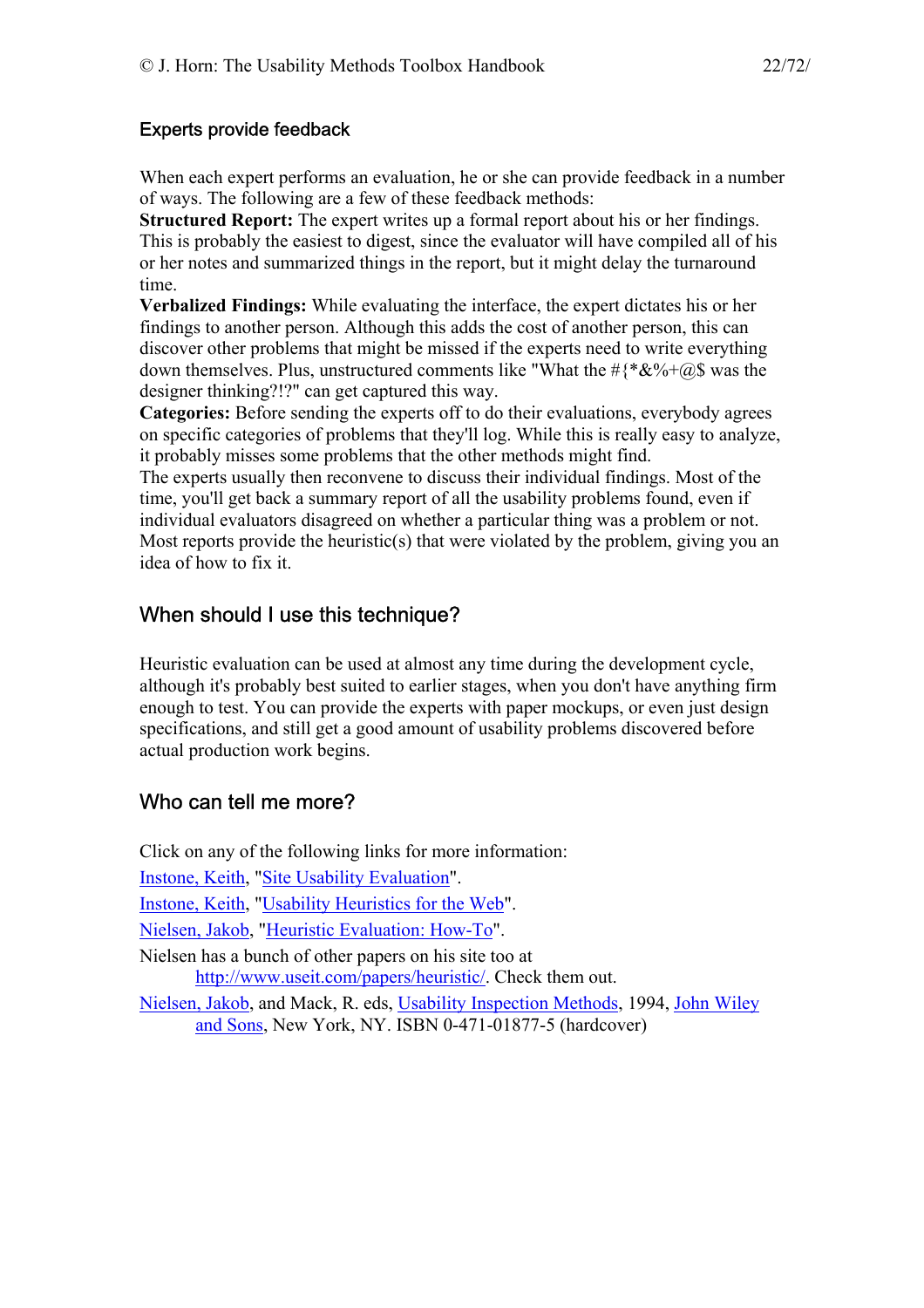### Experts provide feedback

When each expert performs an evaluation, he or she can provide feedback in a number of ways. The following are a few of these feedback methods:

**Structured Report:** The expert writes up a formal report about his or her findings. This is probably the easiest to digest, since the evaluator will have compiled all of his or her notes and summarized things in the report, but it might delay the turnaround time.

**Verbalized Findings:** While evaluating the interface, the expert dictates his or her findings to another person. Although this adds the cost of another person, this can discover other problems that might be missed if the experts need to write everything down themselves. Plus, unstructured comments like "What the #{*&%+@$ was the designer thinking?!?" can get captured this way.

**Categories:** Before sending the experts off to do their evaluations, everybody agrees on specific categories of problems that they'll log. While this is really easy to analyze, it probably misses some problems that the other methods might find.

The experts usually then reconvene to discuss their individual findings. Most of the time, you'll get back a summary report of all the usability problems found, even if individual evaluators disagreed on whether a particular thing was a problem or not. Most reports provide the heuristic(s) that were violated by the problem, giving you an idea of how to fix it.

## When should I use this technique?

Heuristic evaluation can be used at almost any time during the development cycle, although it's probably best suited to earlier stages, when you don't have anything firm enough to test. You can provide the experts with paper mockups, or even just design specifications, and still get a good amount of usability problems discovered before actual production work begins.

## Who can tell me more?

Click on any of the following links for more information:

Instone, Keith, "Site Usability Evaluation".

Instone, Keith, "Usability Heuristics for the Web".

Nielsen, Jakob, "Heuristic Evaluation: How-To".

Nielsen has a bunch of other papers on his site too at http://www.useit.com/papers/heuristic/. Check them out.

Nielsen, Jakob, and Mack, R. eds, Usability Inspection Methods, 1994, John Wiley and Sons, New York, NY. ISBN 0-471-01877-5 (hardcover)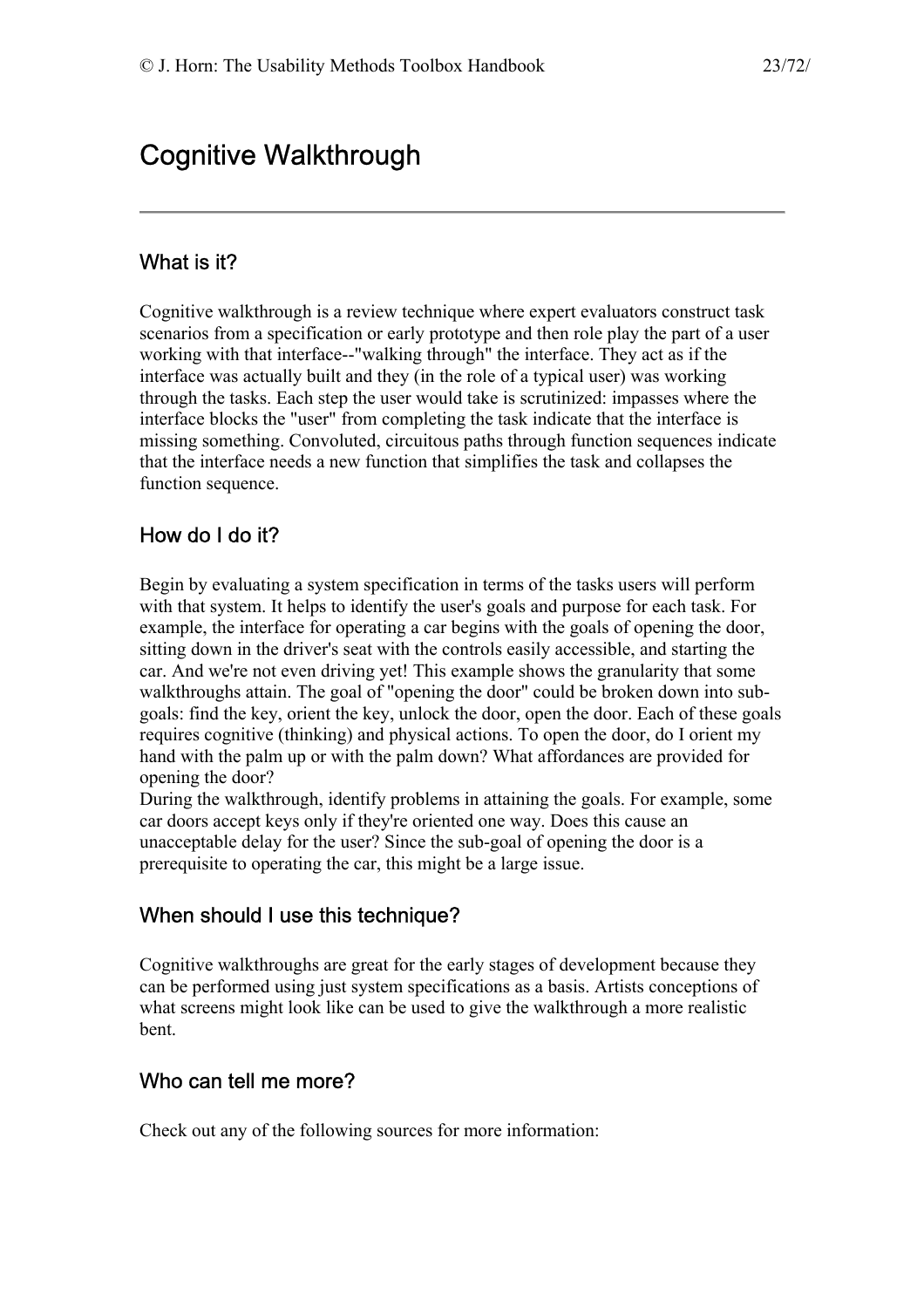# Cognitive Walkthrough

---

## What is it?

Cognitive walkthrough is a review technique where expert evaluators construct task scenarios from a specification or early prototype and then role play the part of a user working with that interface--"walking through" the interface. They act as if the interface was actually built and they (in the role of a typical user) was working through the tasks. Each step the user would take is scrutinized: impasses where the interface blocks the "user" from completing the task indicate that the interface is missing something. Convoluted, circuitous paths through function sequences indicate that the interface needs a new function that simplifies the task and collapses the function sequence.

## How do I do it?

Begin by evaluating a system specification in terms of the tasks users will perform with that system. It helps to identify the user's goals and purpose for each task. For example, the interface for operating a car begins with the goals of opening the door, sitting down in the driver's seat with the controls easily accessible, and starting the car. And we're not even driving yet! This example shows the granularity that some walkthroughs attain. The goal of "opening the door" could be broken down into sub-goals: find the key, orient the key, unlock the door, open the door. Each of these goals requires cognitive (thinking) and physical actions. To open the door, do I orient my hand with the palm up or with the palm down? What affordances are provided for opening the door?

During the walkthrough, identify problems in attaining the goals. For example, some car doors accept keys only if they're oriented one way. Does this cause an unacceptable delay for the user? Since the sub-goal of opening the door is a prerequisite to operating the car, this might be a large issue.

## When should I use this technique?

Cognitive walkthroughs are great for the early stages of development because they can be performed using just system specifications as a basis. Artists conceptions of what screens might look like can be used to give the walkthrough a more realistic bent.

## Who can tell me more?

Check out any of the following sources for more information: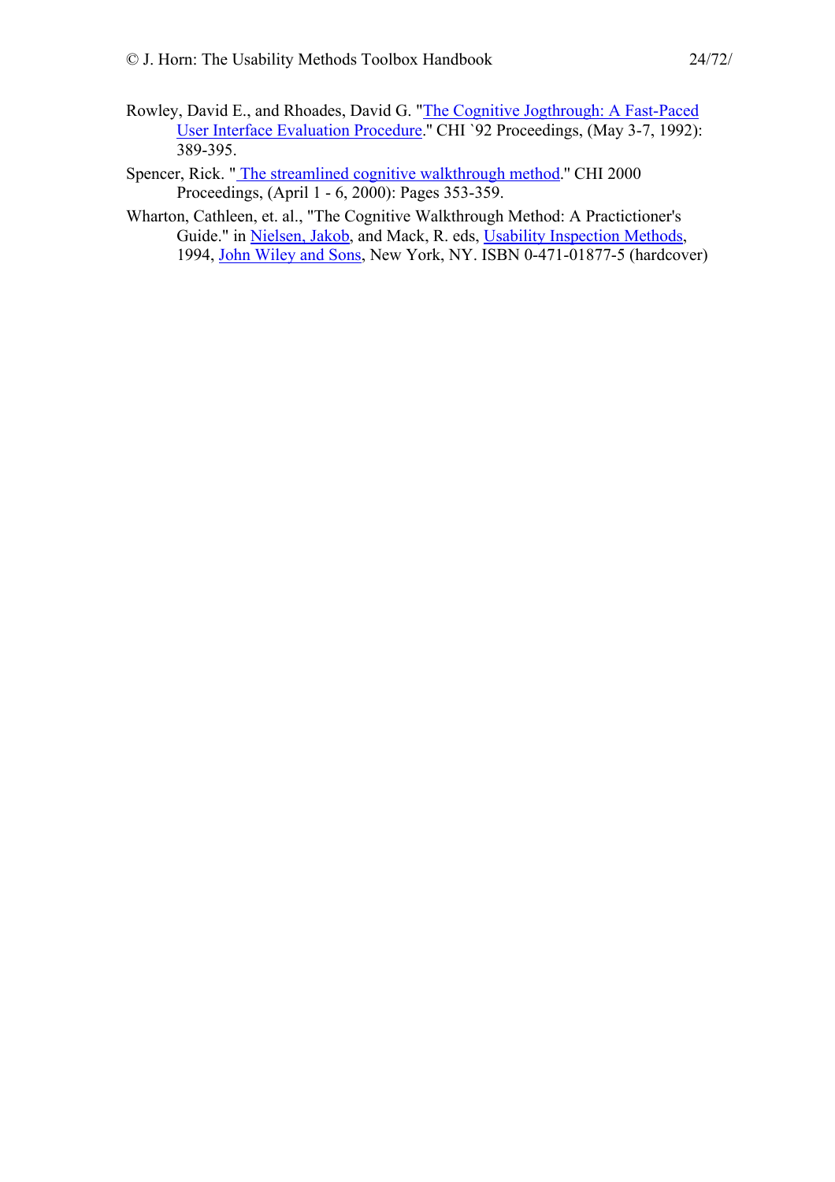Rowley, David E., and Rhoades, David G. "The Cognitive Jogthrough: A Fast-Paced User Interface Evaluation Procedure." CHI `92 Proceedings, (May 3-7, 1992): 389-395.

Spencer, Rick. " The streamlined cognitive walkthrough method." CHI 2000 Proceedings, (April 1 - 6, 2000): Pages 353-359.

Wharton, Cathleen, et. al., "The Cognitive Walkthrough Method: A Practictioner's Guide." in Nielsen, Jakob, and Mack, R. eds, Usability Inspection Methods, 1994, John Wiley and Sons, New York, NY. ISBN 0-471-01877-5 (hardcover)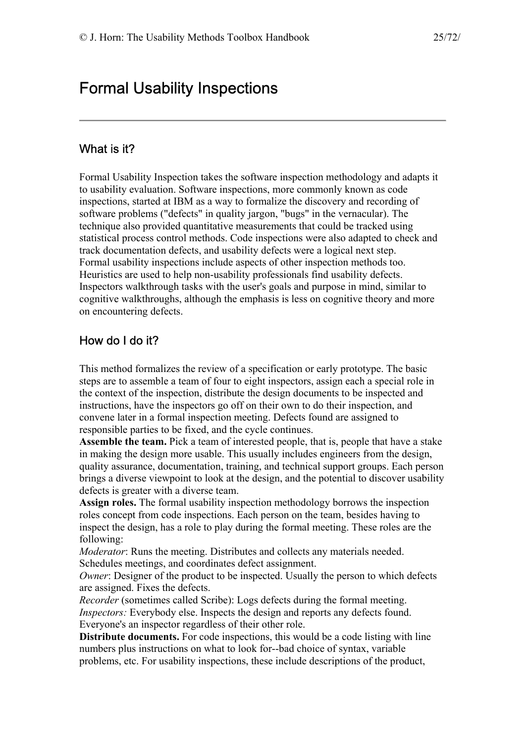# Formal Usability Inspections

## What is it?

Formal Usability Inspection takes the software inspection methodology and adapts it to usability evaluation. Software inspections, more commonly known as code inspections, started at IBM as a way to formalize the discovery and recording of software problems ("defects" in quality jargon, "bugs" in the vernacular). The technique also provided quantitative measurements that could be tracked using statistical process control methods. Code inspections were also adapted to check and track documentation defects, and usability defects were a logical next step.
Formal usability inspections include aspects of other inspection methods too. Heuristics are used to help non-usability professionals find usability defects. Inspectors walkthrough tasks with the user's goals and purpose in mind, similar to cognitive walkthroughs, although the emphasis is less on cognitive theory and more on encountering defects.

## How do I do it?

This method formalizes the review of a specification or early prototype. The basic steps are to assemble a team of four to eight inspectors, assign each a special role in the context of the inspection, distribute the design documents to be inspected and instructions, have the inspectors go off on their own to do their inspection, and convene later in a formal inspection meeting. Defects found are assigned to responsible parties to be fixed, and the cycle continues.
**Assemble the team.** Pick a team of interested people, that is, people that have a stake in making the design more usable. This usually includes engineers from the design, quality assurance, documentation, training, and technical support groups. Each person brings a diverse viewpoint to look at the design, and the potential to discover usability defects is greater with a diverse team.
**Assign roles.** The formal usability inspection methodology borrows the inspection roles concept from code inspections. Each person on the team, besides having to inspect the design, has a role to play during the formal meeting. These roles are the following:
*Moderator*: Runs the meeting. Distributes and collects any materials needed. Schedules meetings, and coordinates defect assignment.
*Owner*: Designer of the product to be inspected. Usually the person to which defects are assigned. Fixes the defects.
*Recorder* (sometimes called Scribe): Logs defects during the formal meeting.
*Inspectors:* Everybody else. Inspects the design and reports any defects found. Everyone's an inspector regardless of their other role.
**Distribute documents.** For code inspections, this would be a code listing with line numbers plus instructions on what to look for--bad choice of syntax, variable problems, etc. For usability inspections, these include descriptions of the product,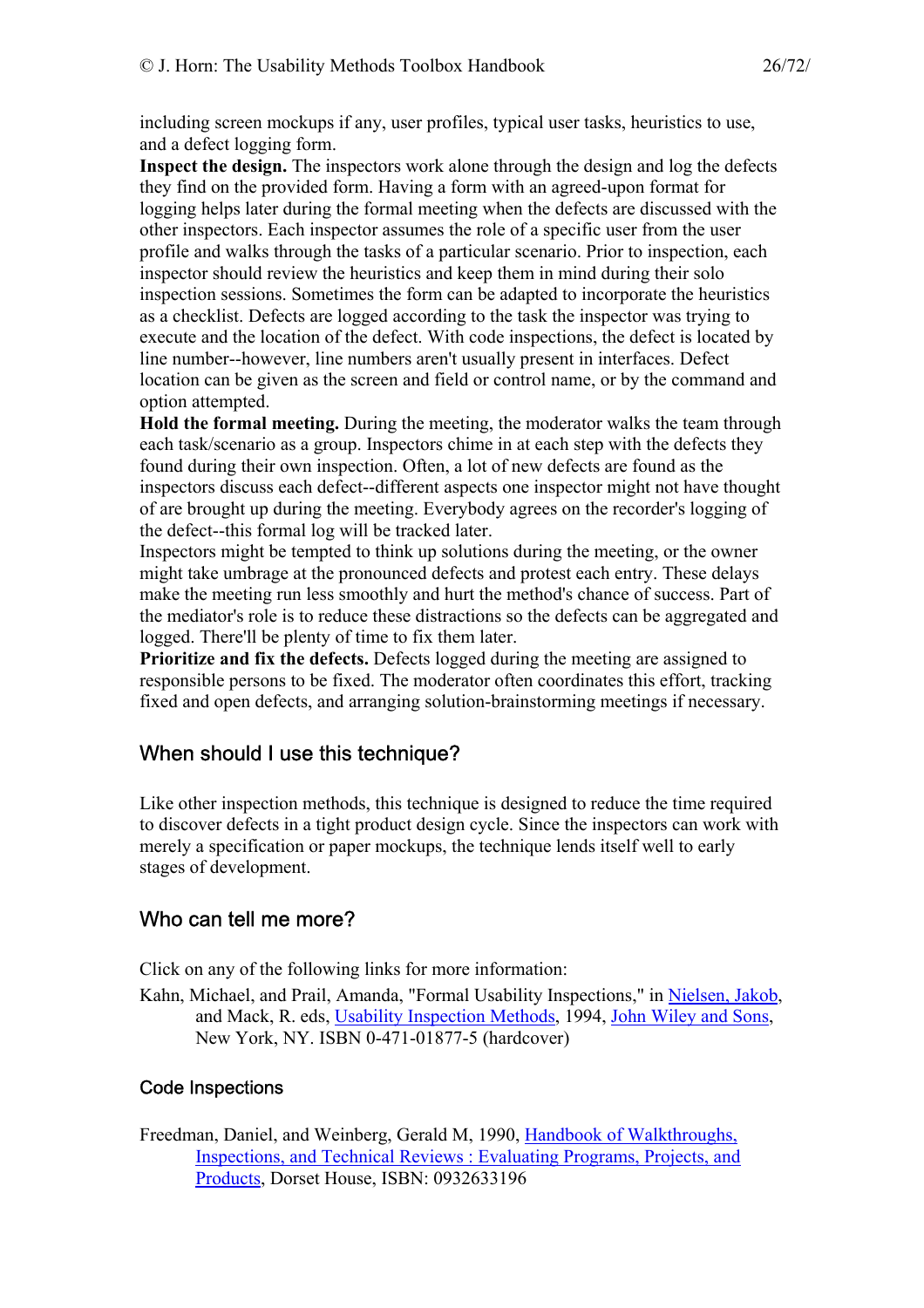including screen mockups if any, user profiles, typical user tasks, heuristics to use, and a defect logging form.

**Inspect the design.** The inspectors work alone through the design and log the defects they find on the provided form. Having a form with an agreed-upon format for logging helps later during the formal meeting when the defects are discussed with the other inspectors. Each inspector assumes the role of a specific user from the user profile and walks through the tasks of a particular scenario. Prior to inspection, each inspector should review the heuristics and keep them in mind during their solo inspection sessions. Sometimes the form can be adapted to incorporate the heuristics as a checklist. Defects are logged according to the task the inspector was trying to execute and the location of the defect. With code inspections, the defect is located by line number--however, line numbers aren't usually present in interfaces. Defect location can be given as the screen and field or control name, or by the command and option attempted.

**Hold the formal meeting.** During the meeting, the moderator walks the team through each task/scenario as a group. Inspectors chime in at each step with the defects they found during their own inspection. Often, a lot of new defects are found as the inspectors discuss each defect--different aspects one inspector might not have thought of are brought up during the meeting. Everybody agrees on the recorder's logging of the defect--this formal log will be tracked later.

Inspectors might be tempted to think up solutions during the meeting, or the owner might take umbrage at the pronounced defects and protest each entry. These delays make the meeting run less smoothly and hurt the method's chance of success. Part of the mediator's role is to reduce these distractions so the defects can be aggregated and logged. There'll be plenty of time to fix them later.

**Prioritize and fix the defects.** Defects logged during the meeting are assigned to responsible persons to be fixed. The moderator often coordinates this effort, tracking fixed and open defects, and arranging solution-brainstorming meetings if necessary.

## When should I use this technique?

Like other inspection methods, this technique is designed to reduce the time required to discover defects in a tight product design cycle. Since the inspectors can work with merely a specification or paper mockups, the technique lends itself well to early stages of development.

## Who can tell me more?

Click on any of the following links for more information:

Kahn, Michael, and Prail, Amanda, "Formal Usability Inspections," in Nielsen, Jakob, and Mack, R. eds, Usability Inspection Methods, 1994, John Wiley and Sons, New York, NY. ISBN 0-471-01877-5 (hardcover)

### Code Inspections

Freedman, Daniel, and Weinberg, Gerald M, 1990, Handbook of Walkthroughs, Inspections, and Technical Reviews : Evaluating Programs, Projects, and Products, Dorset House, ISBN: 0932633196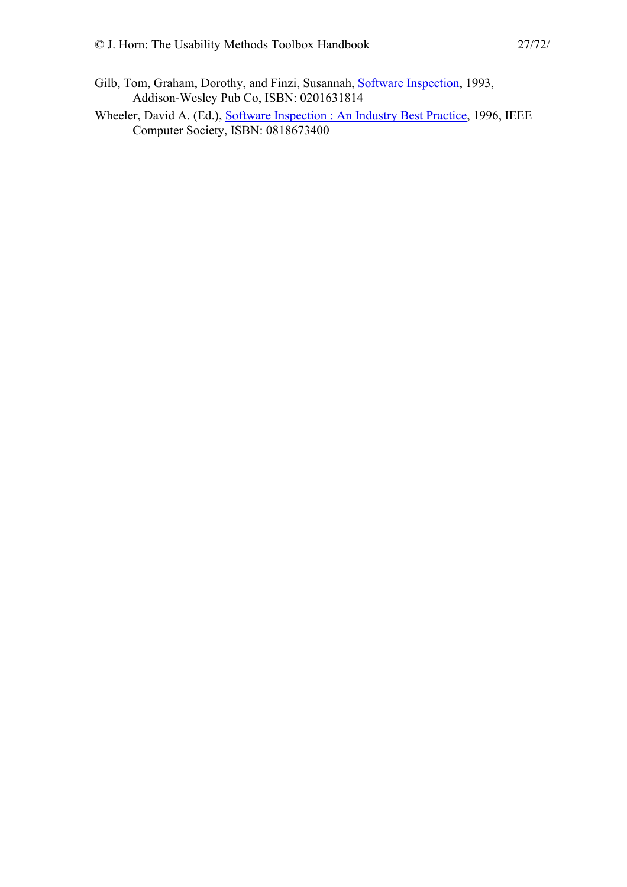Gilb, Tom, Graham, Dorothy, and Finzi, Susannah, Software Inspection, 1993, Addison-Wesley Pub Co, ISBN: 0201631814

Wheeler, David A. (Ed.), Software Inspection : An Industry Best Practice, 1996, IEEE Computer Society, ISBN: 0818673400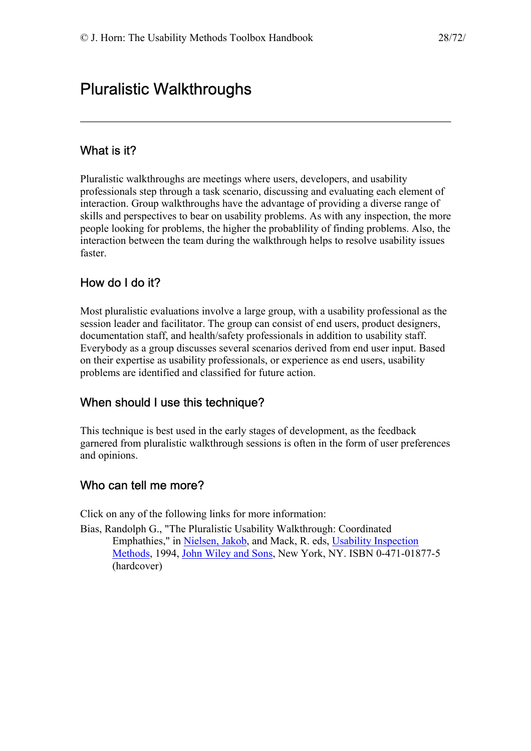# Pluralistic Walkthroughs

---

## What is it?

Pluralistic walkthroughs are meetings where users, developers, and usability professionals step through a task scenario, discussing and evaluating each element of interaction. Group walkthroughs have the advantage of providing a diverse range of skills and perspectives to bear on usability problems. As with any inspection, the more people looking for problems, the higher the probablility of finding problems. Also, the interaction between the team during the walkthrough helps to resolve usability issues faster.

## How do I do it?

Most pluralistic evaluations involve a large group, with a usability professional as the session leader and facilitator. The group can consist of end users, product designers, documentation staff, and health/safety professionals in addition to usability staff. Everybody as a group discusses several scenarios derived from end user input. Based on their expertise as usability professionals, or experience as end users, usability problems are identified and classified for future action.

## When should I use this technique?

This technique is best used in the early stages of development, as the feedback garnered from pluralistic walkthrough sessions is often in the form of user preferences and opinions.

## Who can tell me more?

Click on any of the following links for more information:

Bias, Randolph G., "The Pluralistic Usability Walkthrough: Coordinated Emphathies," in Nielsen, Jakob, and Mack, R. eds, Usability Inspection Methods, 1994, John Wiley and Sons, New York, NY. ISBN 0-471-01877-5 (hardcover)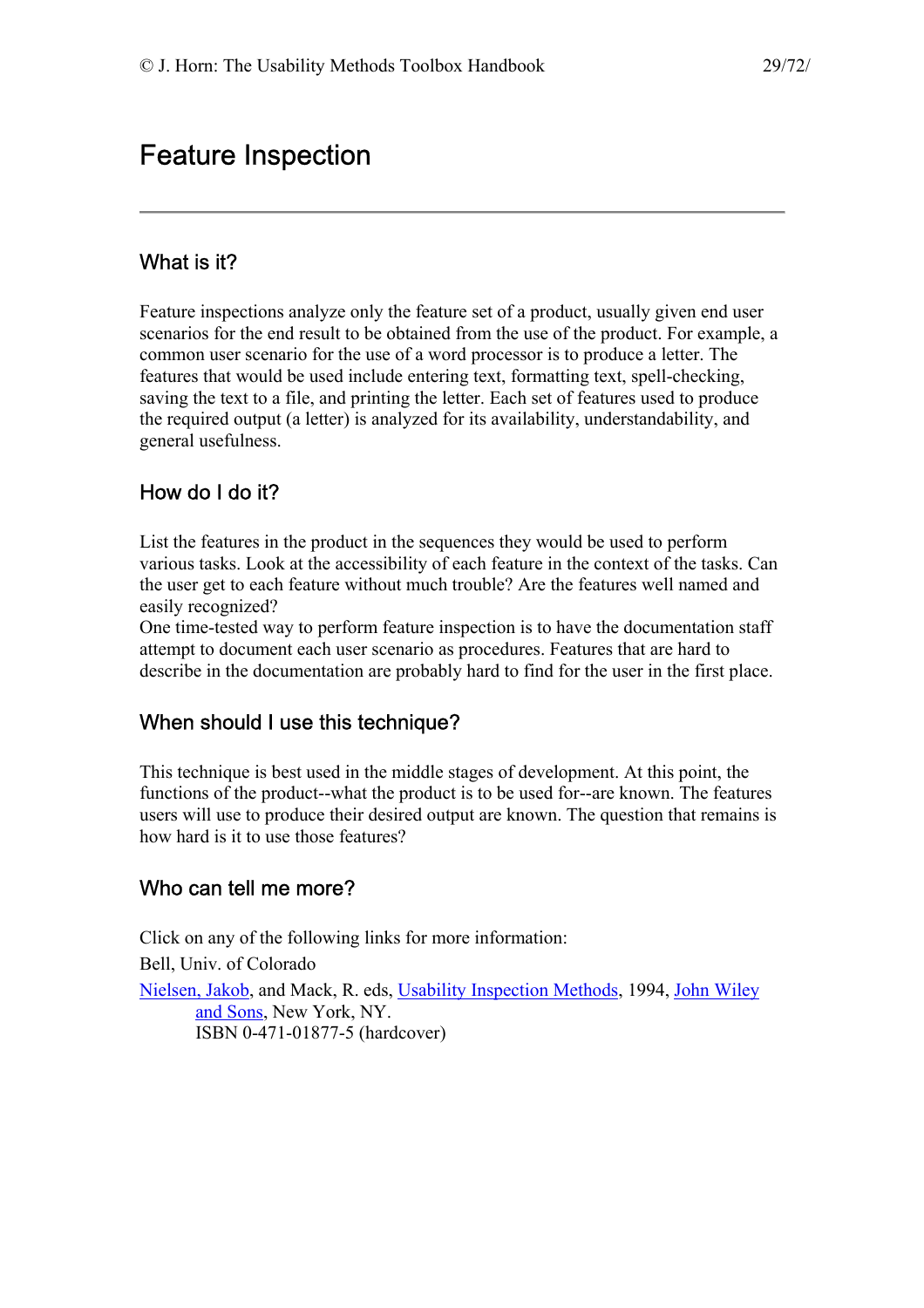# Feature Inspection

---

## What is it?

Feature inspections analyze only the feature set of a product, usually given end user scenarios for the end result to be obtained from the use of the product. For example, a common user scenario for the use of a word processor is to produce a letter. The features that would be used include entering text, formatting text, spell-checking, saving the text to a file, and printing the letter. Each set of features used to produce the required output (a letter) is analyzed for its availability, understandability, and general usefulness.

## How do I do it?

List the features in the product in the sequences they would be used to perform various tasks. Look at the accessibility of each feature in the context of the tasks. Can the user get to each feature without much trouble? Are the features well named and easily recognized?

One time-tested way to perform feature inspection is to have the documentation staff attempt to document each user scenario as procedures. Features that are hard to describe in the documentation are probably hard to find for the user in the first place.

## When should I use this technique?

This technique is best used in the middle stages of development. At this point, the functions of the product--what the product is to be used for--are known. The features users will use to produce their desired output are known. The question that remains is how hard is it to use those features?

## Who can tell me more?

Click on any of the following links for more information:

Bell, Univ. of Colorado

Nielsen, Jakob, and Mack, R. eds, Usability Inspection Methods, 1994, John Wiley and Sons, New York, NY.
ISBN 0-471-01877-5 (hardcover)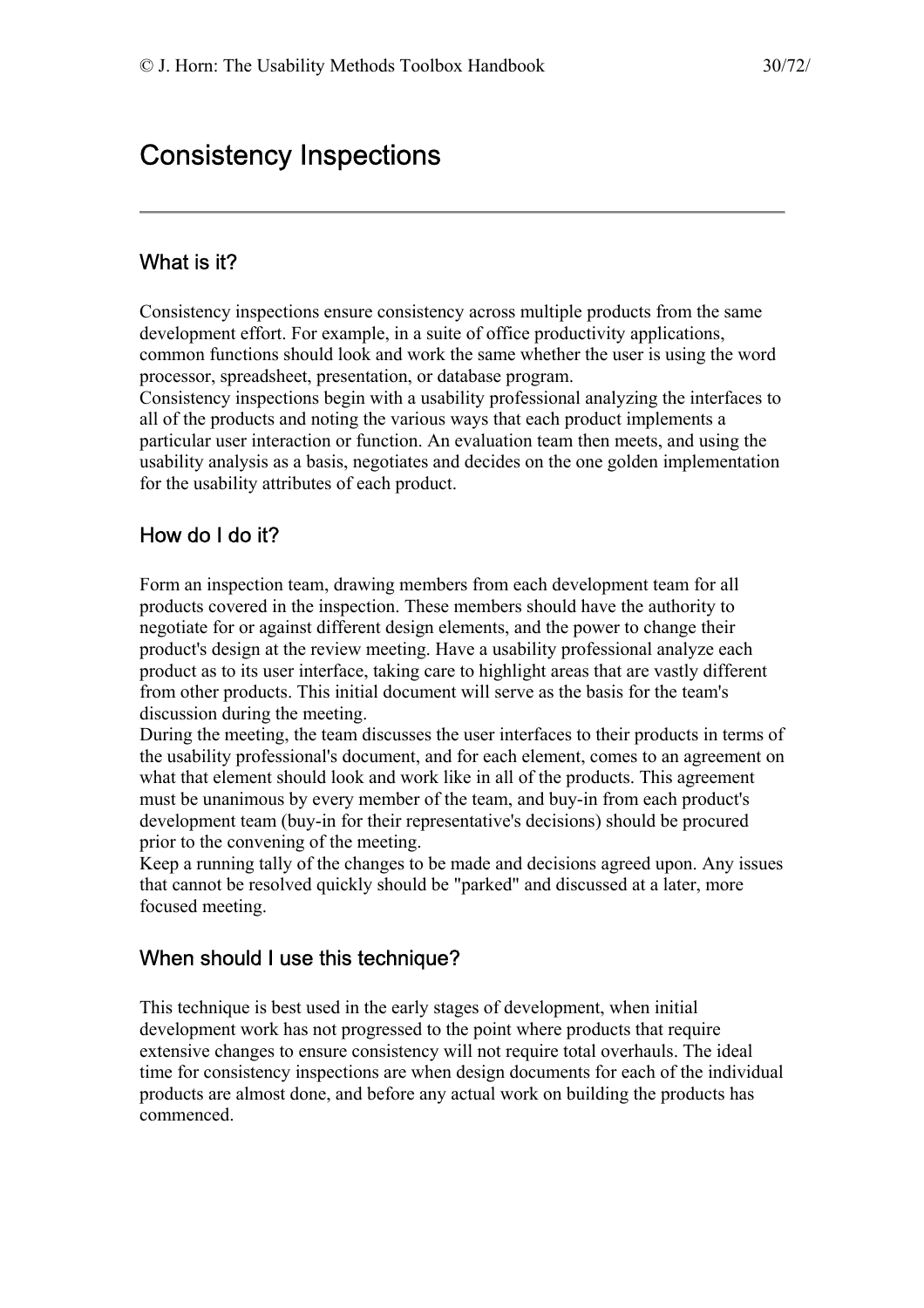# Consistency Inspections

## What is it?

Consistency inspections ensure consistency across multiple products from the same development effort. For example, in a suite of office productivity applications, common functions should look and work the same whether the user is using the word processor, spreadsheet, presentation, or database program.

Consistency inspections begin with a usability professional analyzing the interfaces to all of the products and noting the various ways that each product implements a particular user interaction or function. An evaluation team then meets, and using the usability analysis as a basis, negotiates and decides on the one golden implementation for the usability attributes of each product.

## How do I do it?

Form an inspection team, drawing members from each development team for all products covered in the inspection. These members should have the authority to negotiate for or against different design elements, and the power to change their product's design at the review meeting. Have a usability professional analyze each product as to its user interface, taking care to highlight areas that are vastly different from other products. This initial document will serve as the basis for the team's discussion during the meeting.

During the meeting, the team discusses the user interfaces to their products in terms of the usability professional's document, and for each element, comes to an agreement on what that element should look and work like in all of the products. This agreement must be unanimous by every member of the team, and buy-in from each product's development team (buy-in for their representative's decisions) should be procured prior to the convening of the meeting.

Keep a running tally of the changes to be made and decisions agreed upon. Any issues that cannot be resolved quickly should be "parked" and discussed at a later, more focused meeting.

## When should I use this technique?

This technique is best used in the early stages of development, when initial development work has not progressed to the point where products that require extensive changes to ensure consistency will not require total overhauls. The ideal time for consistency inspections are when design documents for each of the individual products are almost done, and before any actual work on building the products has commenced.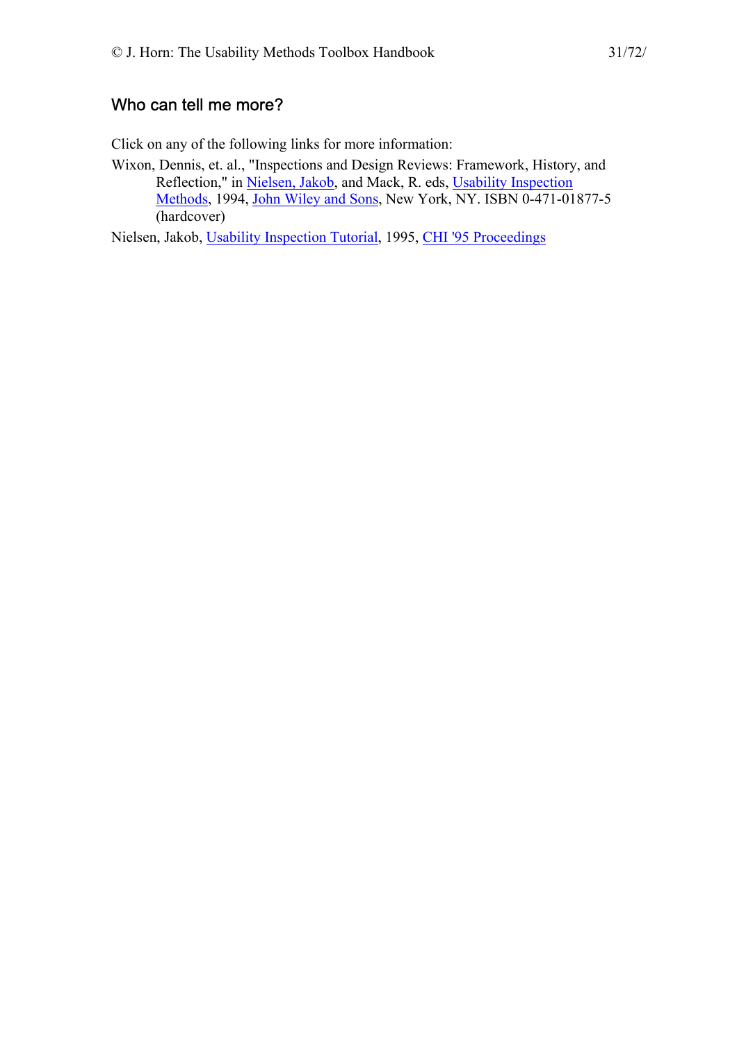## Who can tell me more?

Click on any of the following links for more information:

Wixon, Dennis, et. al., "Inspections and Design Reviews: Framework, History, and Reflection," in Nielsen, Jakob, and Mack, R. eds, Usability Inspection Methods, 1994, John Wiley and Sons, New York, NY. ISBN 0-471-01877-5 (hardcover)

Nielsen, Jakob, Usability Inspection Tutorial, 1995, CHI '95 Proceedings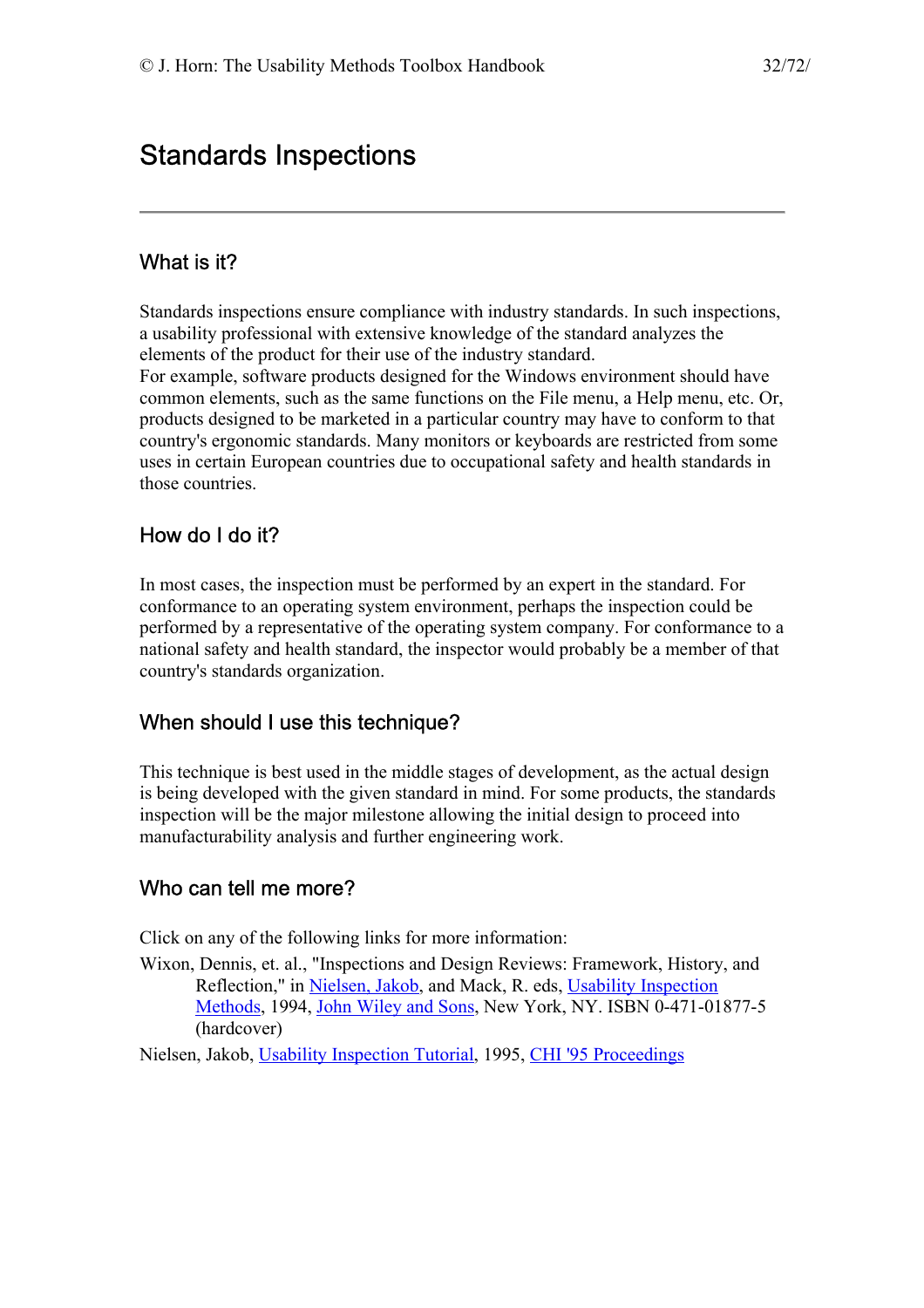# Standards Inspections

## What is it?

Standards inspections ensure compliance with industry standards. In such inspections, a usability professional with extensive knowledge of the standard analyzes the elements of the product for their use of the industry standard.
For example, software products designed for the Windows environment should have common elements, such as the same functions on the File menu, a Help menu, etc. Or, products designed to be marketed in a particular country may have to conform to that country's ergonomic standards. Many monitors or keyboards are restricted from some uses in certain European countries due to occupational safety and health standards in those countries.

## How do I do it?

In most cases, the inspection must be performed by an expert in the standard. For conformance to an operating system environment, perhaps the inspection could be performed by a representative of the operating system company. For conformance to a national safety and health standard, the inspector would probably be a member of that country's standards organization.

## When should I use this technique?

This technique is best used in the middle stages of development, as the actual design is being developed with the given standard in mind. For some products, the standards inspection will be the major milestone allowing the initial design to proceed into manufacturability analysis and further engineering work.

## Who can tell me more?

Click on any of the following links for more information:

Wixon, Dennis, et. al., "Inspections and Design Reviews: Framework, History, and Reflection," in Nielsen, Jakob, and Mack, R. eds, Usability Inspection Methods, 1994, John Wiley and Sons, New York, NY. ISBN 0-471-01877-5 (hardcover)

Nielsen, Jakob, Usability Inspection Tutorial, 1995, CHI '95 Proceedings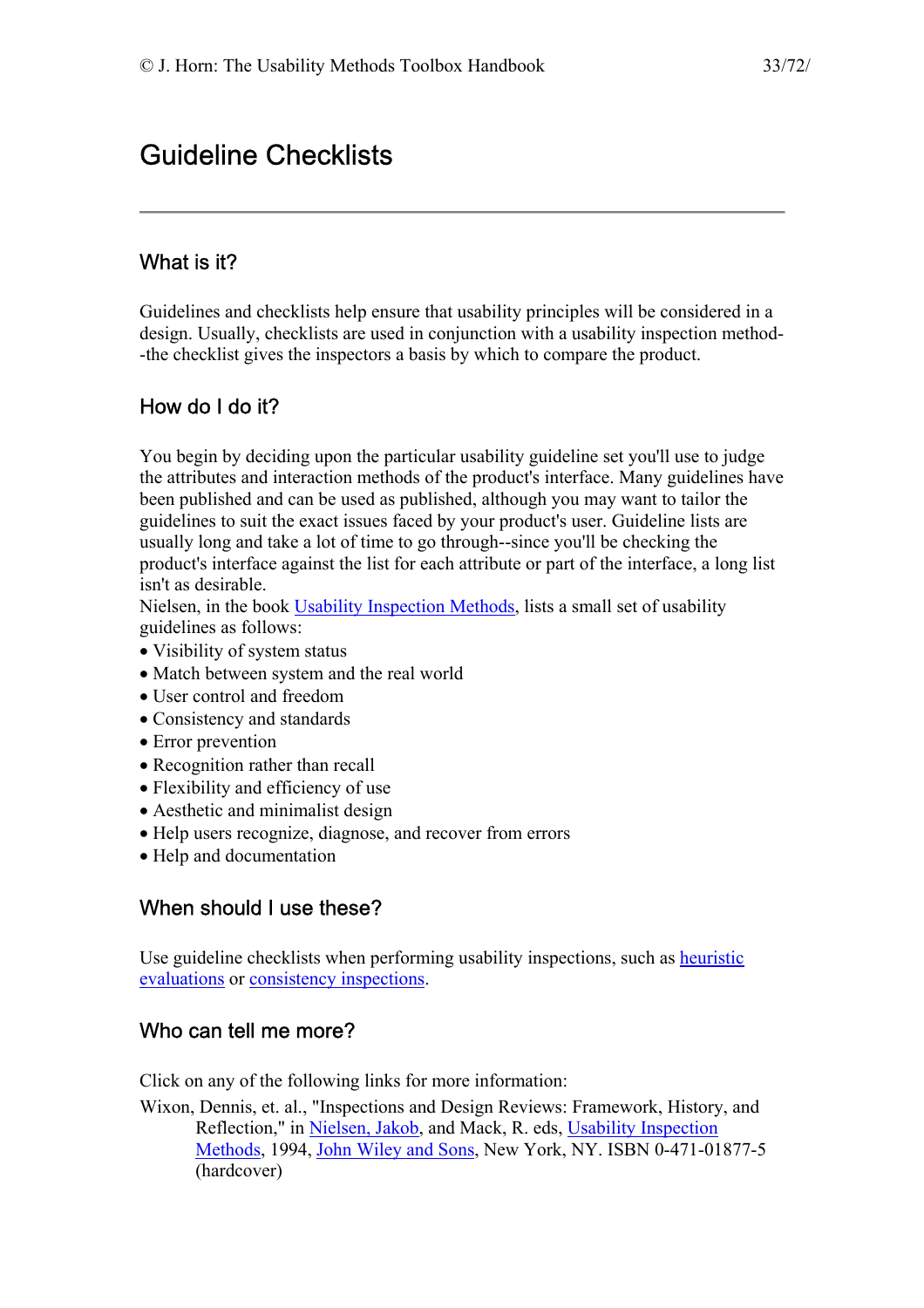# Guideline Checklists

---

## What is it?

Guidelines and checklists help ensure that usability principles will be considered in a design. Usually, checklists are used in conjunction with a usability inspection method--the checklist gives the inspectors a basis by which to compare the product.

## How do I do it?

You begin by deciding upon the particular usability guideline set you'll use to judge the attributes and interaction methods of the product's interface. Many guidelines have been published and can be used as published, although you may want to tailor the guidelines to suit the exact issues faced by your product's user. Guideline lists are usually long and take a lot of time to go through--since you'll be checking the product's interface against the list for each attribute or part of the interface, a long list isn't as desirable.

Nielsen, in the book Usability Inspection Methods, lists a small set of usability guidelines as follows:

- Visibility of system status
- Match between system and the real world
- User control and freedom
- Consistency and standards
- Error prevention
- Recognition rather than recall
- Flexibility and efficiency of use
- Aesthetic and minimalist design
- Help users recognize, diagnose, and recover from errors
- Help and documentation

## When should I use these?

Use guideline checklists when performing usability inspections, such as heuristic evaluations or consistency inspections.

## Who can tell me more?

Click on any of the following links for more information:

Wixon, Dennis, et. al., "Inspections and Design Reviews: Framework, History, and Reflection," in Nielsen, Jakob, and Mack, R. eds, Usability Inspection Methods, 1994, John Wiley and Sons, New York, NY. ISBN 0-471-01877-5 (hardcover)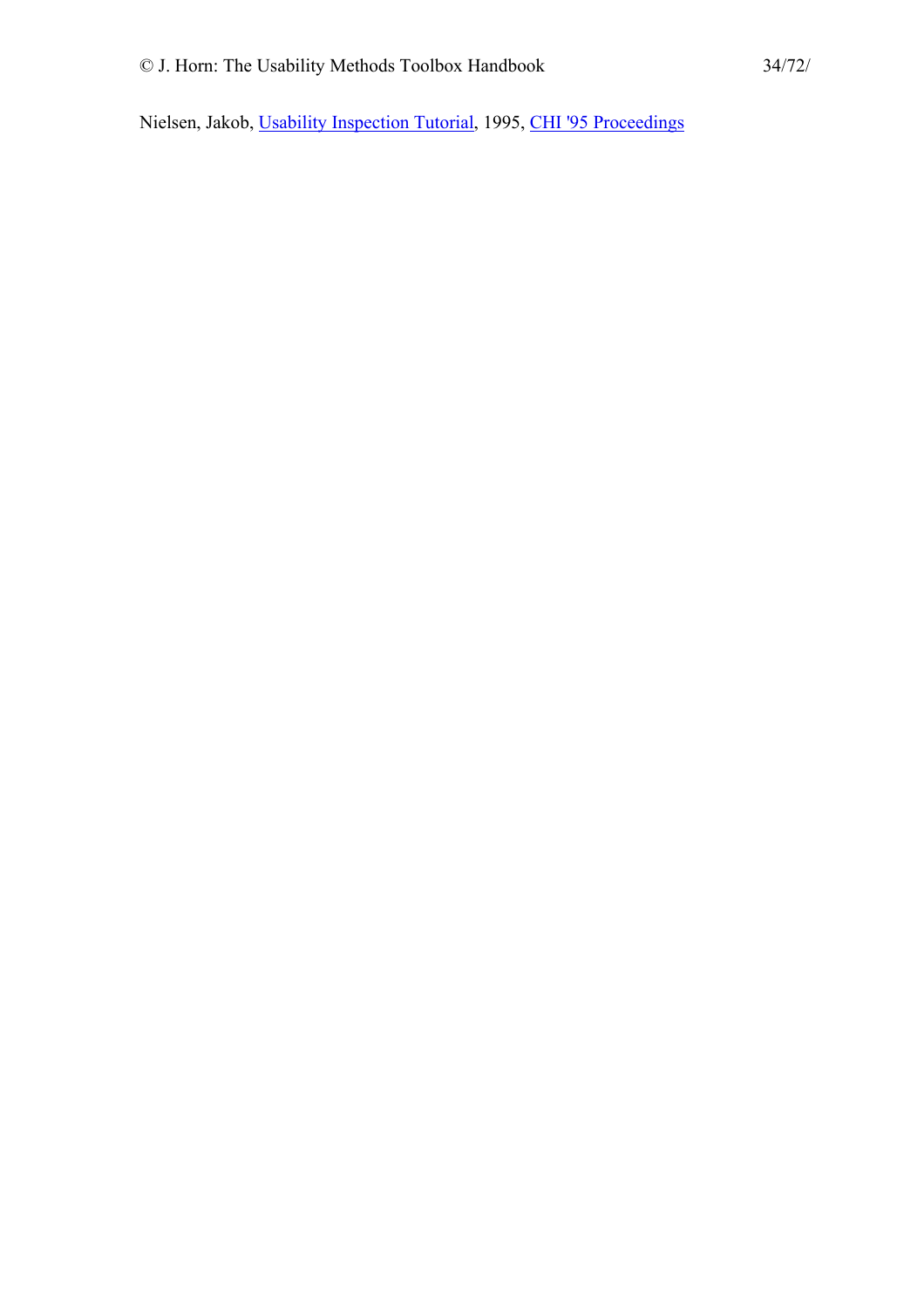Nielsen, Jakob, Usability Inspection Tutorial, 1995, CHI '95 Proceedings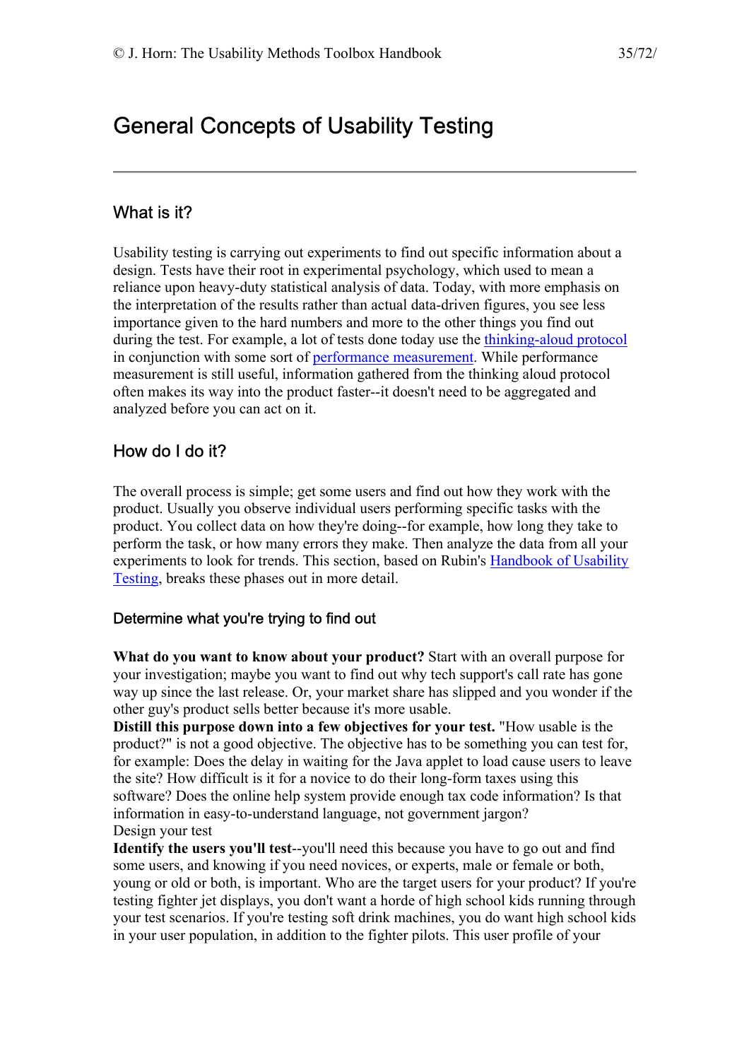# General Concepts of Usability Testing

---

## What is it?

Usability testing is carrying out experiments to find out specific information about a design. Tests have their root in experimental psychology, which used to mean a reliance upon heavy-duty statistical analysis of data. Today, with more emphasis on the interpretation of the results rather than actual data-driven figures, you see less importance given to the hard numbers and more to the other things you find out during the test. For example, a lot of tests done today use the thinking-aloud protocol in conjunction with some sort of performance measurement. While performance measurement is still useful, information gathered from the thinking aloud protocol often makes its way into the product faster--it doesn't need to be aggregated and analyzed before you can act on it.

## How do I do it?

The overall process is simple; get some users and find out how they work with the product. Usually you observe individual users performing specific tasks with the product. You collect data on how they're doing--for example, how long they take to perform the task, or how many errors they make. Then analyze the data from all your experiments to look for trends. This section, based on Rubin's Handbook of Usability Testing, breaks these phases out in more detail.

### Determine what you're trying to find out

**What do you want to know about your product?** Start with an overall purpose for your investigation; maybe you want to find out why tech support's call rate has gone way up since the last release. Or, your market share has slipped and you wonder if the other guy's product sells better because it's more usable.
**Distill this purpose down into a few objectives for your test.** "How usable is the product?" is not a good objective. The objective has to be something you can test for, for example: Does the delay in waiting for the Java applet to load cause users to leave the site? How difficult is it for a novice to do their long-form taxes using this software? Does the online help system provide enough tax code information? Is that information in easy-to-understand language, not government jargon?
Design your test
**Identify the users you'll test**--you'll need this because you have to go out and find some users, and knowing if you need novices, or experts, male or female or both, young or old or both, is important. Who are the target users for your product? If you're testing fighter jet displays, you don't want a horde of high school kids running through your test scenarios. If you're testing soft drink machines, you do want high school kids in your user population, in addition to the fighter pilots. This user profile of your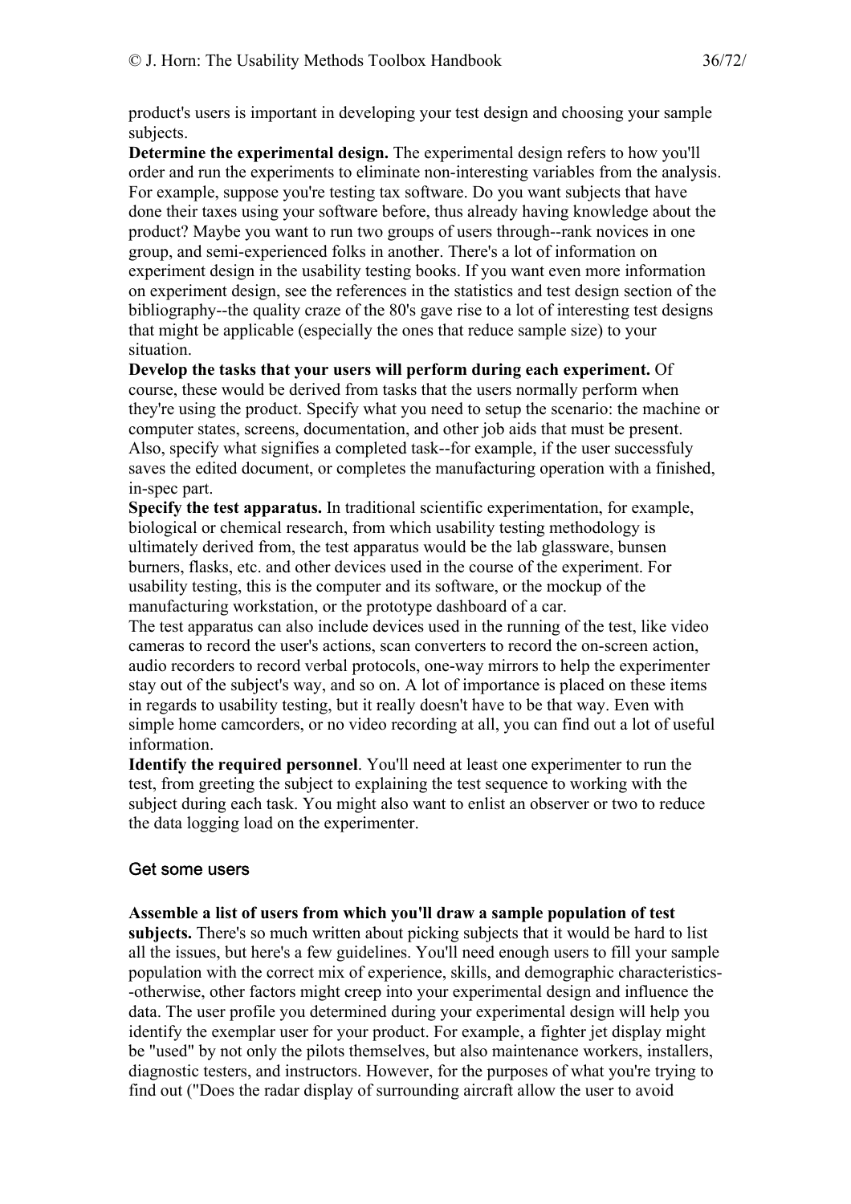product's users is important in developing your test design and choosing your sample subjects.

**Determine the experimental design.** The experimental design refers to how you'll order and run the experiments to eliminate non-interesting variables from the analysis. For example, suppose you're testing tax software. Do you want subjects that have done their taxes using your software before, thus already having knowledge about the product? Maybe you want to run two groups of users through--rank novices in one group, and semi-experienced folks in another. There's a lot of information on experiment design in the usability testing books. If you want even more information on experiment design, see the references in the statistics and test design section of the bibliography--the quality craze of the 80's gave rise to a lot of interesting test designs that might be applicable (especially the ones that reduce sample size) to your situation.

**Develop the tasks that your users will perform during each experiment.** Of course, these would be derived from tasks that the users normally perform when they're using the product. Specify what you need to setup the scenario: the machine or computer states, screens, documentation, and other job aids that must be present. Also, specify what signifies a completed task--for example, if the user successfuly saves the edited document, or completes the manufacturing operation with a finished, in-spec part.

**Specify the test apparatus.** In traditional scientific experimentation, for example, biological or chemical research, from which usability testing methodology is ultimately derived from, the test apparatus would be the lab glassware, bunsen burners, flasks, etc. and other devices used in the course of the experiment. For usability testing, this is the computer and its software, or the mockup of the manufacturing workstation, or the prototype dashboard of a car.

The test apparatus can also include devices used in the running of the test, like video cameras to record the user's actions, scan converters to record the on-screen action, audio recorders to record verbal protocols, one-way mirrors to help the experimenter stay out of the subject's way, and so on. A lot of importance is placed on these items in regards to usability testing, but it really doesn't have to be that way. Even with simple home camcorders, or no video recording at all, you can find out a lot of useful information.

**Identify the required personnel**. You'll need at least one experimenter to run the test, from greeting the subject to explaining the test sequence to working with the subject during each task. You might also want to enlist an observer or two to reduce the data logging load on the experimenter.

### Get some users

**Assemble a list of users from which you'll draw a sample population of test subjects.** There's so much written about picking subjects that it would be hard to list all the issues, but here's a few guidelines. You'll need enough users to fill your sample population with the correct mix of experience, skills, and demographic characteristics--otherwise, other factors might creep into your experimental design and influence the data. The user profile you determined during your experimental design will help you identify the exemplar user for your product. For example, a fighter jet display might be "used" by not only the pilots themselves, but also maintenance workers, installers, diagnostic testers, and instructors. However, for the purposes of what you're trying to find out ("Does the radar display of surrounding aircraft allow the user to avoid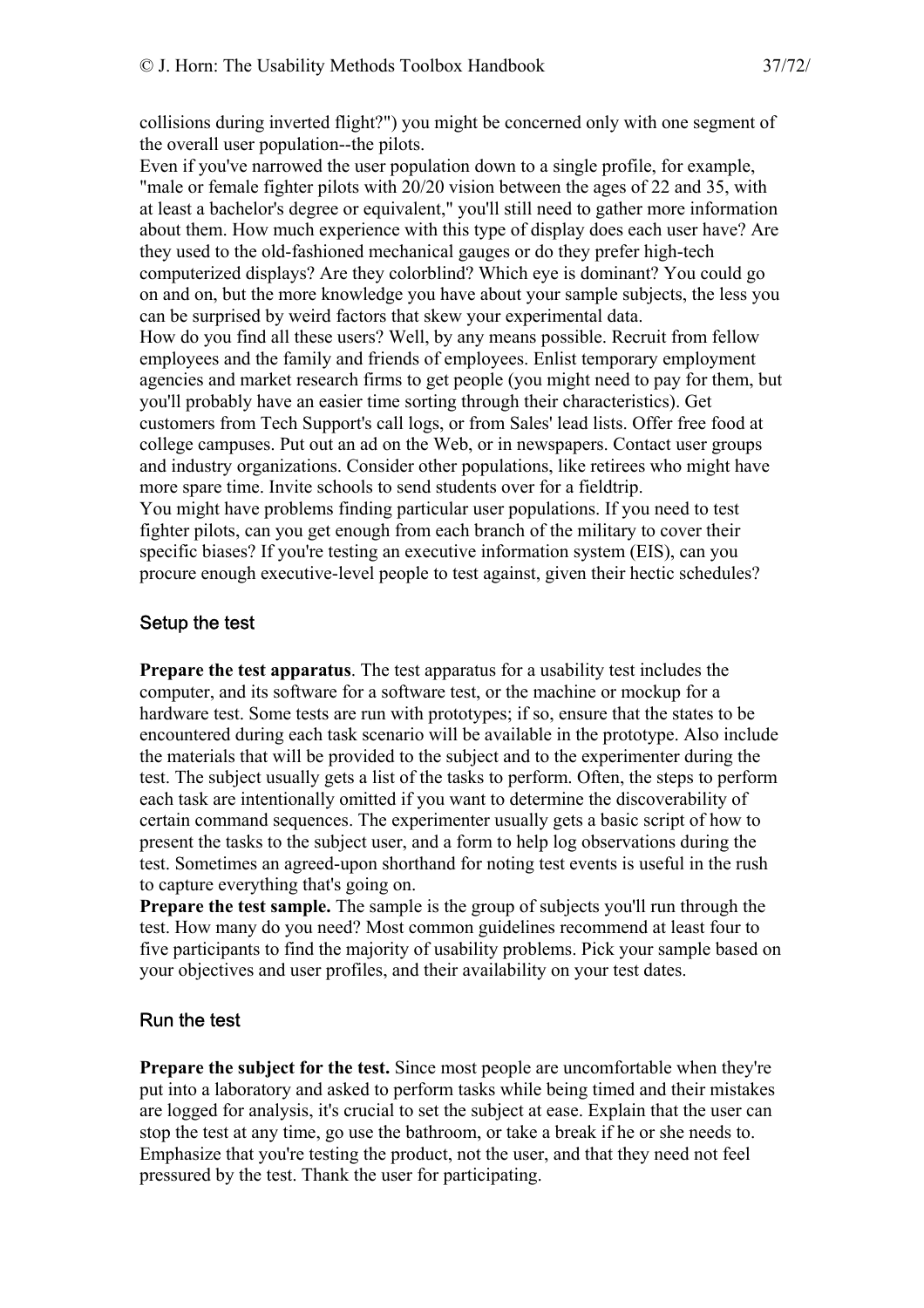collisions during inverted flight?") you might be concerned only with one segment of the overall user population--the pilots.

Even if you've narrowed the user population down to a single profile, for example, "male or female fighter pilots with 20/20 vision between the ages of 22 and 35, with at least a bachelor's degree or equivalent," you'll still need to gather more information about them. How much experience with this type of display does each user have? Are they used to the old-fashioned mechanical gauges or do they prefer high-tech computerized displays? Are they colorblind? Which eye is dominant? You could go on and on, but the more knowledge you have about your sample subjects, the less you can be surprised by weird factors that skew your experimental data.

How do you find all these users? Well, by any means possible. Recruit from fellow employees and the family and friends of employees. Enlist temporary employment agencies and market research firms to get people (you might need to pay for them, but you'll probably have an easier time sorting through their characteristics). Get customers from Tech Support's call logs, or from Sales' lead lists. Offer free food at college campuses. Put out an ad on the Web, or in newspapers. Contact user groups and industry organizations. Consider other populations, like retirees who might have more spare time. Invite schools to send students over for a fieldtrip.

You might have problems finding particular user populations. If you need to test fighter pilots, can you get enough from each branch of the military to cover their specific biases? If you're testing an executive information system (EIS), can you procure enough executive-level people to test against, given their hectic schedules?

### Setup the test

**Prepare the test apparatus**. The test apparatus for a usability test includes the computer, and its software for a software test, or the machine or mockup for a hardware test. Some tests are run with prototypes; if so, ensure that the states to be encountered during each task scenario will be available in the prototype. Also include the materials that will be provided to the subject and to the experimenter during the test. The subject usually gets a list of the tasks to perform. Often, the steps to perform each task are intentionally omitted if you want to determine the discoverability of certain command sequences. The experimenter usually gets a basic script of how to present the tasks to the subject user, and a form to help log observations during the test. Sometimes an agreed-upon shorthand for noting test events is useful in the rush to capture everything that's going on.

**Prepare the test sample.** The sample is the group of subjects you'll run through the test. How many do you need? Most common guidelines recommend at least four to five participants to find the majority of usability problems. Pick your sample based on your objectives and user profiles, and their availability on your test dates.

### Run the test

**Prepare the subject for the test.** Since most people are uncomfortable when they're put into a laboratory and asked to perform tasks while being timed and their mistakes are logged for analysis, it's crucial to set the subject at ease. Explain that the user can stop the test at any time, go use the bathroom, or take a break if he or she needs to. Emphasize that you're testing the product, not the user, and that they need not feel pressured by the test. Thank the user for participating.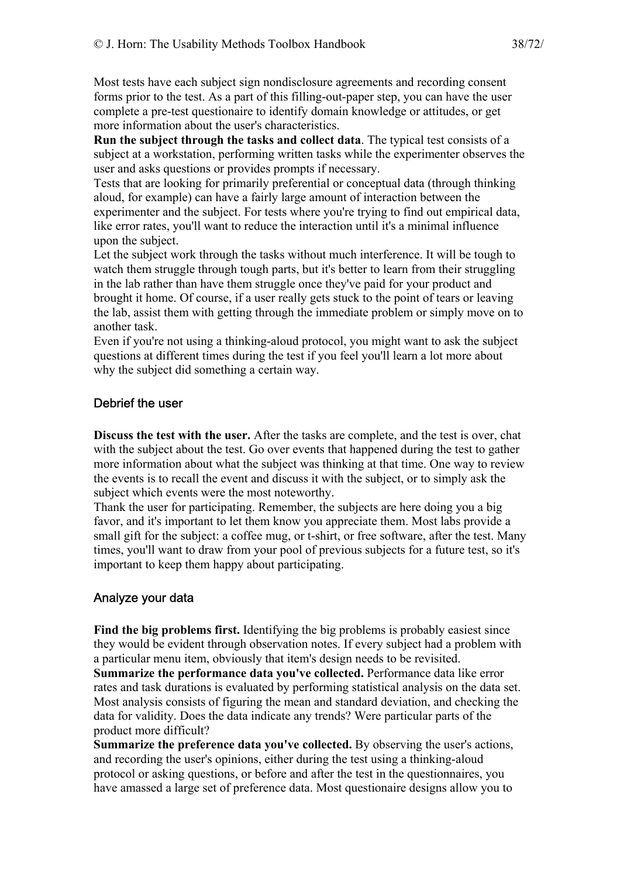Most tests have each subject sign nondisclosure agreements and recording consent forms prior to the test. As a part of this filling-out-paper step, you can have the user complete a pre-test questionaire to identify domain knowledge or attitudes, or get more information about the user's characteristics.

**Run the subject through the tasks and collect data**. The typical test consists of a subject at a workstation, performing written tasks while the experimenter observes the user and asks questions or provides prompts if necessary.

Tests that are looking for primarily preferential or conceptual data (through thinking aloud, for example) can have a fairly large amount of interaction between the experimenter and the subject. For tests where you're trying to find out empirical data, like error rates, you'll want to reduce the interaction until it's a minimal influence upon the subject.

Let the subject work through the tasks without much interference. It will be tough to watch them struggle through tough parts, but it's better to learn from their struggling in the lab rather than have them struggle once they've paid for your product and brought it home. Of course, if a user really gets stuck to the point of tears or leaving the lab, assist them with getting through the immediate problem or simply move on to another task.

Even if you're not using a thinking-aloud protocol, you might want to ask the subject questions at different times during the test if you feel you'll learn a lot more about why the subject did something a certain way.

### Debrief the user

**Discuss the test with the user.** After the tasks are complete, and the test is over, chat with the subject about the test. Go over events that happened during the test to gather more information about what the subject was thinking at that time. One way to review the events is to recall the event and discuss it with the subject, or to simply ask the subject which events were the most noteworthy.

Thank the user for participating. Remember, the subjects are here doing you a big favor, and it's important to let them know you appreciate them. Most labs provide a small gift for the subject: a coffee mug, or t-shirt, or free software, after the test. Many times, you'll want to draw from your pool of previous subjects for a future test, so it's important to keep them happy about participating.

### Analyze your data

**Find the big problems first.** Identifying the big problems is probably easiest since they would be evident through observation notes. If every subject had a problem with a particular menu item, obviously that item's design needs to be revisited.

**Summarize the performance data you've collected.** Performance data like error rates and task durations is evaluated by performing statistical analysis on the data set. Most analysis consists of figuring the mean and standard deviation, and checking the data for validity. Does the data indicate any trends? Were particular parts of the product more difficult?

**Summarize the preference data you've collected.** By observing the user's actions, and recording the user's opinions, either during the test using a thinking-aloud protocol or asking questions, or before and after the test in the questionnaires, you have amassed a large set of preference data. Most questionaire designs allow you to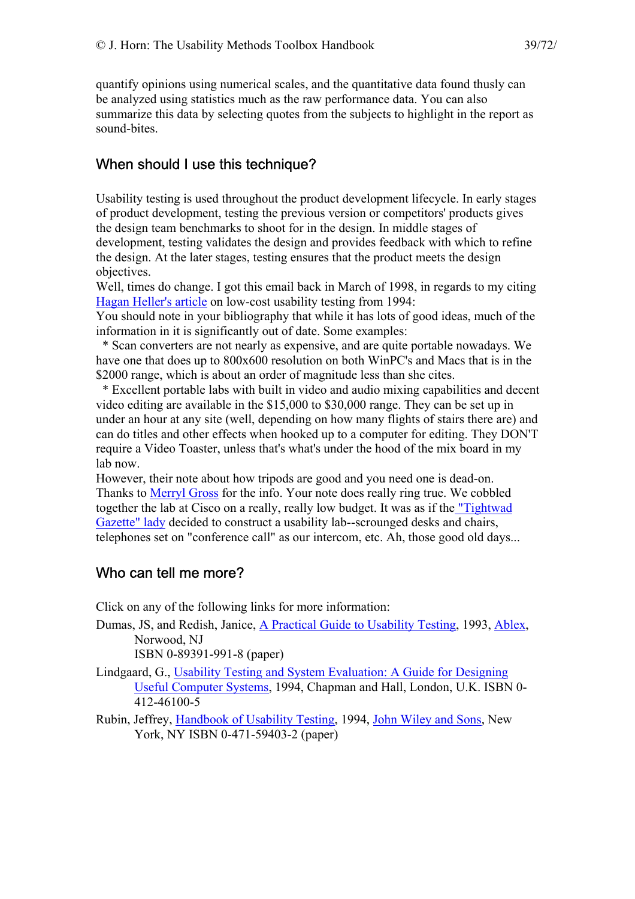quantify opinions using numerical scales, and the quantitative data found thusly can be analyzed using statistics much as the raw performance data. You can also summarize this data by selecting quotes from the subjects to highlight in the report as sound-bites.

## When should I use this technique?

Usability testing is used throughout the product development lifecycle. In early stages of product development, testing the previous version or competitors' products gives the design team benchmarks to shoot for in the design. In middle stages of development, testing validates the design and provides feedback with which to refine the design. At the later stages, testing ensures that the product meets the design objectives.

Well, times do change. I got this email back in March of 1998, in regards to my citing Hagan Heller's article on low-cost usability testing from 1994:

You should note in your bibliography that while it has lots of good ideas, much of the information in it is significantly out of date. Some examples:

* Scan converters are not nearly as expensive, and are quite portable nowadays. We have one that does up to 800x600 resolution on both WinPC's and Macs that is in the $2000 range, which is about an order of magnitude less than she cites.

* Excellent portable labs with built in video and audio mixing capabilities and decent video editing are available in the $15,000 to $30,000 range. They can be set up in under an hour at any site (well, depending on how many flights of stairs there are) and can do titles and other effects when hooked up to a computer for editing. They DON'T require a Video Toaster, unless that's what's under the hood of the mix board in my lab now.

However, their note about how tripods are good and you need one is dead-on.

Thanks to Merryl Gross for the info. Your note does really ring true. We cobbled together the lab at Cisco on a really, really low budget. It was as if the "Tightwad Gazette" lady decided to construct a usability lab--scrounged desks and chairs, telephones set on "conference call" as our intercom, etc. Ah, those good old days...

## Who can tell me more?

Click on any of the following links for more information:

Dumas, JS, and Redish, Janice, A Practical Guide to Usability Testing, 1993, Ablex, Norwood, NJ
ISBN 0-89391-991-8 (paper)

Lindgaard, G., Usability Testing and System Evaluation: A Guide for Designing Useful Computer Systems, 1994, Chapman and Hall, London, U.K. ISBN 0-412-46100-5

Rubin, Jeffrey, Handbook of Usability Testing, 1994, John Wiley and Sons, New York, NY ISBN 0-471-59403-2 (paper)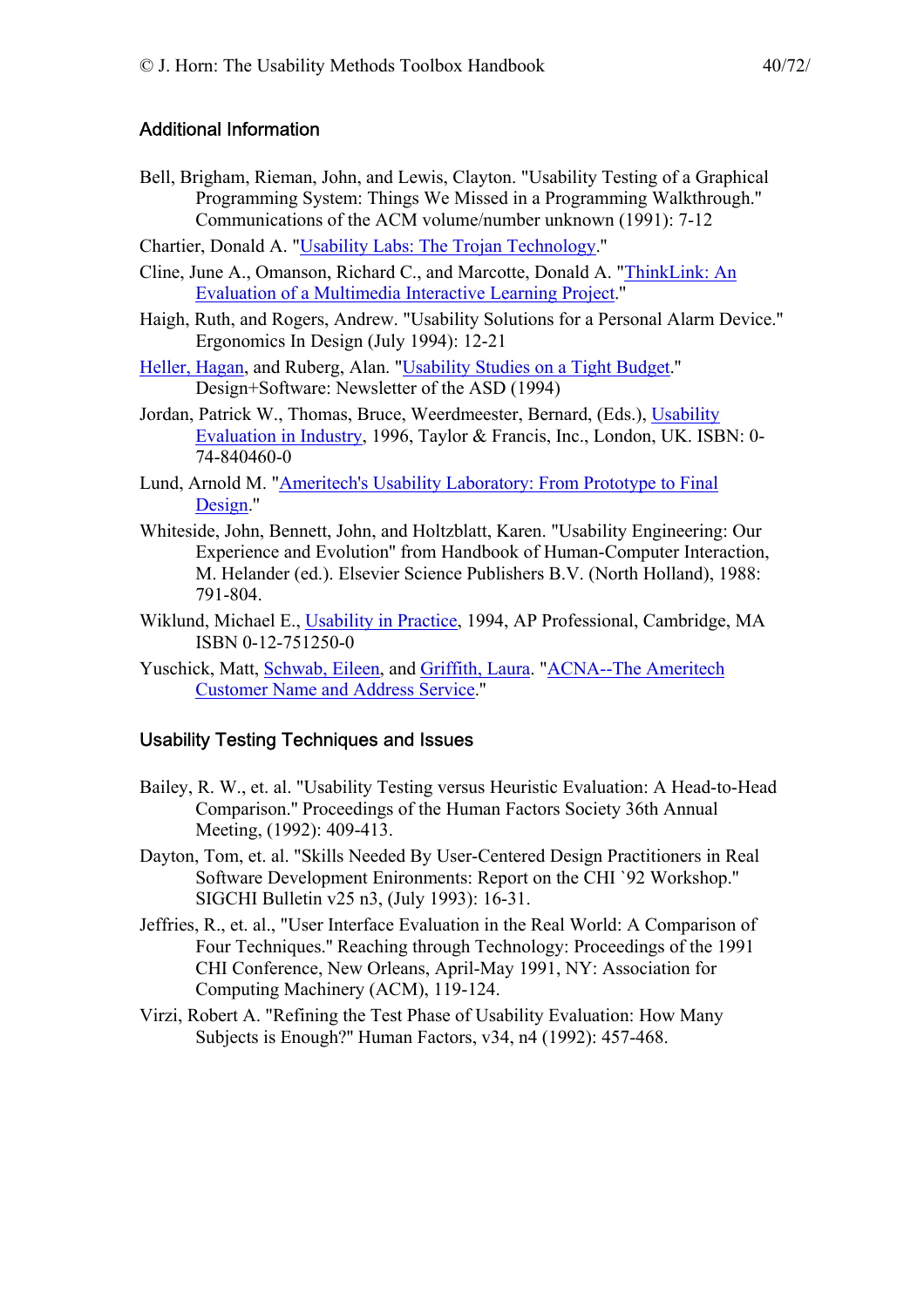### Additional Information

Bell, Brigham, Rieman, John, and Lewis, Clayton. "Usability Testing of a Graphical Programming System: Things We Missed in a Programming Walkthrough." Communications of the ACM volume/number unknown (1991): 7-12

Chartier, Donald A. "Usability Labs: The Trojan Technology."

Cline, June A., Omanson, Richard C., and Marcotte, Donald A. "ThinkLink: An Evaluation of a Multimedia Interactive Learning Project."

Haigh, Ruth, and Rogers, Andrew. "Usability Solutions for a Personal Alarm Device." Ergonomics In Design (July 1994): 12-21

Heller, Hagan, and Ruberg, Alan. "Usability Studies on a Tight Budget." Design+Software: Newsletter of the ASD (1994)

Jordan, Patrick W., Thomas, Bruce, Weerdmeester, Bernard, (Eds.), Usability Evaluation in Industry, 1996, Taylor & Francis, Inc., London, UK. ISBN: 0-74-840460-0

Lund, Arnold M. "Ameritech's Usability Laboratory: From Prototype to Final Design."

Whiteside, John, Bennett, John, and Holtzblatt, Karen. "Usability Engineering: Our Experience and Evolution" from Handbook of Human-Computer Interaction, M. Helander (ed.). Elsevier Science Publishers B.V. (North Holland), 1988: 791-804.

Wiklund, Michael E., Usability in Practice, 1994, AP Professional, Cambridge, MA ISBN 0-12-751250-0

Yuschick, Matt, Schwab, Eileen, and Griffith, Laura. "ACNA--The Ameritech Customer Name and Address Service."

### Usability Testing Techniques and Issues

Bailey, R. W., et. al. "Usability Testing versus Heuristic Evaluation: A Head-to-Head Comparison." Proceedings of the Human Factors Society 36th Annual Meeting, (1992): 409-413.

Dayton, Tom, et. al. "Skills Needed By User-Centered Design Practitioners in Real Software Development Enironments: Report on the CHI `92 Workshop." SIGCHI Bulletin v25 n3, (July 1993): 16-31.

Jeffries, R., et. al., "User Interface Evaluation in the Real World: A Comparison of Four Techniques." Reaching through Technology: Proceedings of the 1991 CHI Conference, New Orleans, April-May 1991, NY: Association for Computing Machinery (ACM), 119-124.

Virzi, Robert A. "Refining the Test Phase of Usability Evaluation: How Many Subjects is Enough?" Human Factors, v34, n4 (1992): 457-468.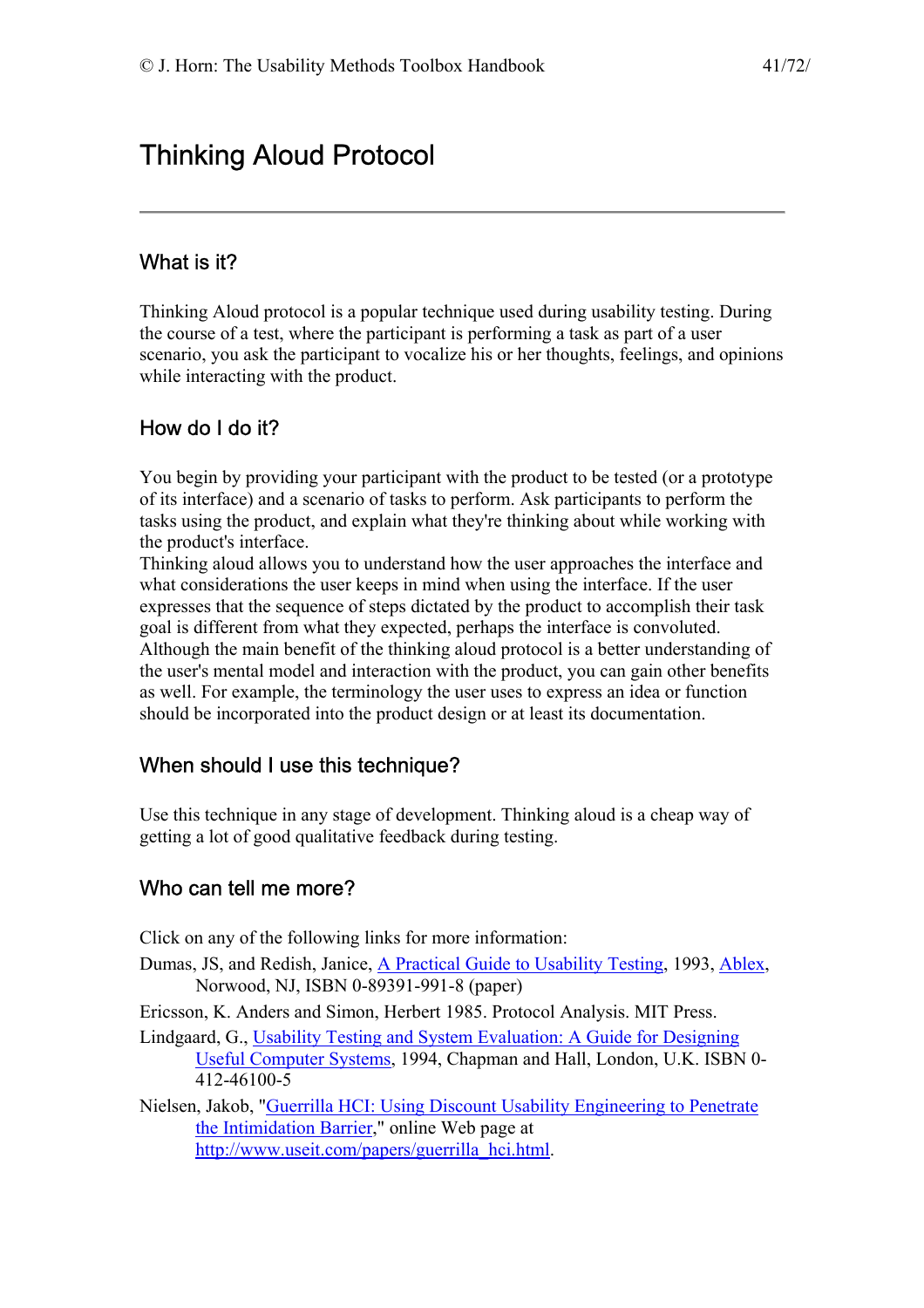# Thinking Aloud Protocol

## What is it?

Thinking Aloud protocol is a popular technique used during usability testing. During the course of a test, where the participant is performing a task as part of a user scenario, you ask the participant to vocalize his or her thoughts, feelings, and opinions while interacting with the product.

## How do I do it?

You begin by providing your participant with the product to be tested (or a prototype of its interface) and a scenario of tasks to perform. Ask participants to perform the tasks using the product, and explain what they're thinking about while working with the product's interface.

Thinking aloud allows you to understand how the user approaches the interface and what considerations the user keeps in mind when using the interface. If the user expresses that the sequence of steps dictated by the product to accomplish their task goal is different from what they expected, perhaps the interface is convoluted.

Although the main benefit of the thinking aloud protocol is a better understanding of the user's mental model and interaction with the product, you can gain other benefits as well. For example, the terminology the user uses to express an idea or function should be incorporated into the product design or at least its documentation.

## When should I use this technique?

Use this technique in any stage of development. Thinking aloud is a cheap way of getting a lot of good qualitative feedback during testing.

## Who can tell me more?

Click on any of the following links for more information:

Dumas, JS, and Redish, Janice, A Practical Guide to Usability Testing, 1993, Ablex, Norwood, NJ, ISBN 0-89391-991-8 (paper)

Ericsson, K. Anders and Simon, Herbert 1985. Protocol Analysis. MIT Press.

Lindgaard, G., Usability Testing and System Evaluation: A Guide for Designing Useful Computer Systems, 1994, Chapman and Hall, London, U.K. ISBN 0-412-46100-5

Nielsen, Jakob, "Guerrilla HCI: Using Discount Usability Engineering to Penetrate the Intimidation Barrier," online Web page at http://www.useit.com/papers/guerrilla_hci.html.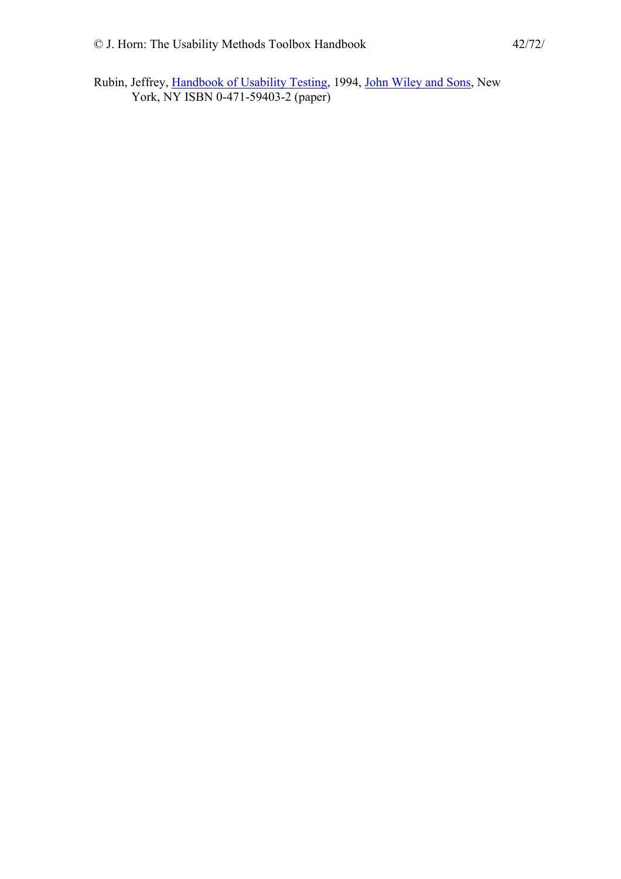Rubin, Jeffrey, Handbook of Usability Testing, 1994, John Wiley and Sons, New York, NY ISBN 0-471-59403-2 (paper)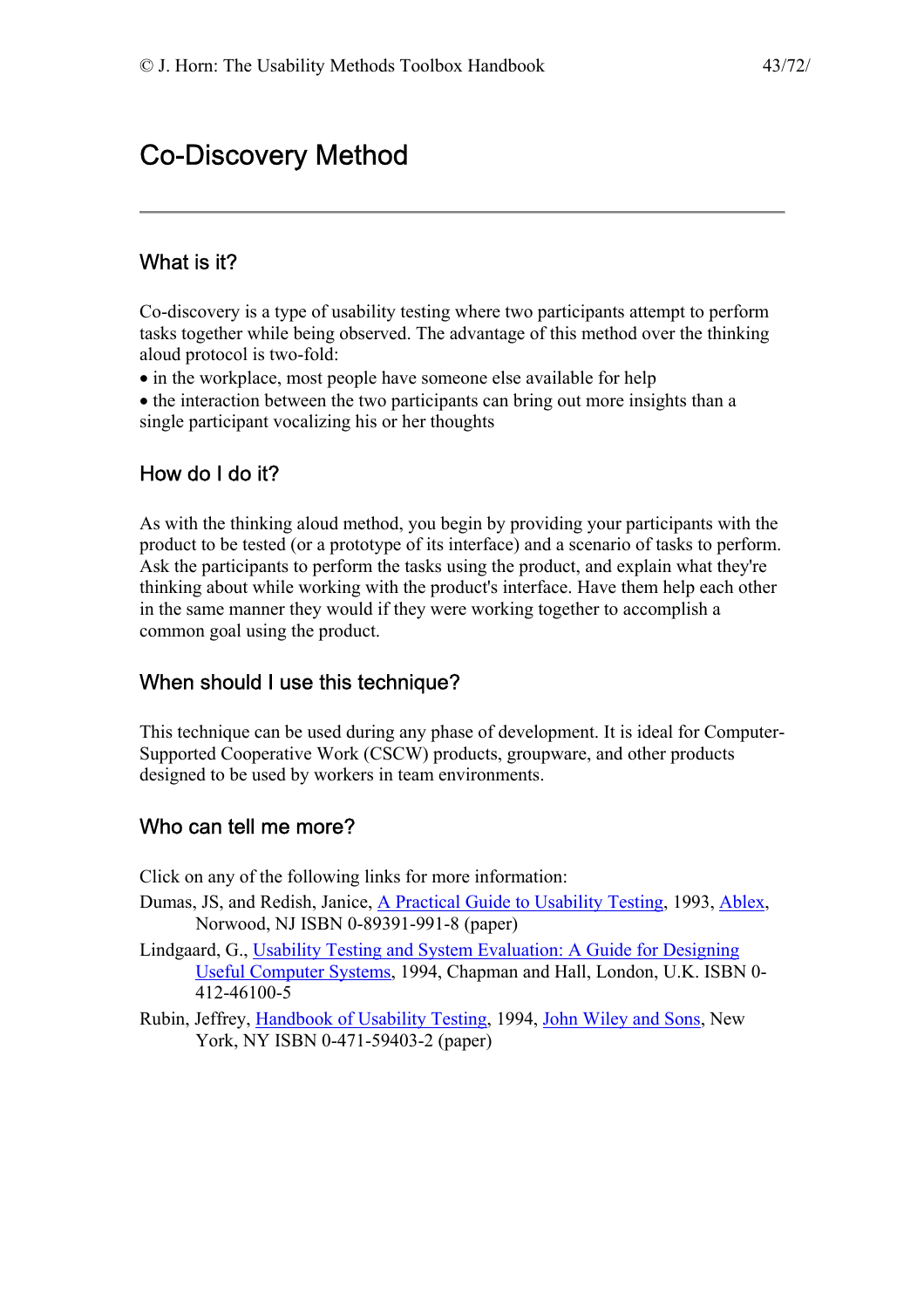# Co-Discovery Method

---

## What is it?

Co-discovery is a type of usability testing where two participants attempt to perform tasks together while being observed. The advantage of this method over the thinking aloud protocol is two-fold:

- in the workplace, most people have someone else available for help
- the interaction between the two participants can bring out more insights than a single participant vocalizing his or her thoughts

## How do I do it?

As with the thinking aloud method, you begin by providing your participants with the product to be tested (or a prototype of its interface) and a scenario of tasks to perform. Ask the participants to perform the tasks using the product, and explain what they're thinking about while working with the product's interface. Have them help each other in the same manner they would if they were working together to accomplish a common goal using the product.

## When should I use this technique?

This technique can be used during any phase of development. It is ideal for Computer-Supported Cooperative Work (CSCW) products, groupware, and other products designed to be used by workers in team environments.

## Who can tell me more?

Click on any of the following links for more information:

Dumas, JS, and Redish, Janice, A Practical Guide to Usability Testing, 1993, Ablex, Norwood, NJ ISBN 0-89391-991-8 (paper)

Lindgaard, G., Usability Testing and System Evaluation: A Guide for Designing Useful Computer Systems, 1994, Chapman and Hall, London, U.K. ISBN 0-412-46100-5

Rubin, Jeffrey, Handbook of Usability Testing, 1994, John Wiley and Sons, New York, NY ISBN 0-471-59403-2 (paper)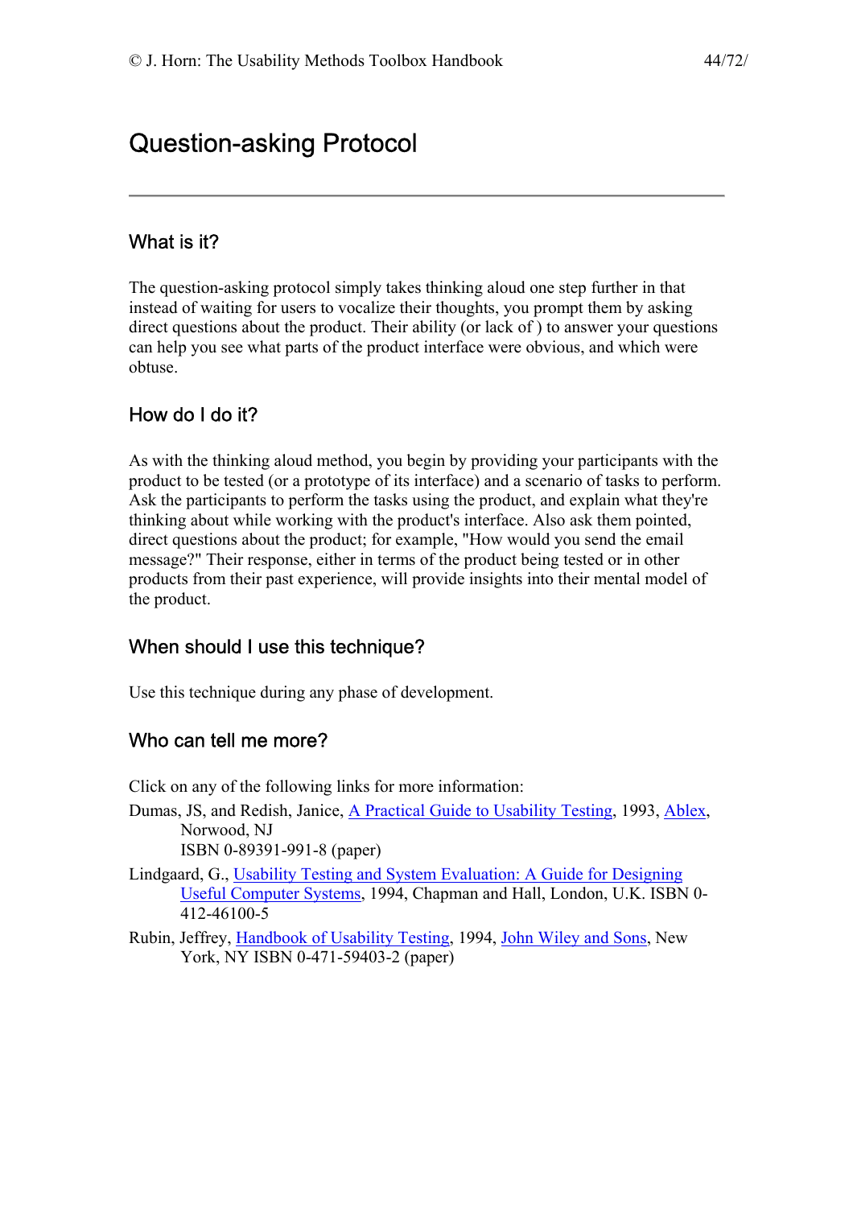# Question-asking Protocol

## What is it?

The question-asking protocol simply takes thinking aloud one step further in that instead of waiting for users to vocalize their thoughts, you prompt them by asking direct questions about the product. Their ability (or lack of ) to answer your questions can help you see what parts of the product interface were obvious, and which were obtuse.

## How do I do it?

As with the thinking aloud method, you begin by providing your participants with the product to be tested (or a prototype of its interface) and a scenario of tasks to perform. Ask the participants to perform the tasks using the product, and explain what they're thinking about while working with the product's interface. Also ask them pointed, direct questions about the product; for example, "How would you send the email message?" Their response, either in terms of the product being tested or in other products from their past experience, will provide insights into their mental model of the product.

## When should I use this technique?

Use this technique during any phase of development.

## Who can tell me more?

Click on any of the following links for more information:

Dumas, JS, and Redish, Janice, A Practical Guide to Usability Testing, 1993, Ablex, Norwood, NJ
ISBN 0-89391-991-8 (paper)

Lindgaard, G., Usability Testing and System Evaluation: A Guide for Designing Useful Computer Systems, 1994, Chapman and Hall, London, U.K. ISBN 0-412-46100-5

Rubin, Jeffrey, Handbook of Usability Testing, 1994, John Wiley and Sons, New York, NY ISBN 0-471-59403-2 (paper)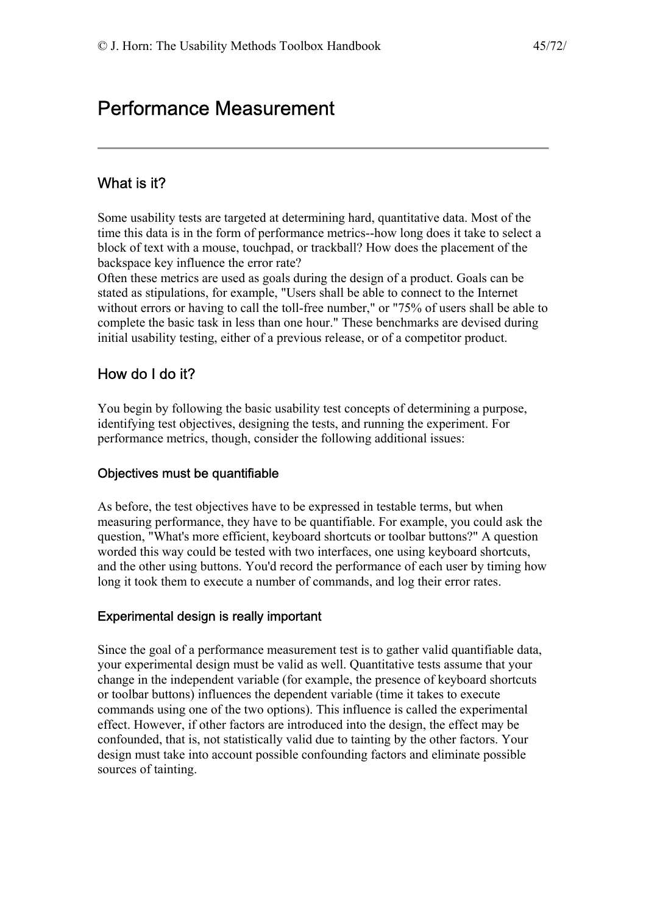# Performance Measurement

---

## What is it?

Some usability tests are targeted at determining hard, quantitative data. Most of the time this data is in the form of performance metrics--how long does it take to select a block of text with a mouse, touchpad, or trackball? How does the placement of the backspace key influence the error rate?
Often these metrics are used as goals during the design of a product. Goals can be stated as stipulations, for example, "Users shall be able to connect to the Internet without errors or having to call the toll-free number," or "75% of users shall be able to complete the basic task in less than one hour." These benchmarks are devised during initial usability testing, either of a previous release, or of a competitor product.

## How do I do it?

You begin by following the basic usability test concepts of determining a purpose, identifying test objectives, designing the tests, and running the experiment. For performance metrics, though, consider the following additional issues:

### Objectives must be quantifiable

As before, the test objectives have to be expressed in testable terms, but when measuring performance, they have to be quantifiable. For example, you could ask the question, "What's more efficient, keyboard shortcuts or toolbar buttons?" A question worded this way could be tested with two interfaces, one using keyboard shortcuts, and the other using buttons. You'd record the performance of each user by timing how long it took them to execute a number of commands, and log their error rates.

### Experimental design is really important

Since the goal of a performance measurement test is to gather valid quantifiable data, your experimental design must be valid as well. Quantitative tests assume that your change in the independent variable (for example, the presence of keyboard shortcuts or toolbar buttons) influences the dependent variable (time it takes to execute commands using one of the two options). This influence is called the experimental effect. However, if other factors are introduced into the design, the effect may be confounded, that is, not statistically valid due to tainting by the other factors. Your design must take into account possible confounding factors and eliminate possible sources of tainting.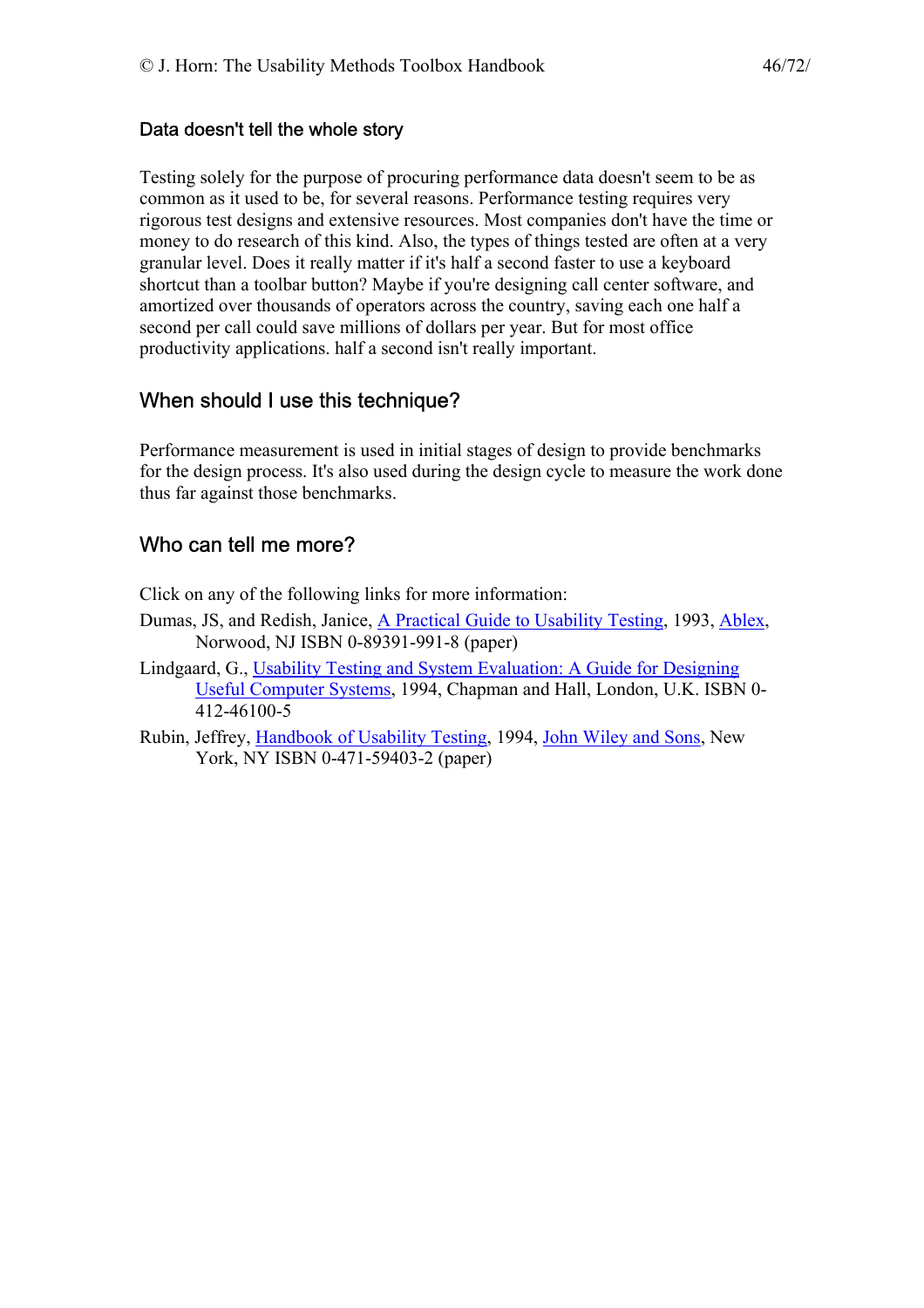### Data doesn't tell the whole story

Testing solely for the purpose of procuring performance data doesn't seem to be as common as it used to be, for several reasons. Performance testing requires very rigorous test designs and extensive resources. Most companies don't have the time or money to do research of this kind. Also, the types of things tested are often at a very granular level. Does it really matter if it's half a second faster to use a keyboard shortcut than a toolbar button? Maybe if you're designing call center software, and amortized over thousands of operators across the country, saving each one half a second per call could save millions of dollars per year. But for most office productivity applications. half a second isn't really important.

## When should I use this technique?

Performance measurement is used in initial stages of design to provide benchmarks for the design process. It's also used during the design cycle to measure the work done thus far against those benchmarks.

## Who can tell me more?

Click on any of the following links for more information:

Dumas, JS, and Redish, Janice, A Practical Guide to Usability Testing, 1993, Ablex, Norwood, NJ ISBN 0-89391-991-8 (paper)

Lindgaard, G., Usability Testing and System Evaluation: A Guide for Designing Useful Computer Systems, 1994, Chapman and Hall, London, U.K. ISBN 0-412-46100-5

Rubin, Jeffrey, Handbook of Usability Testing, 1994, John Wiley and Sons, New York, NY ISBN 0-471-59403-2 (paper)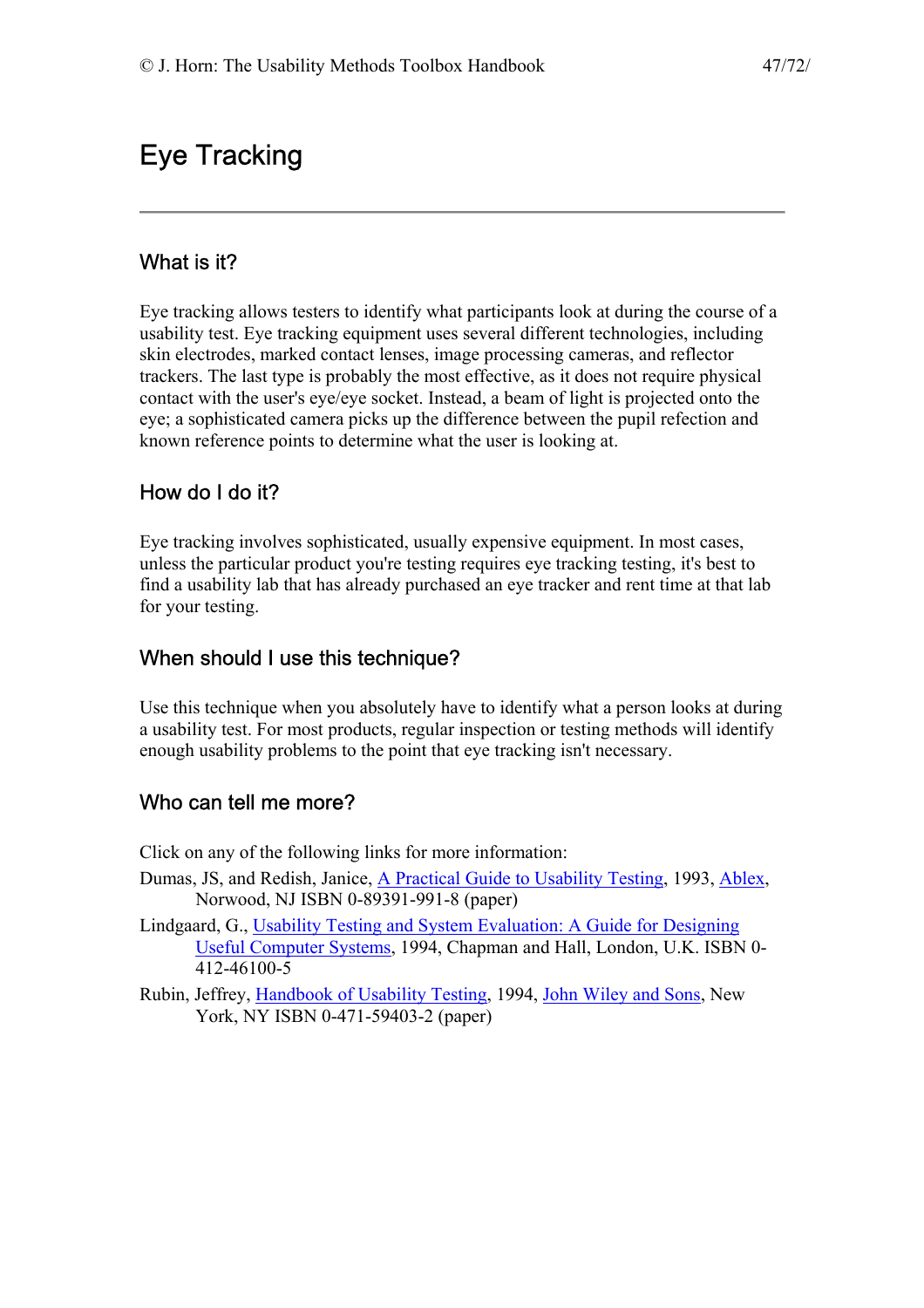# Eye Tracking

## What is it?

Eye tracking allows testers to identify what participants look at during the course of a usability test. Eye tracking equipment uses several different technologies, including skin electrodes, marked contact lenses, image processing cameras, and reflector trackers. The last type is probably the most effective, as it does not require physical contact with the user's eye/eye socket. Instead, a beam of light is projected onto the eye; a sophisticated camera picks up the difference between the pupil refection and known reference points to determine what the user is looking at.

## How do I do it?

Eye tracking involves sophisticated, usually expensive equipment. In most cases, unless the particular product you're testing requires eye tracking testing, it's best to find a usability lab that has already purchased an eye tracker and rent time at that lab for your testing.

## When should I use this technique?

Use this technique when you absolutely have to identify what a person looks at during a usability test. For most products, regular inspection or testing methods will identify enough usability problems to the point that eye tracking isn't necessary.

## Who can tell me more?

Click on any of the following links for more information:

Dumas, JS, and Redish, Janice, A Practical Guide to Usability Testing, 1993, Ablex, Norwood, NJ ISBN 0-89391-991-8 (paper)

Lindgaard, G., Usability Testing and System Evaluation: A Guide for Designing Useful Computer Systems, 1994, Chapman and Hall, London, U.K. ISBN 0-412-46100-5

Rubin, Jeffrey, Handbook of Usability Testing, 1994, John Wiley and Sons, New York, NY ISBN 0-471-59403-2 (paper)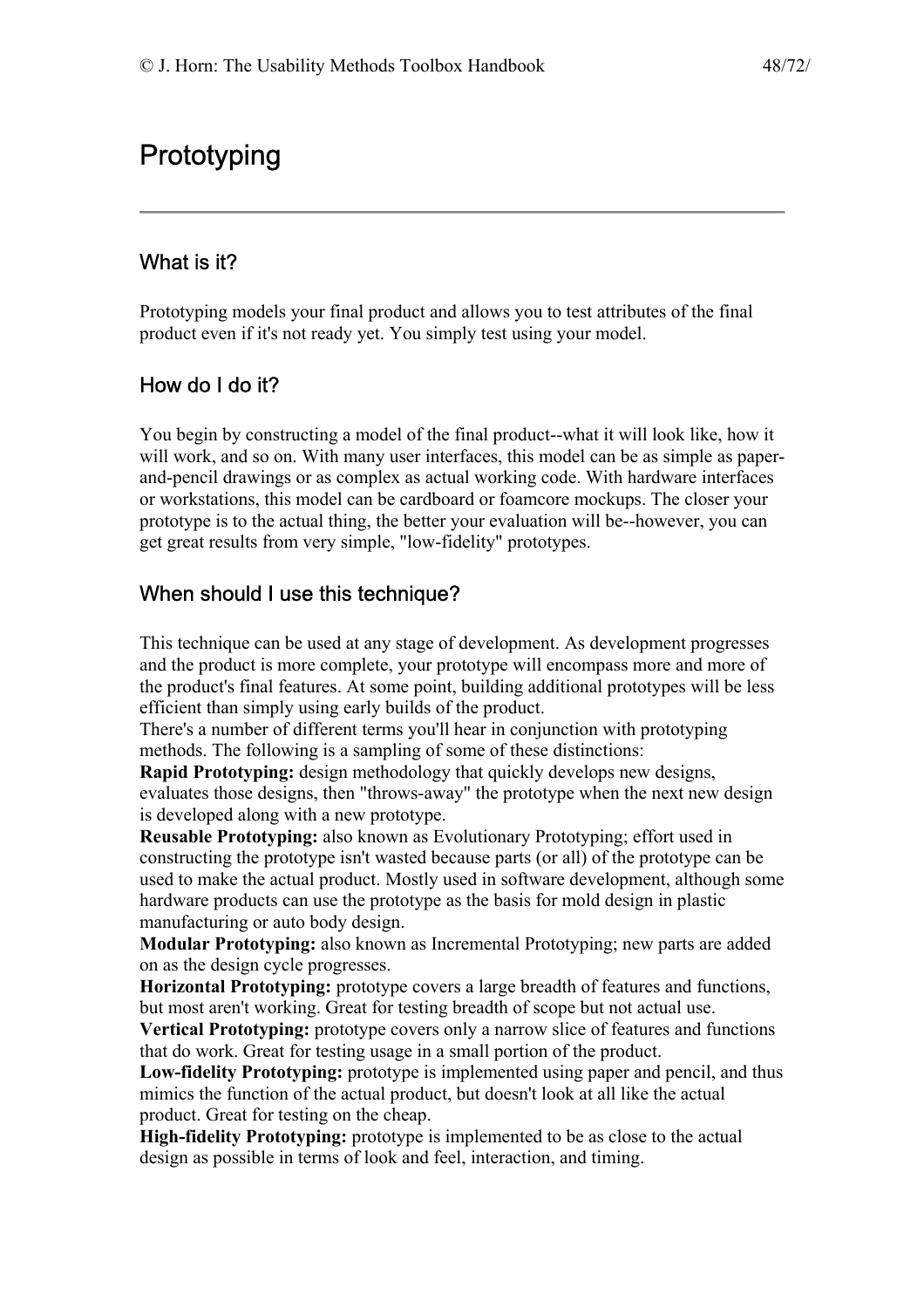# Prototyping

## What is it?

Prototyping models your final product and allows you to test attributes of the final product even if it's not ready yet. You simply test using your model.

## How do I do it?

You begin by constructing a model of the final product--what it will look like, how it will work, and so on. With many user interfaces, this model can be as simple as paper-and-pencil drawings or as complex as actual working code. With hardware interfaces or workstations, this model can be cardboard or foamcore mockups. The closer your prototype is to the actual thing, the better your evaluation will be--however, you can get great results from very simple, "low-fidelity" prototypes.

## When should I use this technique?

This technique can be used at any stage of development. As development progresses and the product is more complete, your prototype will encompass more and more of the product's final features. At some point, building additional prototypes will be less efficient than simply using early builds of the product.

There's a number of different terms you'll hear in conjunction with prototyping methods. The following is a sampling of some of these distinctions:

**Rapid Prototyping:** design methodology that quickly develops new designs, evaluates those designs, then "throws-away" the prototype when the next new design is developed along with a new prototype.

**Reusable Prototyping:** also known as Evolutionary Prototyping; effort used in constructing the prototype isn't wasted because parts (or all) of the prototype can be used to make the actual product. Mostly used in software development, although some hardware products can use the prototype as the basis for mold design in plastic manufacturing or auto body design.

**Modular Prototyping:** also known as Incremental Prototyping; new parts are added on as the design cycle progresses.

**Horizontal Prototyping:** prototype covers a large breadth of features and functions, but most aren't working. Great for testing breadth of scope but not actual use.

**Vertical Prototyping:** prototype covers only a narrow slice of features and functions that do work. Great for testing usage in a small portion of the product.

**Low-fidelity Prototyping:** prototype is implemented using paper and pencil, and thus mimics the function of the actual product, but doesn't look at all like the actual product. Great for testing on the cheap.

**High-fidelity Prototyping:** prototype is implemented to be as close to the actual design as possible in terms of look and feel, interaction, and timing.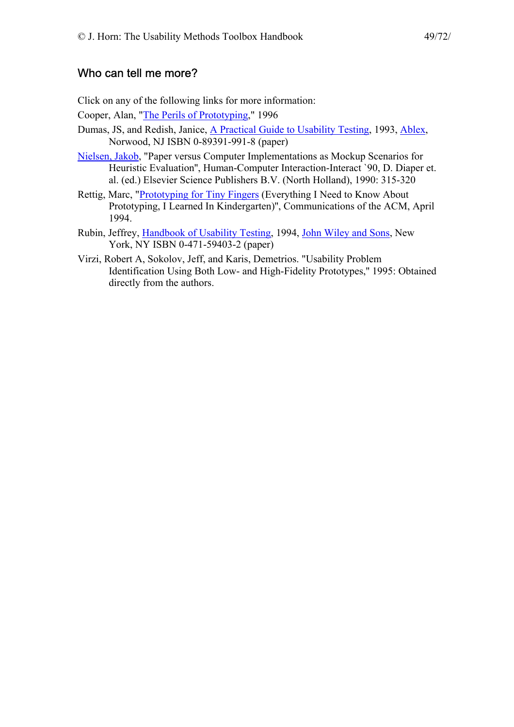## Who can tell me more?

Click on any of the following links for more information:

Cooper, Alan, "The Perils of Prototyping," 1996

Dumas, JS, and Redish, Janice, A Practical Guide to Usability Testing, 1993, Ablex, Norwood, NJ ISBN 0-89391-991-8 (paper)

Nielsen, Jakob, "Paper versus Computer Implementations as Mockup Scenarios for Heuristic Evaluation", Human-Computer Interaction-Interact `90, D. Diaper et. al. (ed.) Elsevier Science Publishers B.V. (North Holland), 1990: 315-320

Rettig, Marc, "Prototyping for Tiny Fingers (Everything I Need to Know About Prototyping, I Learned In Kindergarten)", Communications of the ACM, April 1994.

Rubin, Jeffrey, Handbook of Usability Testing, 1994, John Wiley and Sons, New York, NY ISBN 0-471-59403-2 (paper)

Virzi, Robert A, Sokolov, Jeff, and Karis, Demetrios. "Usability Problem Identification Using Both Low- and High-Fidelity Prototypes," 1995: Obtained directly from the authors.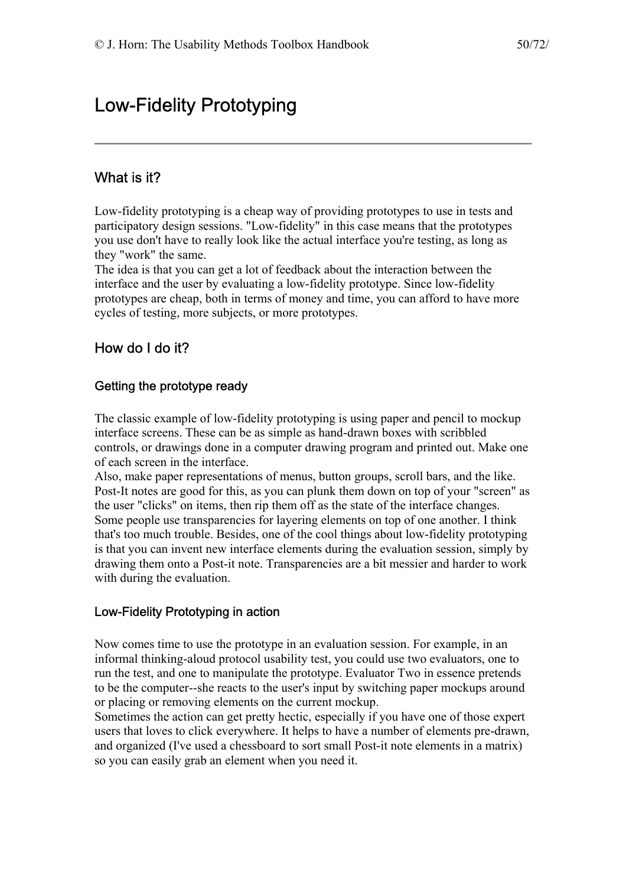# Low-Fidelity Prototyping

## What is it?

Low-fidelity prototyping is a cheap way of providing prototypes to use in tests and participatory design sessions. "Low-fidelity" in this case means that the prototypes you use don't have to really look like the actual interface you're testing, as long as they "work" the same.

The idea is that you can get a lot of feedback about the interaction between the interface and the user by evaluating a low-fidelity prototype. Since low-fidelity prototypes are cheap, both in terms of money and time, you can afford to have more cycles of testing, more subjects, or more prototypes.

## How do I do it?

### Getting the prototype ready

The classic example of low-fidelity prototyping is using paper and pencil to mockup interface screens. These can be as simple as hand-drawn boxes with scribbled controls, or drawings done in a computer drawing program and printed out. Make one of each screen in the interface.

Also, make paper representations of menus, button groups, scroll bars, and the like. Post-It notes are good for this, as you can plunk them down on top of your "screen" as the user "clicks" on items, then rip them off as the state of the interface changes. Some people use transparencies for layering elements on top of one another. I think that's too much trouble. Besides, one of the cool things about low-fidelity prototyping is that you can invent new interface elements during the evaluation session, simply by drawing them onto a Post-it note. Transparencies are a bit messier and harder to work with during the evaluation.

### Low-Fidelity Prototyping in action

Now comes time to use the prototype in an evaluation session. For example, in an informal thinking-aloud protocol usability test, you could use two evaluators, one to run the test, and one to manipulate the prototype. Evaluator Two in essence pretends to be the computer--she reacts to the user's input by switching paper mockups around or placing or removing elements on the current mockup.

Sometimes the action can get pretty hectic, especially if you have one of those expert users that loves to click everywhere. It helps to have a number of elements pre-drawn, and organized (I've used a chessboard to sort small Post-it note elements in a matrix) so you can easily grab an element when you need it.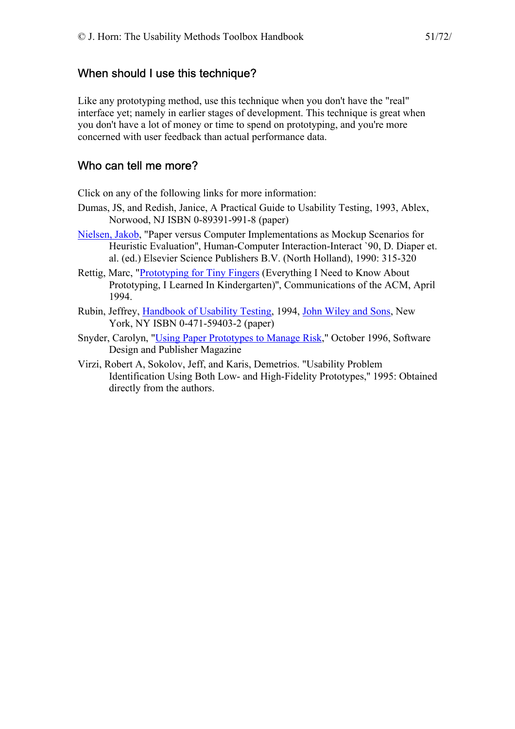## When should I use this technique?

Like any prototyping method, use this technique when you don't have the "real" interface yet; namely in earlier stages of development. This technique is great when you don't have a lot of money or time to spend on prototyping, and you're more concerned with user feedback than actual performance data.

## Who can tell me more?

Click on any of the following links for more information:

Dumas, JS, and Redish, Janice, A Practical Guide to Usability Testing, 1993, Ablex, Norwood, NJ ISBN 0-89391-991-8 (paper)

Nielsen, Jakob, "Paper versus Computer Implementations as Mockup Scenarios for Heuristic Evaluation", Human-Computer Interaction-Interact `90, D. Diaper et. al. (ed.) Elsevier Science Publishers B.V. (North Holland), 1990: 315-320

Rettig, Marc, "Prototyping for Tiny Fingers (Everything I Need to Know About Prototyping, I Learned In Kindergarten)", Communications of the ACM, April 1994.

Rubin, Jeffrey, Handbook of Usability Testing, 1994, John Wiley and Sons, New York, NY ISBN 0-471-59403-2 (paper)

Snyder, Carolyn, "Using Paper Prototypes to Manage Risk," October 1996, Software Design and Publisher Magazine

Virzi, Robert A, Sokolov, Jeff, and Karis, Demetrios. "Usability Problem Identification Using Both Low- and High-Fidelity Prototypes," 1995: Obtained directly from the authors.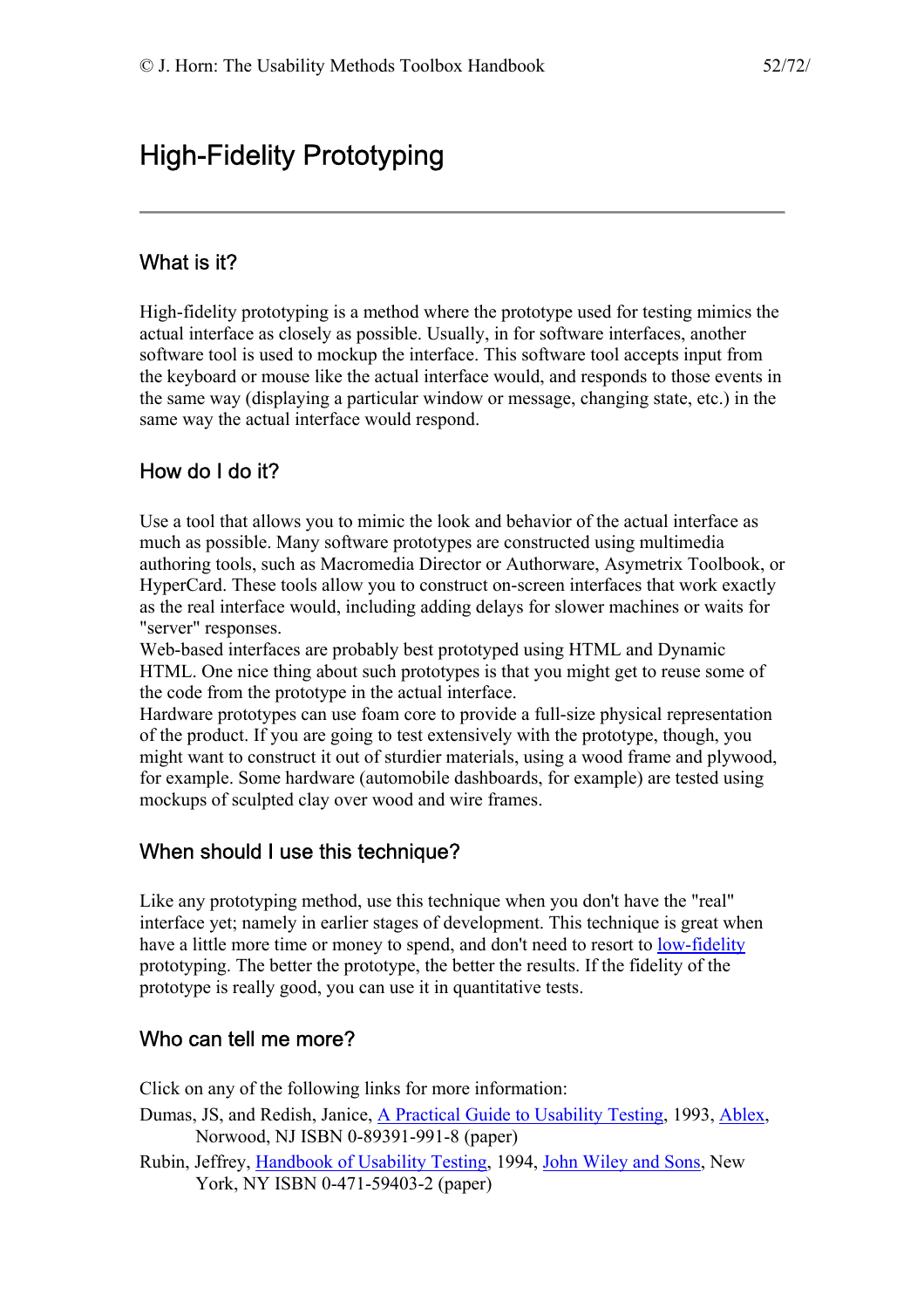# High-Fidelity Prototyping

---

## What is it?

High-fidelity prototyping is a method where the prototype used for testing mimics the actual interface as closely as possible. Usually, in for software interfaces, another software tool is used to mockup the interface. This software tool accepts input from the keyboard or mouse like the actual interface would, and responds to those events in the same way (displaying a particular window or message, changing state, etc.) in the same way the actual interface would respond.

## How do I do it?

Use a tool that allows you to mimic the look and behavior of the actual interface as much as possible. Many software prototypes are constructed using multimedia authoring tools, such as Macromedia Director or Authorware, Asymetrix Toolbook, or HyperCard. These tools allow you to construct on-screen interfaces that work exactly as the real interface would, including adding delays for slower machines or waits for "server" responses.

Web-based interfaces are probably best prototyped using HTML and Dynamic HTML. One nice thing about such prototypes is that you might get to reuse some of the code from the prototype in the actual interface.

Hardware prototypes can use foam core to provide a full-size physical representation of the product. If you are going to test extensively with the prototype, though, you might want to construct it out of sturdier materials, using a wood frame and plywood, for example. Some hardware (automobile dashboards, for example) are tested using mockups of sculpted clay over wood and wire frames.

## When should I use this technique?

Like any prototyping method, use this technique when you don't have the "real" interface yet; namely in earlier stages of development. This technique is great when have a little more time or money to spend, and don't need to resort to low-fidelity prototyping. The better the prototype, the better the results. If the fidelity of the prototype is really good, you can use it in quantitative tests.

## Who can tell me more?

Click on any of the following links for more information:

Dumas, JS, and Redish, Janice, A Practical Guide to Usability Testing, 1993, Ablex, Norwood, NJ ISBN 0-89391-991-8 (paper)

Rubin, Jeffrey, Handbook of Usability Testing, 1994, John Wiley and Sons, New York, NY ISBN 0-471-59403-2 (paper)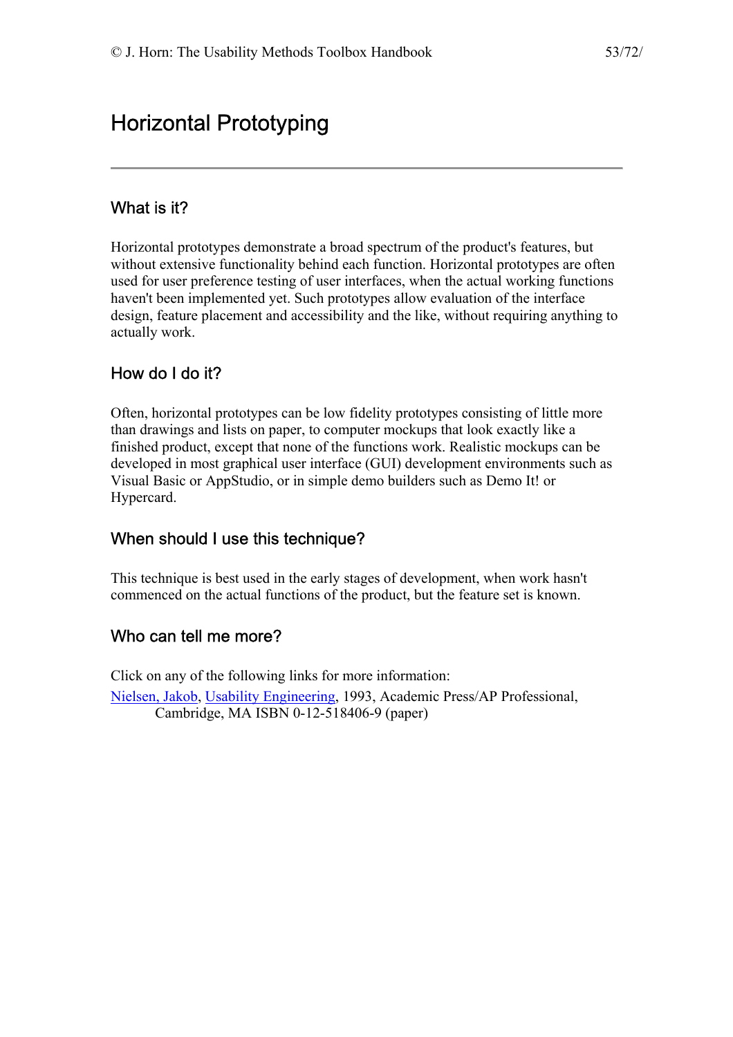# Horizontal Prototyping

---

## What is it?

Horizontal prototypes demonstrate a broad spectrum of the product's features, but without extensive functionality behind each function. Horizontal prototypes are often used for user preference testing of user interfaces, when the actual working functions haven't been implemented yet. Such prototypes allow evaluation of the interface design, feature placement and accessibility and the like, without requiring anything to actually work.

## How do I do it?

Often, horizontal prototypes can be low fidelity prototypes consisting of little more than drawings and lists on paper, to computer mockups that look exactly like a finished product, except that none of the functions work. Realistic mockups can be developed in most graphical user interface (GUI) development environments such as Visual Basic or AppStudio, or in simple demo builders such as Demo It! or Hypercard.

## When should I use this technique?

This technique is best used in the early stages of development, when work hasn't commenced on the actual functions of the product, but the feature set is known.

## Who can tell me more?

Click on any of the following links for more information:

Nielsen, Jakob, Usability Engineering, 1993, Academic Press/AP Professional, Cambridge, MA ISBN 0-12-518406-9 (paper)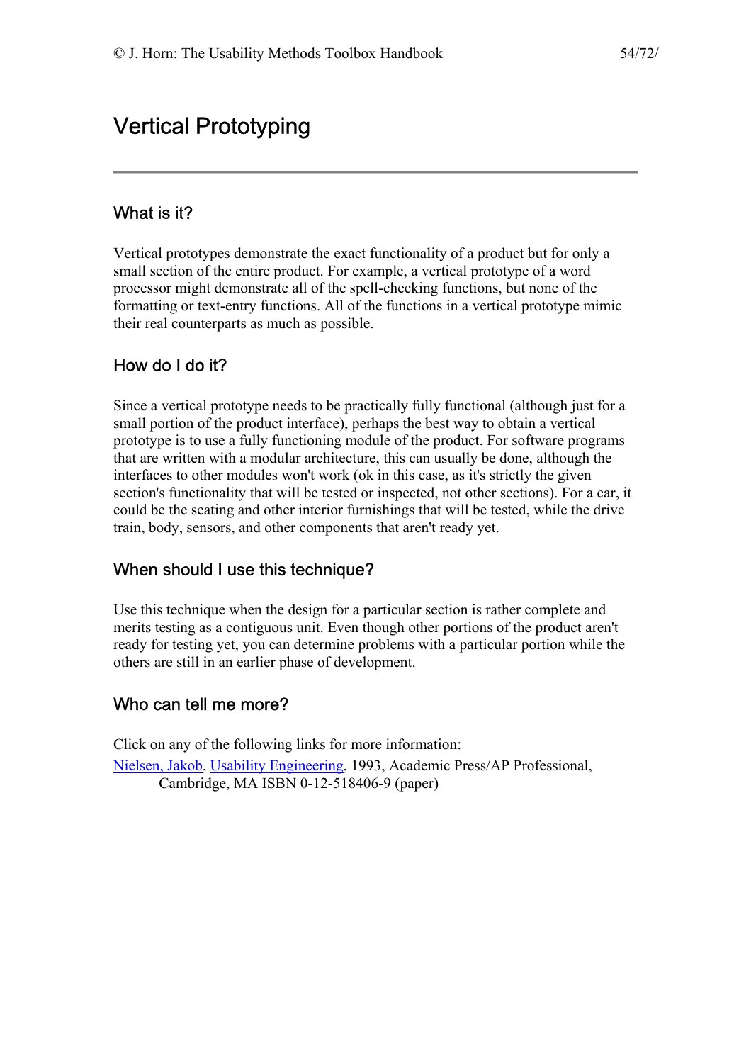# Vertical Prototyping

## What is it?

Vertical prototypes demonstrate the exact functionality of a product but for only a small section of the entire product. For example, a vertical prototype of a word processor might demonstrate all of the spell-checking functions, but none of the formatting or text-entry functions. All of the functions in a vertical prototype mimic their real counterparts as much as possible.

## How do I do it?

Since a vertical prototype needs to be practically fully functional (although just for a small portion of the product interface), perhaps the best way to obtain a vertical prototype is to use a fully functioning module of the product. For software programs that are written with a modular architecture, this can usually be done, although the interfaces to other modules won't work (ok in this case, as it's strictly the given section's functionality that will be tested or inspected, not other sections). For a car, it could be the seating and other interior furnishings that will be tested, while the drive train, body, sensors, and other components that aren't ready yet.

## When should I use this technique?

Use this technique when the design for a particular section is rather complete and merits testing as a contiguous unit. Even though other portions of the product aren't ready for testing yet, you can determine problems with a particular portion while the others are still in an earlier phase of development.

## Who can tell me more?

Click on any of the following links for more information:

Nielsen, Jakob, Usability Engineering, 1993, Academic Press/AP Professional, Cambridge, MA ISBN 0-12-518406-9 (paper)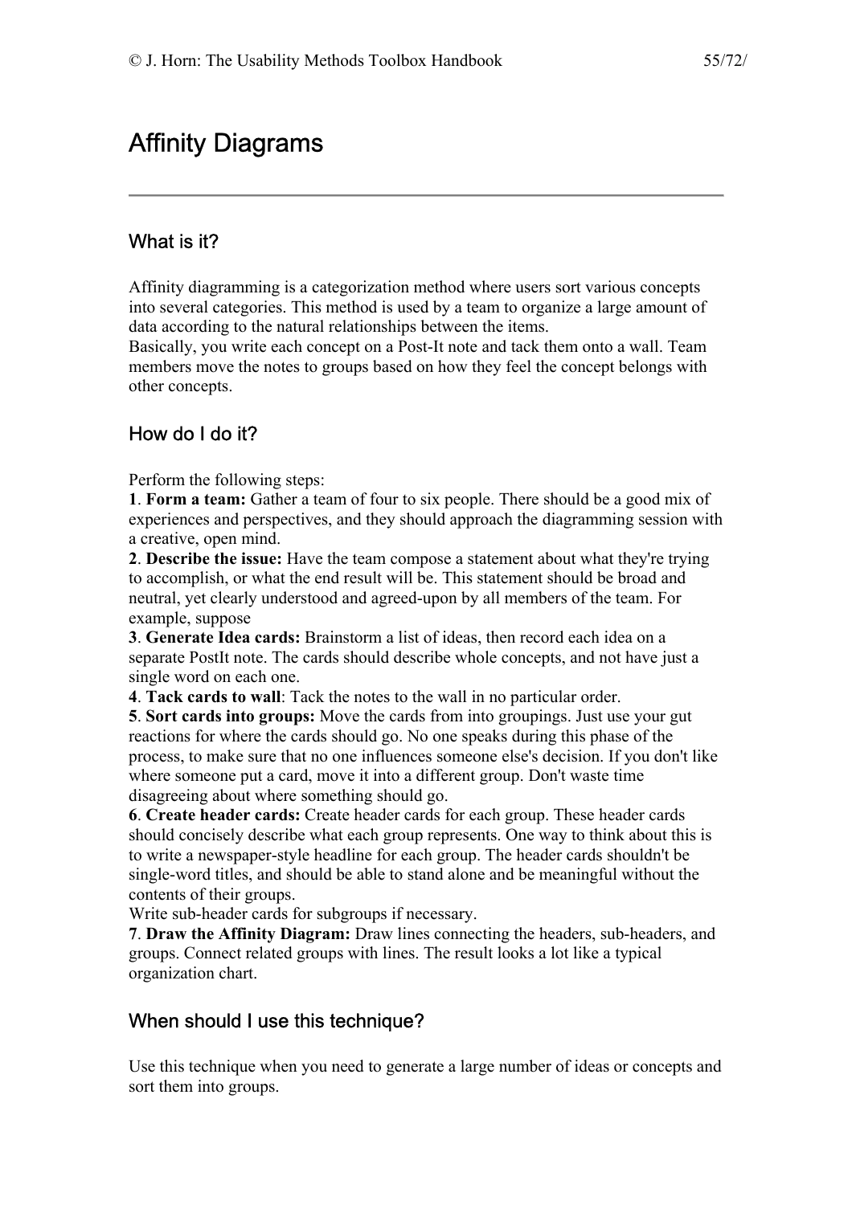# Affinity Diagrams

---

## What is it?

Affinity diagramming is a categorization method where users sort various concepts into several categories. This method is used by a team to organize a large amount of data according to the natural relationships between the items.
Basically, you write each concept on a Post-It note and tack them onto a wall. Team members move the notes to groups based on how they feel the concept belongs with other concepts.

## How do I do it?

Perform the following steps:
**1**. **Form a team:** Gather a team of four to six people. There should be a good mix of experiences and perspectives, and they should approach the diagramming session with a creative, open mind.
**2**. **Describe the issue:** Have the team compose a statement about what they're trying to accomplish, or what the end result will be. This statement should be broad and neutral, yet clearly understood and agreed-upon by all members of the team. For example, suppose
**3**. **Generate Idea cards:** Brainstorm a list of ideas, then record each idea on a separate PostIt note. The cards should describe whole concepts, and not have just a single word on each one.
**4**. **Tack cards to wall**: Tack the notes to the wall in no particular order.
**5**. **Sort cards into groups:** Move the cards from into groupings. Just use your gut reactions for where the cards should go. No one speaks during this phase of the process, to make sure that no one influences someone else's decision. If you don't like where someone put a card, move it into a different group. Don't waste time disagreeing about where something should go.
**6**. **Create header cards:** Create header cards for each group. These header cards should concisely describe what each group represents. One way to think about this is to write a newspaper-style headline for each group. The header cards shouldn't be single-word titles, and should be able to stand alone and be meaningful without the contents of their groups.
Write sub-header cards for subgroups if necessary.
**7**. **Draw the Affinity Diagram:** Draw lines connecting the headers, sub-headers, and groups. Connect related groups with lines. The result looks a lot like a typical organization chart.

## When should I use this technique?

Use this technique when you need to generate a large number of ideas or concepts and sort them into groups.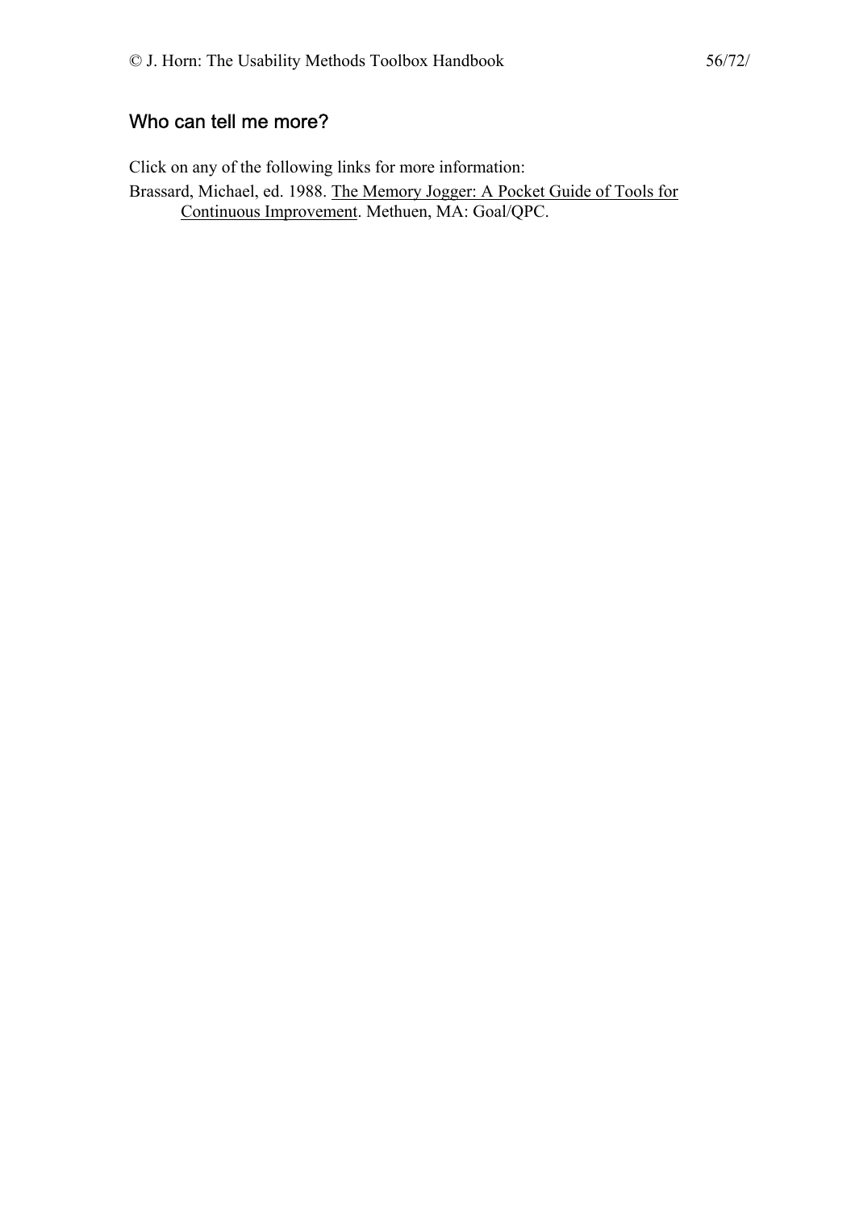## Who can tell me more?

Click on any of the following links for more information:

Brassard, Michael, ed. 1988. The Memory Jogger: A Pocket Guide of Tools for Continuous Improvement. Methuen, MA: Goal/QPC.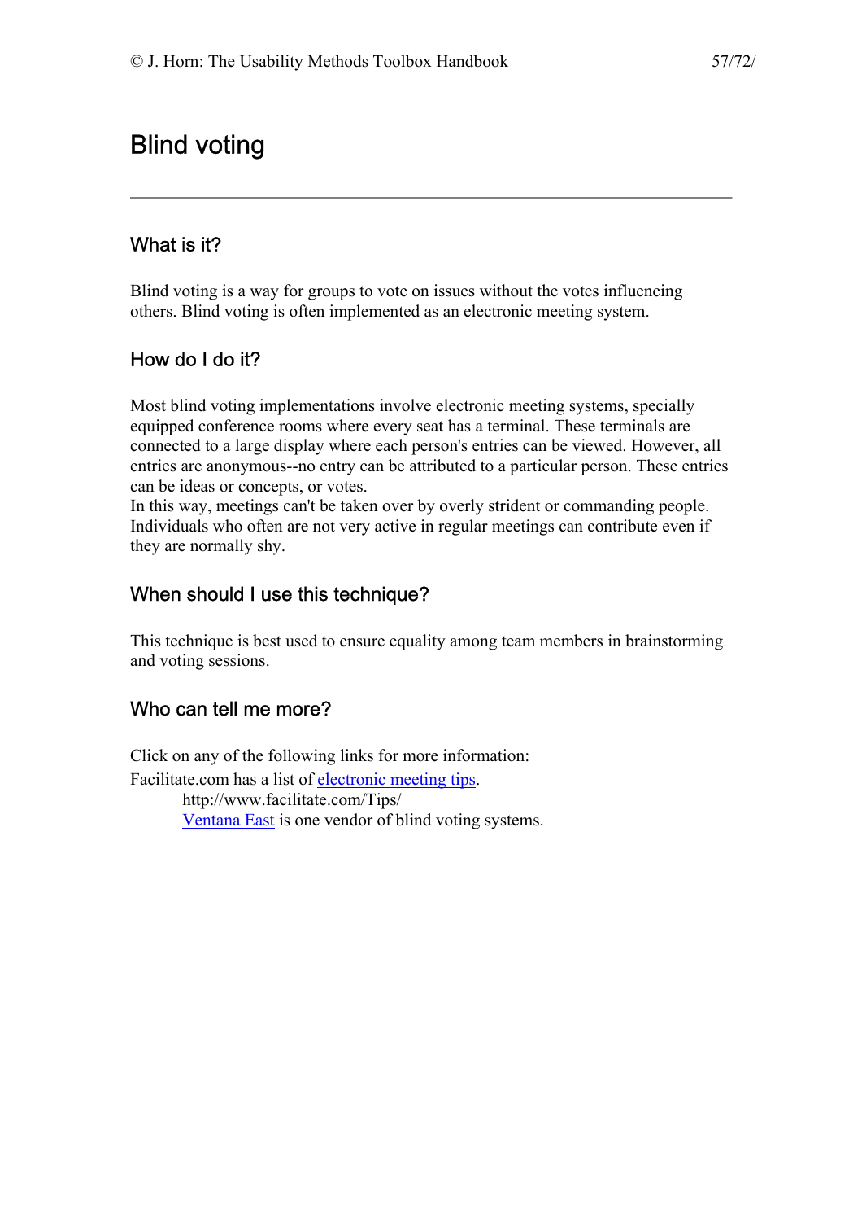# Blind voting

## What is it?

Blind voting is a way for groups to vote on issues without the votes influencing others. Blind voting is often implemented as an electronic meeting system.

## How do I do it?

Most blind voting implementations involve electronic meeting systems, specially equipped conference rooms where every seat has a terminal. These terminals are connected to a large display where each person's entries can be viewed. However, all entries are anonymous--no entry can be attributed to a particular person. These entries can be ideas or concepts, or votes.
In this way, meetings can't be taken over by overly strident or commanding people. Individuals who often are not very active in regular meetings can contribute even if they are normally shy.

## When should I use this technique?

This technique is best used to ensure equality among team members in brainstorming and voting sessions.

## Who can tell me more?

Click on any of the following links for more information:

Facilitate.com has a list of electronic meeting tips.
 http://www.facilitate.com/Tips/
 Ventana East is one vendor of blind voting systems.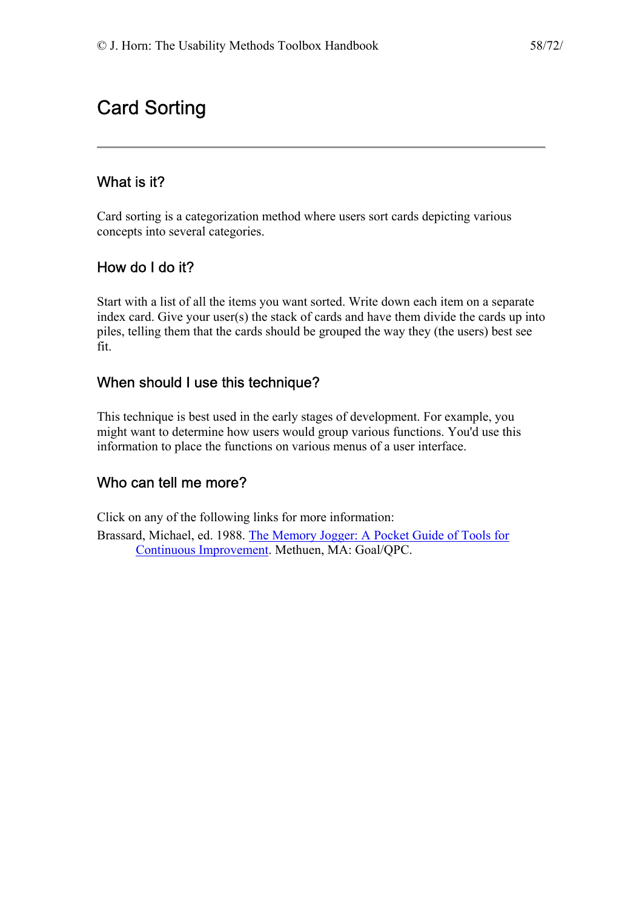# Card Sorting

---

## What is it?

Card sorting is a categorization method where users sort cards depicting various concepts into several categories.

## How do I do it?

Start with a list of all the items you want sorted. Write down each item on a separate index card. Give your user(s) the stack of cards and have them divide the cards up into piles, telling them that the cards should be grouped the way they (the users) best see fit.

## When should I use this technique?

This technique is best used in the early stages of development. For example, you might want to determine how users would group various functions. You'd use this information to place the functions on various menus of a user interface.

## Who can tell me more?

Click on any of the following links for more information:

Brassard, Michael, ed. 1988. The Memory Jogger: A Pocket Guide of Tools for Continuous Improvement. Methuen, MA: Goal/QPC.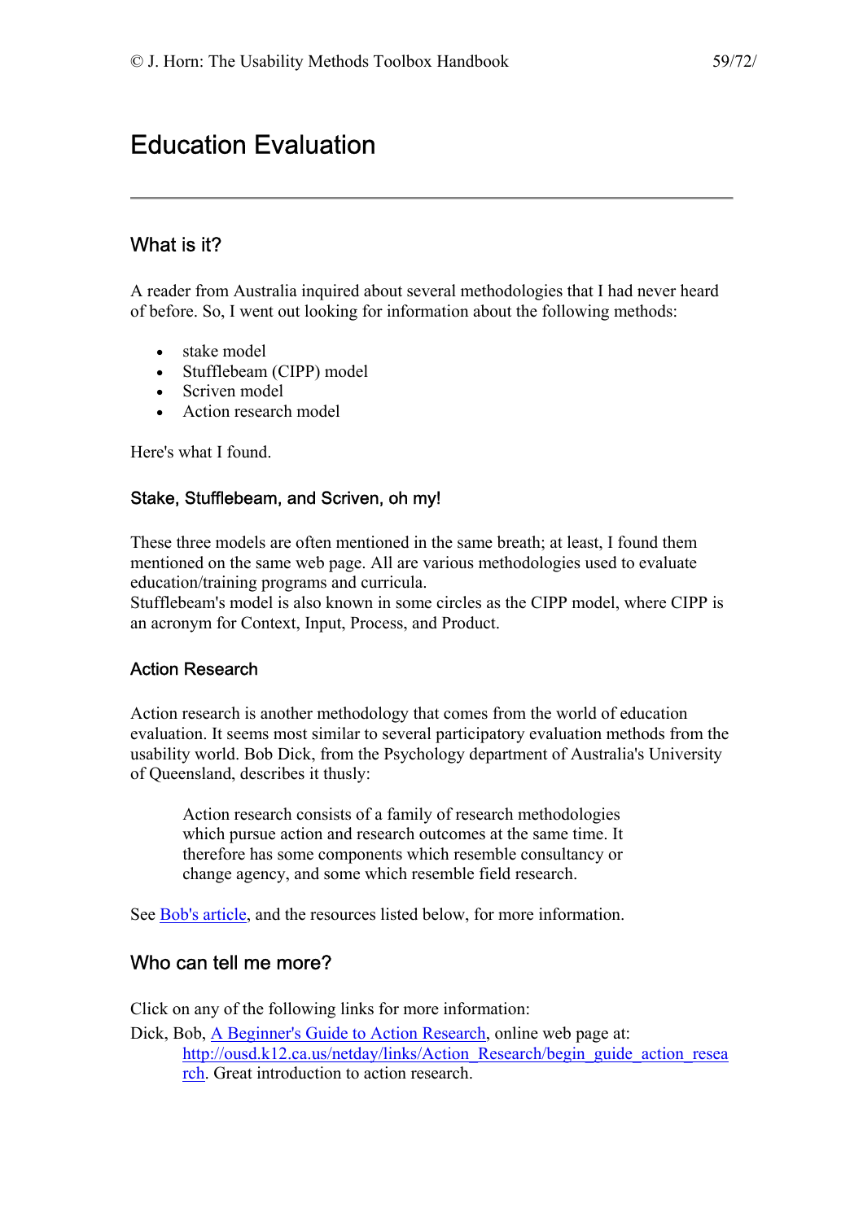# Education Evaluation

---

## What is it?

A reader from Australia inquired about several methodologies that I had never heard of before. So, I went out looking for information about the following methods:

- stake model
- Stufflebeam (CIPP) model
- Scriven model
- Action research model

Here's what I found.

### Stake, Stufflebeam, and Scriven, oh my!

These three models are often mentioned in the same breath; at least, I found them mentioned on the same web page. All are various methodologies used to evaluate education/training programs and curricula.
Stufflebeam's model is also known in some circles as the CIPP model, where CIPP is an acronym for Context, Input, Process, and Product.

### Action Research

Action research is another methodology that comes from the world of education evaluation. It seems most similar to several participatory evaluation methods from the usability world. Bob Dick, from the Psychology department of Australia's University of Queensland, describes it thusly:

> Action research consists of a family of research methodologies which pursue action and research outcomes at the same time. It therefore has some components which resemble consultancy or change agency, and some which resemble field research.

See Bob's article, and the resources listed below, for more information.

## Who can tell me more?

Click on any of the following links for more information:

Dick, Bob, A Beginner's Guide to Action Research, online web page at: http://ousd.k12.ca.us/netday/links/Action_Research/begin_guide_action_research. Great introduction to action research.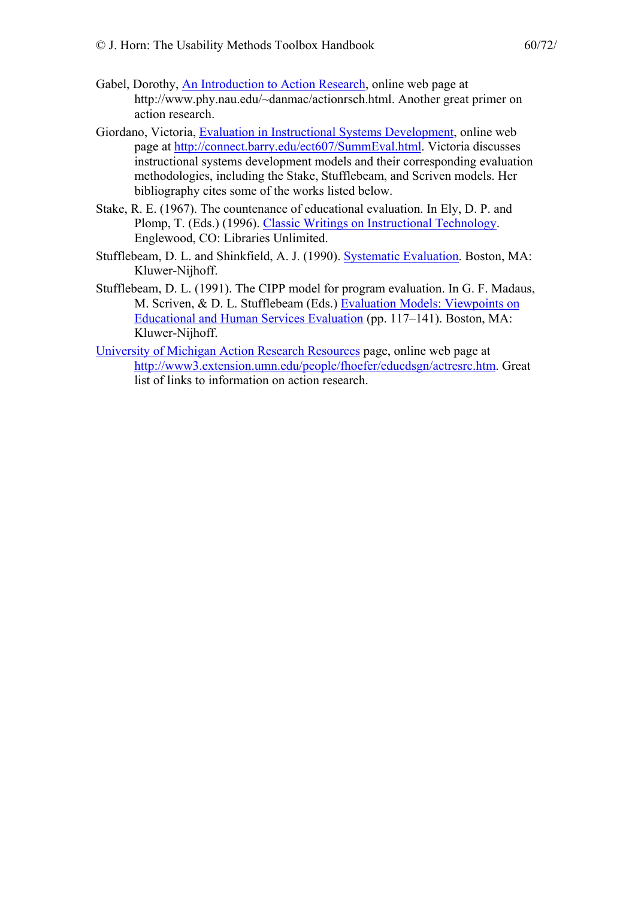Gabel, Dorothy, An Introduction to Action Research, online web page at http://www.phy.nau.edu/~danmac/actionrsch.html. Another great primer on action research.

Giordano, Victoria, Evaluation in Instructional Systems Development, online web page at http://connect.barry.edu/ect607/SummEval.html. Victoria discusses instructional systems development models and their corresponding evaluation methodologies, including the Stake, Stufflebeam, and Scriven models. Her bibliography cites some of the works listed below.

Stake, R. E. (1967). The countenance of educational evaluation. In Ely, D. P. and Plomp, T. (Eds.) (1996). Classic Writings on Instructional Technology. Englewood, CO: Libraries Unlimited.

Stufflebeam, D. L. and Shinkfield, A. J. (1990). Systematic Evaluation. Boston, MA: Kluwer-Nijhoff.

Stufflebeam, D. L. (1991). The CIPP model for program evaluation. In G. F. Madaus, M. Scriven, & D. L. Stufflebeam (Eds.) Evaluation Models: Viewpoints on Educational and Human Services Evaluation (pp. 117–141). Boston, MA: Kluwer-Nijhoff.

University of Michigan Action Research Resources page, online web page at http://www3.extension.umn.edu/people/fhoefer/educdsgn/actresrc.htm. Great list of links to information on action research.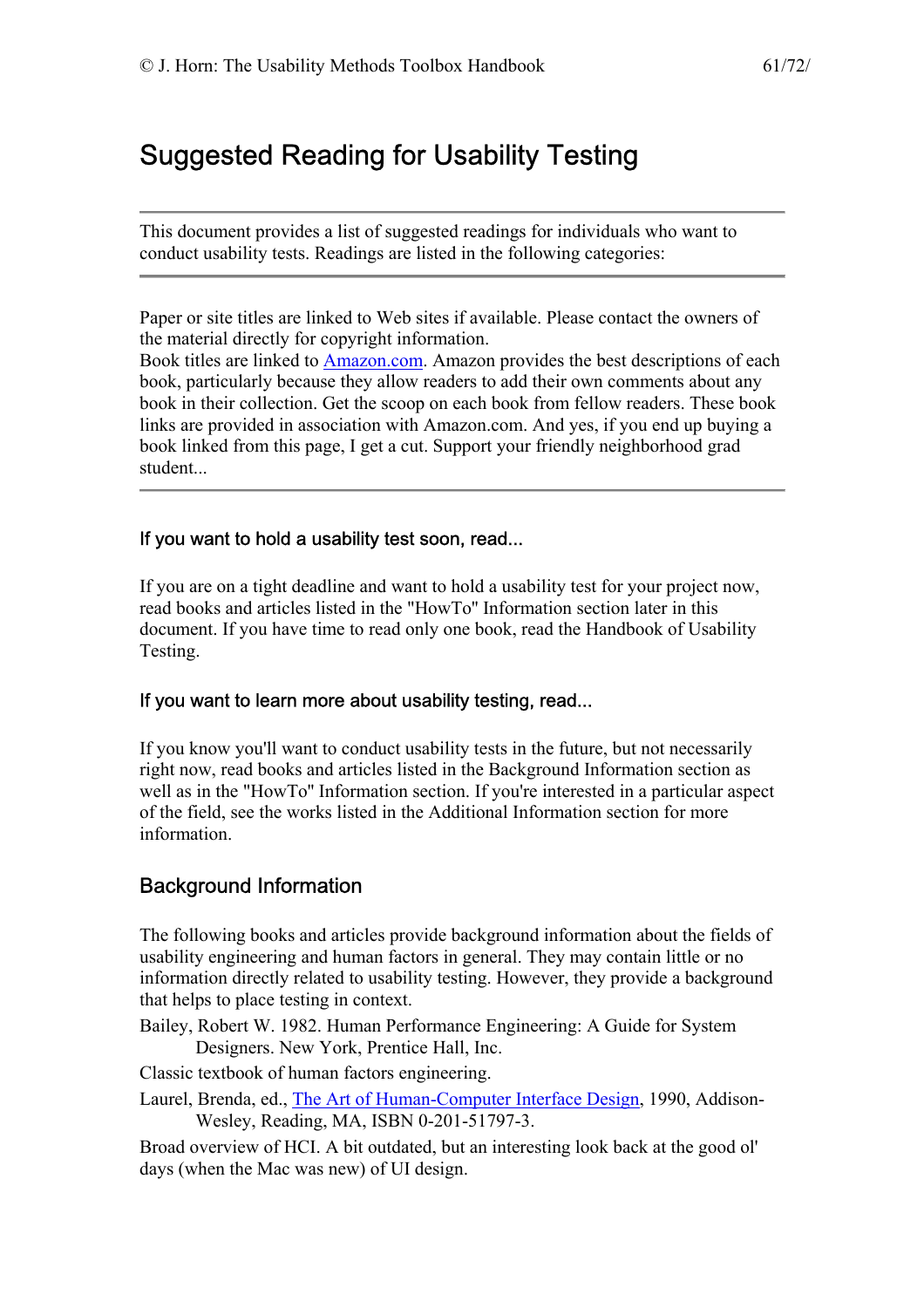# Suggested Reading for Usability Testing

---

This document provides a list of suggested readings for individuals who want to conduct usability tests. Readings are listed in the following categories:

---

Paper or site titles are linked to Web sites if available. Please contact the owners of the material directly for copyright information.
Book titles are linked to Amazon.com. Amazon provides the best descriptions of each book, particularly because they allow readers to add their own comments about any book in their collection. Get the scoop on each book from fellow readers. These book links are provided in association with Amazon.com. And yes, if you end up buying a book linked from this page, I get a cut. Support your friendly neighborhood grad student...

---

### If you want to hold a usability test soon, read...

If you are on a tight deadline and want to hold a usability test for your project now, read books and articles listed in the "HowTo" Information section later in this document. If you have time to read only one book, read the Handbook of Usability Testing.

### If you want to learn more about usability testing, read...

If you know you'll want to conduct usability tests in the future, but not necessarily right now, read books and articles listed in the Background Information section as well as in the "HowTo" Information section. If you're interested in a particular aspect of the field, see the works listed in the Additional Information section for more information.

## Background Information

The following books and articles provide background information about the fields of usability engineering and human factors in general. They may contain little or no information directly related to usability testing. However, they provide a background that helps to place testing in context.

Bailey, Robert W. 1982. Human Performance Engineering: A Guide for System Designers. New York, Prentice Hall, Inc.

Classic textbook of human factors engineering.

Laurel, Brenda, ed., The Art of Human-Computer Interface Design, 1990, Addison-Wesley, Reading, MA, ISBN 0-201-51797-3.

Broad overview of HCI. A bit outdated, but an interesting look back at the good ol' days (when the Mac was new) of UI design.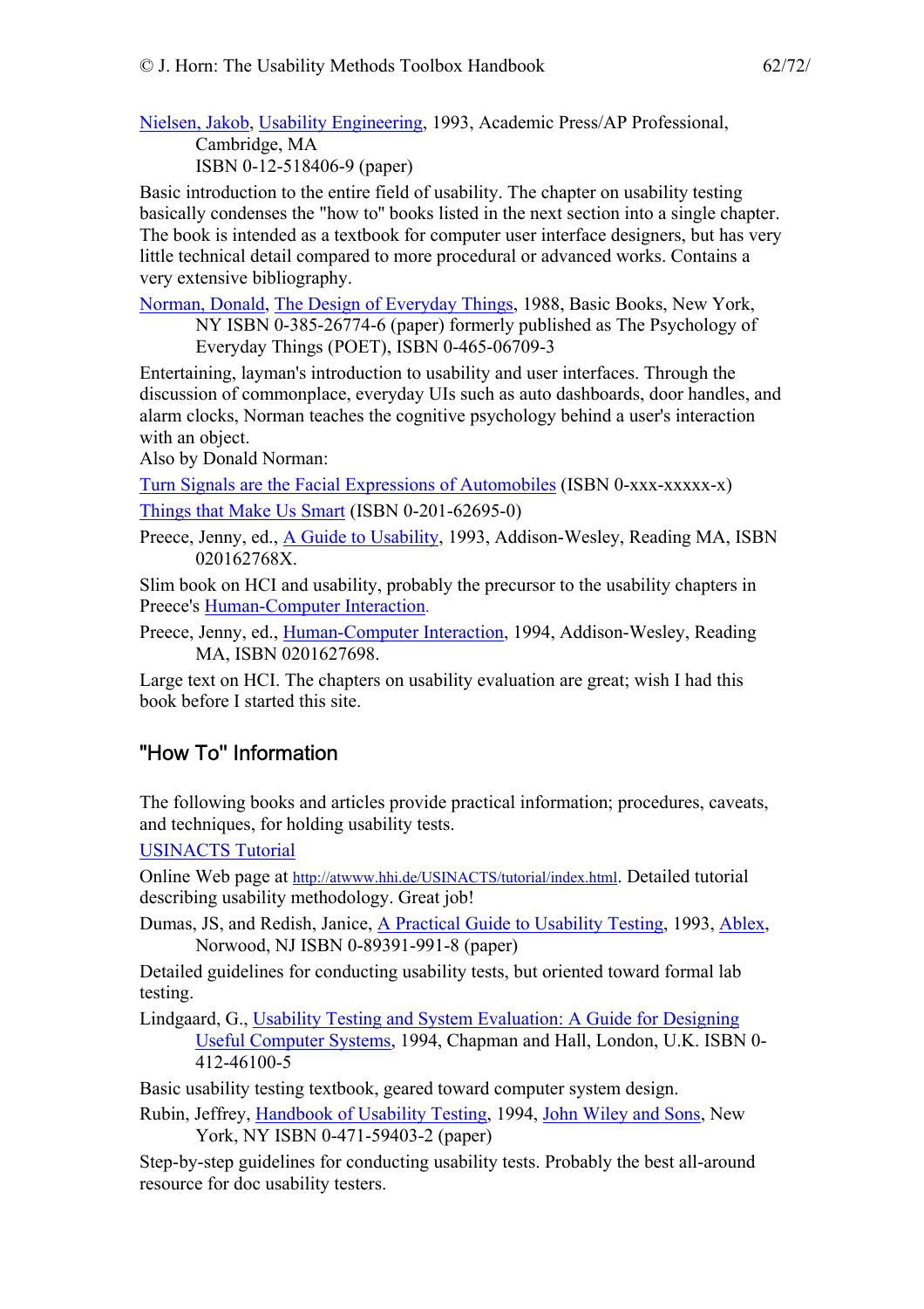Nielsen, Jakob, Usability Engineering, 1993, Academic Press/AP Professional, Cambridge, MA
ISBN 0-12-518406-9 (paper)

Basic introduction to the entire field of usability. The chapter on usability testing basically condenses the "how to" books listed in the next section into a single chapter. The book is intended as a textbook for computer user interface designers, but has very little technical detail compared to more procedural or advanced works. Contains a very extensive bibliography.

Norman, Donald, The Design of Everyday Things, 1988, Basic Books, New York, NY ISBN 0-385-26774-6 (paper) formerly published as The Psychology of Everyday Things (POET), ISBN 0-465-06709-3

Entertaining, layman's introduction to usability and user interfaces. Through the discussion of commonplace, everyday UIs such as auto dashboards, door handles, and alarm clocks, Norman teaches the cognitive psychology behind a user's interaction with an object.
Also by Donald Norman:

Turn Signals are the Facial Expressions of Automobiles (ISBN 0-xxx-xxxxx-x)

Things that Make Us Smart (ISBN 0-201-62695-0)

Preece, Jenny, ed., A Guide to Usability, 1993, Addison-Wesley, Reading MA, ISBN 020162768X.

Slim book on HCI and usability, probably the precursor to the usability chapters in Preece's Human-Computer Interaction.

Preece, Jenny, ed., Human-Computer Interaction, 1994, Addison-Wesley, Reading MA, ISBN 0201627698.

Large text on HCI. The chapters on usability evaluation are great; wish I had this book before I started this site.

## "How To" Information

The following books and articles provide practical information; procedures, caveats, and techniques, for holding usability tests.

USINACTS Tutorial

Online Web page at http://atwww.hhi.de/USINACTS/tutorial/index.html. Detailed tutorial describing usability methodology. Great job!

Dumas, JS, and Redish, Janice, A Practical Guide to Usability Testing, 1993, Ablex, Norwood, NJ ISBN 0-89391-991-8 (paper)

Detailed guidelines for conducting usability tests, but oriented toward formal lab testing.

Lindgaard, G., Usability Testing and System Evaluation: A Guide for Designing Useful Computer Systems, 1994, Chapman and Hall, London, U.K. ISBN 0-412-46100-5

Basic usability testing textbook, geared toward computer system design.

Rubin, Jeffrey, Handbook of Usability Testing, 1994, John Wiley and Sons, New York, NY ISBN 0-471-59403-2 (paper)

Step-by-step guidelines for conducting usability tests. Probably the best all-around resource for doc usability testers.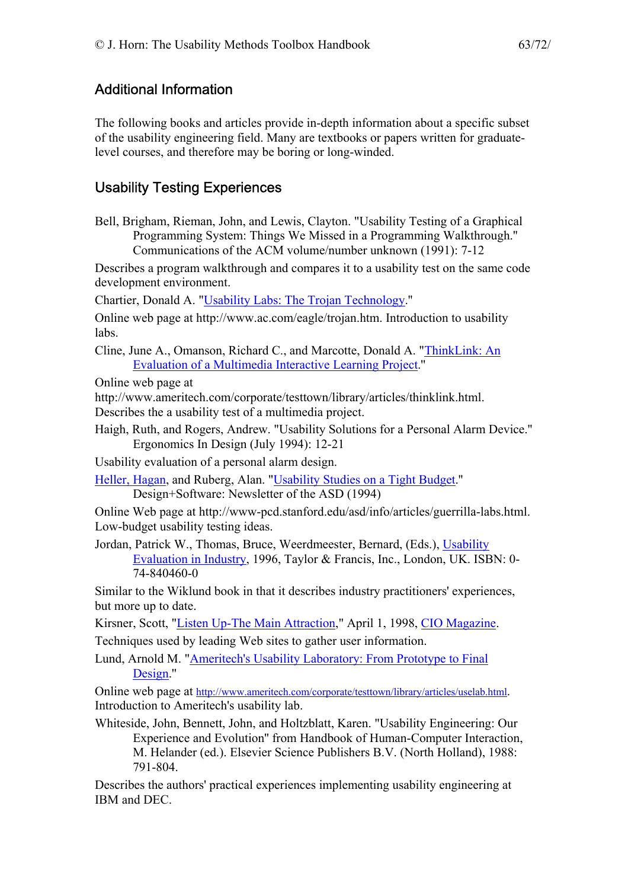## Additional Information

The following books and articles provide in-depth information about a specific subset of the usability engineering field. Many are textbooks or papers written for graduate-level courses, and therefore may be boring or long-winded.

## Usability Testing Experiences

Bell, Brigham, Rieman, John, and Lewis, Clayton. "Usability Testing of a Graphical Programming System: Things We Missed in a Programming Walkthrough." Communications of the ACM volume/number unknown (1991): 7-12

Describes a program walkthrough and compares it to a usability test on the same code development environment.

Chartier, Donald A. "Usability Labs: The Trojan Technology."

Online web page at http://www.ac.com/eagle/trojan.htm. Introduction to usability labs.

Cline, June A., Omanson, Richard C., and Marcotte, Donald A. "ThinkLink: An Evaluation of a Multimedia Interactive Learning Project."

Online web page at http://www.ameritech.com/corporate/testtown/library/articles/thinklink.html. Describes the a usability test of a multimedia project.

Haigh, Ruth, and Rogers, Andrew. "Usability Solutions for a Personal Alarm Device." Ergonomics In Design (July 1994): 12-21

Usability evaluation of a personal alarm design.

Heller, Hagan, and Ruberg, Alan. "Usability Studies on a Tight Budget." Design+Software: Newsletter of the ASD (1994)

Online Web page at http://www-pcd.stanford.edu/asd/info/articles/guerrilla-labs.html. Low-budget usability testing ideas.

Jordan, Patrick W., Thomas, Bruce, Weerdmeester, Bernard, (Eds.), Usability Evaluation in Industry, 1996, Taylor & Francis, Inc., London, UK. ISBN: 0-74-840460-0

Similar to the Wiklund book in that it describes industry practitioners' experiences, but more up to date.

Kirsner, Scott, "Listen Up-The Main Attraction," April 1, 1998, CIO Magazine.

Techniques used by leading Web sites to gather user information.

Lund, Arnold M. "Ameritech's Usability Laboratory: From Prototype to Final Design."

Online web page at http://www.ameritech.com/corporate/testtown/library/articles/uselab.html. Introduction to Ameritech's usability lab.

Whiteside, John, Bennett, John, and Holtzblatt, Karen. "Usability Engineering: Our Experience and Evolution" from Handbook of Human-Computer Interaction, M. Helander (ed.). Elsevier Science Publishers B.V. (North Holland), 1988: 791-804.

Describes the authors' practical experiences implementing usability engineering at IBM and DEC.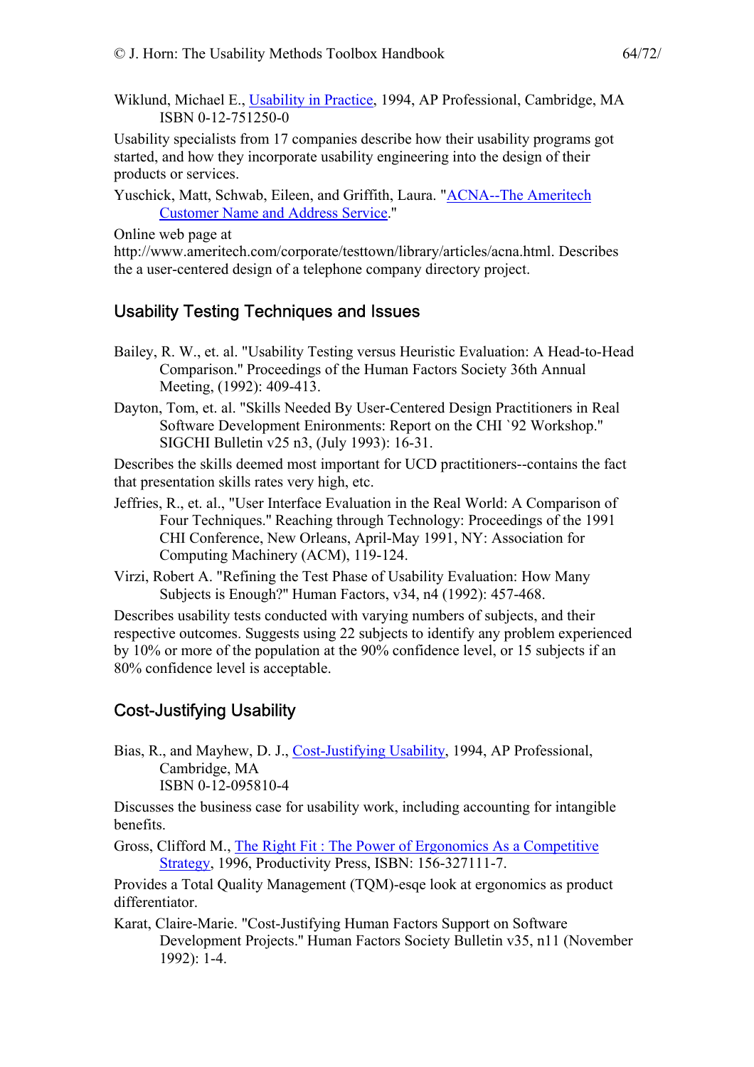Wiklund, Michael E., [Usability in Practice], 1994, AP Professional, Cambridge, MA
ISBN 0-12-751250-0

Usability specialists from 17 companies describe how their usability programs got started, and how they incorporate usability engineering into the design of their products or services.

Yuschick, Matt, Schwab, Eileen, and Griffith, Laura. "[ACNA--The Ameritech Customer Name and Address Service]."

Online web page at http://www.ameritech.com/corporate/testtown/library/articles/acna.html. Describes the a user-centered design of a telephone company directory project.

## Usability Testing Techniques and Issues

Bailey, R. W., et. al. "Usability Testing versus Heuristic Evaluation: A Head-to-Head Comparison." Proceedings of the Human Factors Society 36th Annual Meeting, (1992): 409-413.

Dayton, Tom, et. al. "Skills Needed By User-Centered Design Practitioners in Real Software Development Enironments: Report on the CHI `92 Workshop." SIGCHI Bulletin v25 n3, (July 1993): 16-31.

Describes the skills deemed most important for UCD practitioners--contains the fact that presentation skills rates very high, etc.

Jeffries, R., et. al., "User Interface Evaluation in the Real World: A Comparison of Four Techniques." Reaching through Technology: Proceedings of the 1991 CHI Conference, New Orleans, April-May 1991, NY: Association for Computing Machinery (ACM), 119-124.

Virzi, Robert A. "Refining the Test Phase of Usability Evaluation: How Many Subjects is Enough?" Human Factors, v34, n4 (1992): 457-468.

Describes usability tests conducted with varying numbers of subjects, and their respective outcomes. Suggests using 22 subjects to identify any problem experienced by 10% or more of the population at the 90% confidence level, or 15 subjects if an 80% confidence level is acceptable.

## Cost-Justifying Usability

Bias, R., and Mayhew, D. J., [Cost-Justifying Usability], 1994, AP Professional, Cambridge, MA
ISBN 0-12-095810-4

Discusses the business case for usability work, including accounting for intangible benefits.

Gross, Clifford M., [The Right Fit : The Power of Ergonomics As a Competitive Strategy], 1996, Productivity Press, ISBN: 156-327111-7.

Provides a Total Quality Management (TQM)-esqe look at ergonomics as product differentiator.

Karat, Claire-Marie. "Cost-Justifying Human Factors Support on Software Development Projects." Human Factors Society Bulletin v35, n11 (November 1992): 1-4.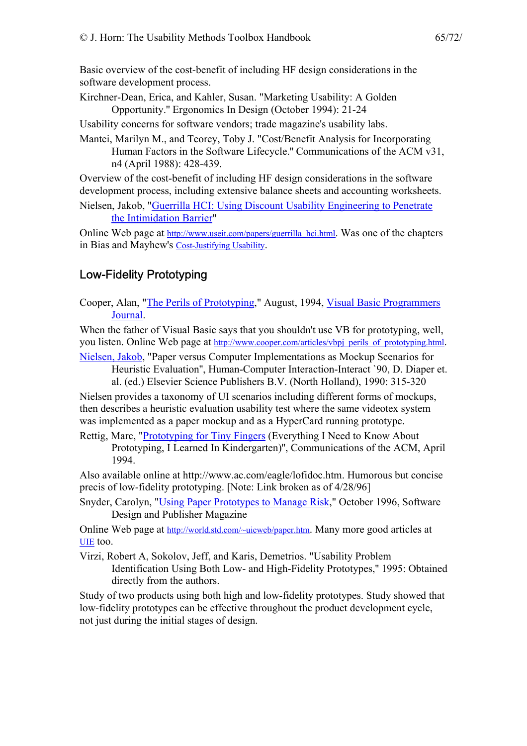Basic overview of the cost-benefit of including HF design considerations in the software development process.

Kirchner-Dean, Erica, and Kahler, Susan. "Marketing Usability: A Golden Opportunity." Ergonomics In Design (October 1994): 21-24

Usability concerns for software vendors; trade magazine's usability labs.

Mantei, Marilyn M., and Teorey, Toby J. "Cost/Benefit Analysis for Incorporating Human Factors in the Software Lifecycle." Communications of the ACM v31, n4 (April 1988): 428-439.

Overview of the cost-benefit of including HF design considerations in the software development process, including extensive balance sheets and accounting worksheets.

Nielsen, Jakob, "Guerrilla HCI: Using Discount Usability Engineering to Penetrate the Intimidation Barrier"

Online Web page at http://www.useit.com/papers/guerrilla_hci.html. Was one of the chapters in Bias and Mayhew's Cost-Justifying Usability.

## Low-Fidelity Prototyping

Cooper, Alan, "The Perils of Prototyping," August, 1994, Visual Basic Programmers Journal.

When the father of Visual Basic says that you shouldn't use VB for prototyping, well, you listen. Online Web page at http://www.cooper.com/articles/vbpj_perils_of_prototyping.html.

Nielsen, Jakob, "Paper versus Computer Implementations as Mockup Scenarios for Heuristic Evaluation", Human-Computer Interaction-Interact `90, D. Diaper et. al. (ed.) Elsevier Science Publishers B.V. (North Holland), 1990: 315-320

Nielsen provides a taxonomy of UI scenarios including different forms of mockups, then describes a heuristic evaluation usability test where the same videotex system was implemented as a paper mockup and as a HyperCard running prototype.

Rettig, Marc, "Prototyping for Tiny Fingers (Everything I Need to Know About Prototyping, I Learned In Kindergarten)", Communications of the ACM, April 1994.

Also available online at http://www.ac.com/eagle/lofidoc.htm. Humorous but concise precis of low-fidelity prototyping. [Note: Link broken as of 4/28/96]

Snyder, Carolyn, "Using Paper Prototypes to Manage Risk," October 1996, Software Design and Publisher Magazine

Online Web page at http://world.std.com/~uieweb/paper.htm. Many more good articles at UIE too.

Virzi, Robert A, Sokolov, Jeff, and Karis, Demetrios. "Usability Problem Identification Using Both Low- and High-Fidelity Prototypes," 1995: Obtained directly from the authors.

Study of two products using both high and low-fidelity prototypes. Study showed that low-fidelity prototypes can be effective throughout the product development cycle, not just during the initial stages of design.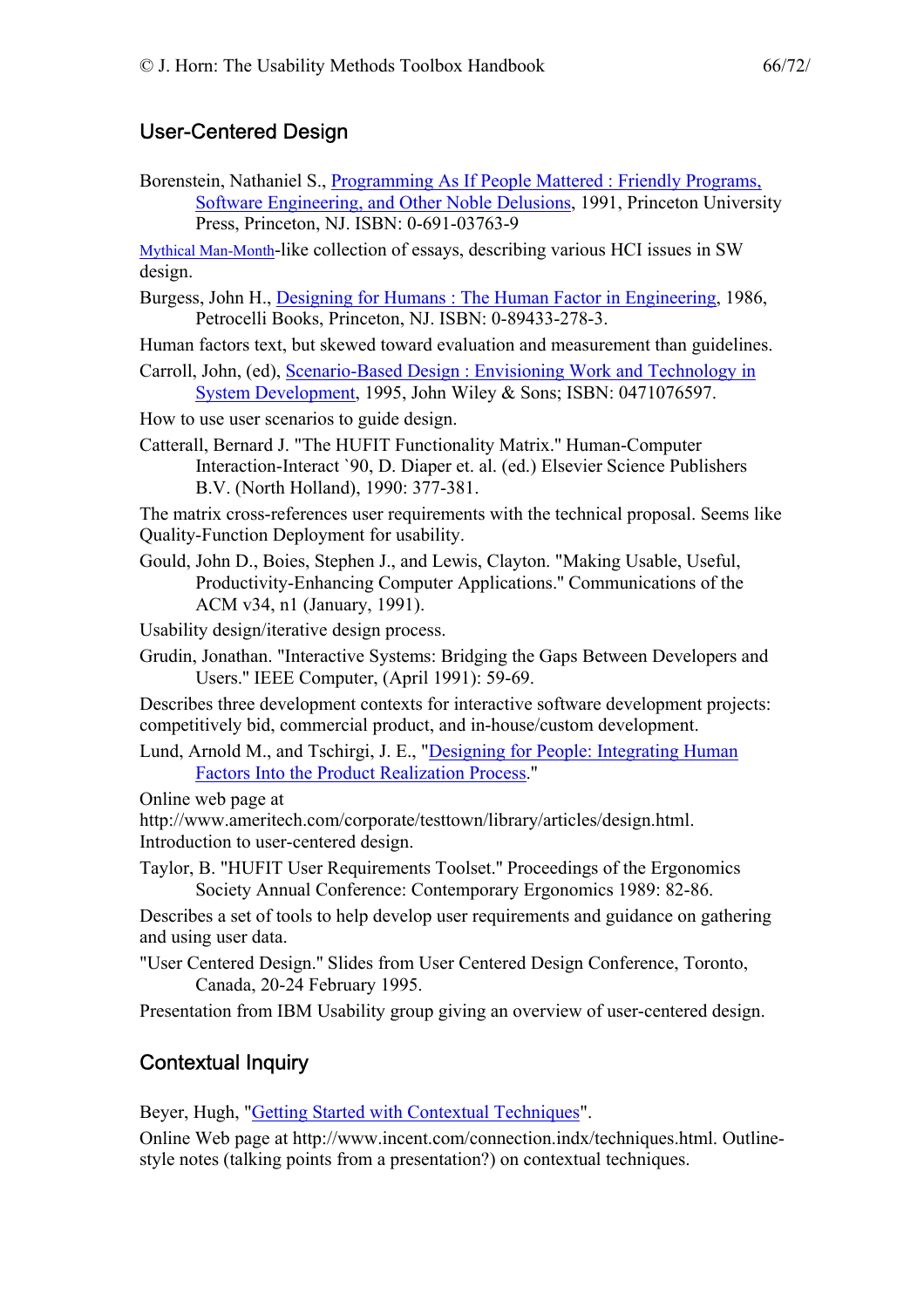## User-Centered Design

Borenstein, Nathaniel S., Programming As If People Mattered : Friendly Programs, Software Engineering, and Other Noble Delusions, 1991, Princeton University Press, Princeton, NJ. ISBN: 0-691-03763-9

Mythical Man-Month-like collection of essays, describing various HCI issues in SW design.

Burgess, John H., Designing for Humans : The Human Factor in Engineering, 1986, Petrocelli Books, Princeton, NJ. ISBN: 0-89433-278-3.

Human factors text, but skewed toward evaluation and measurement than guidelines.

Carroll, John, (ed), Scenario-Based Design : Envisioning Work and Technology in System Development, 1995, John Wiley & Sons; ISBN: 0471076597.

How to use user scenarios to guide design.

Catterall, Bernard J. "The HUFIT Functionality Matrix." Human-Computer Interaction-Interact `90, D. Diaper et. al. (ed.) Elsevier Science Publishers B.V. (North Holland), 1990: 377-381.

The matrix cross-references user requirements with the technical proposal. Seems like Quality-Function Deployment for usability.

Gould, John D., Boies, Stephen J., and Lewis, Clayton. "Making Usable, Useful, Productivity-Enhancing Computer Applications." Communications of the ACM v34, n1 (January, 1991).

Usability design/iterative design process.

Grudin, Jonathan. "Interactive Systems: Bridging the Gaps Between Developers and Users." IEEE Computer, (April 1991): 59-69.

Describes three development contexts for interactive software development projects: competitively bid, commercial product, and in-house/custom development.

Lund, Arnold M., and Tschirgi, J. E., "Designing for People: Integrating Human Factors Into the Product Realization Process."

Online web page at http://www.ameritech.com/corporate/testtown/library/articles/design.html. Introduction to user-centered design.

Taylor, B. "HUFIT User Requirements Toolset." Proceedings of the Ergonomics Society Annual Conference: Contemporary Ergonomics 1989: 82-86.

Describes a set of tools to help develop user requirements and guidance on gathering and using user data.

"User Centered Design." Slides from User Centered Design Conference, Toronto, Canada, 20-24 February 1995.

Presentation from IBM Usability group giving an overview of user-centered design.

## Contextual Inquiry

Beyer, Hugh, "Getting Started with Contextual Techniques".

Online Web page at http://www.incent.com/connection.indx/techniques.html. Outline-style notes (talking points from a presentation?) on contextual techniques.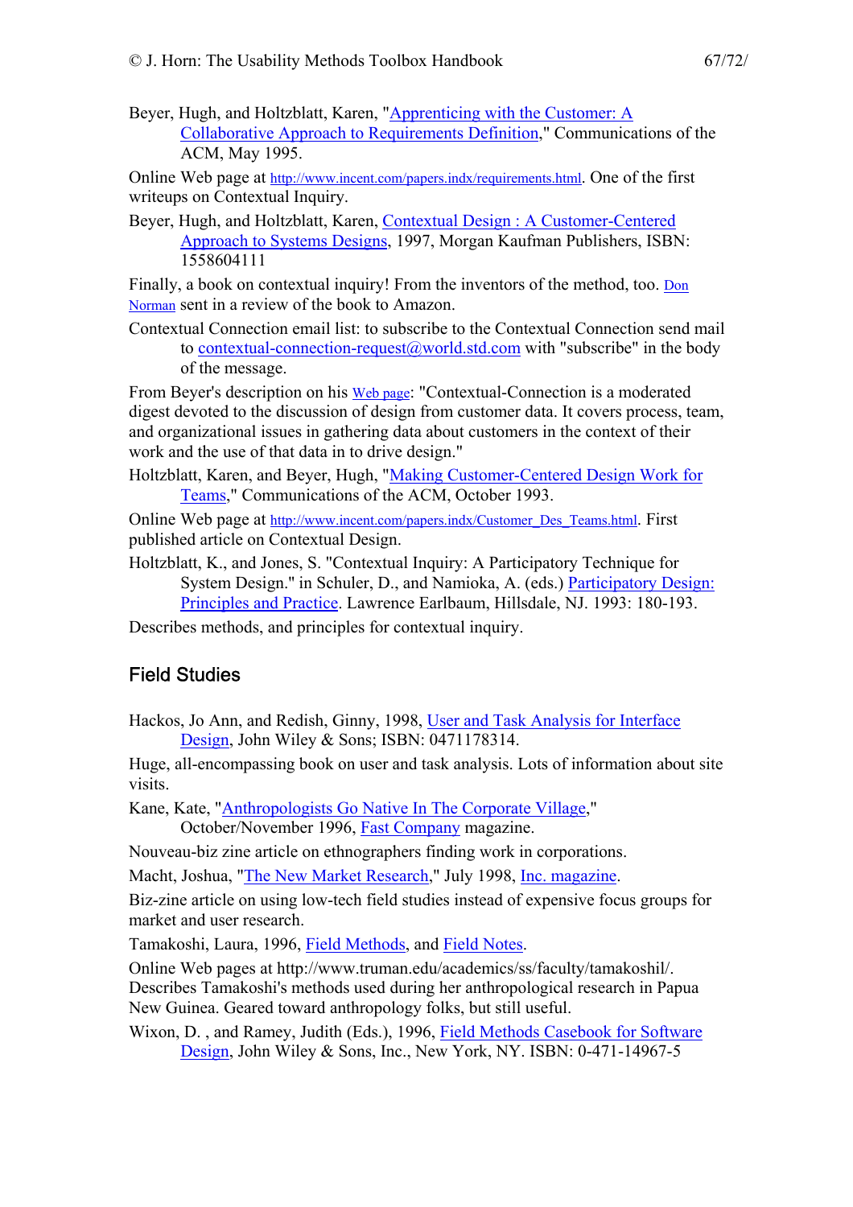Beyer, Hugh, and Holtzblatt, Karen, "Apprenticing with the Customer: A Collaborative Approach to Requirements Definition," Communications of the ACM, May 1995.

Online Web page at http://www.incent.com/papers.indx/requirements.html. One of the first writeups on Contextual Inquiry.

Beyer, Hugh, and Holtzblatt, Karen, Contextual Design : A Customer-Centered Approach to Systems Designs, 1997, Morgan Kaufman Publishers, ISBN: 1558604111

Finally, a book on contextual inquiry! From the inventors of the method, too. Don Norman sent in a review of the book to Amazon.

Contextual Connection email list: to subscribe to the Contextual Connection send mail to contextual-connection-request@world.std.com with "subscribe" in the body of the message.

From Beyer's description on his Web page: "Contextual-Connection is a moderated digest devoted to the discussion of design from customer data. It covers process, team, and organizational issues in gathering data about customers in the context of their work and the use of that data in to drive design."

Holtzblatt, Karen, and Beyer, Hugh, "Making Customer-Centered Design Work for Teams," Communications of the ACM, October 1993.

Online Web page at http://www.incent.com/papers.indx/Customer_Des_Teams.html. First published article on Contextual Design.

Holtzblatt, K., and Jones, S. "Contextual Inquiry: A Participatory Technique for System Design." in Schuler, D., and Namioka, A. (eds.) Participatory Design: Principles and Practice. Lawrence Earlbaum, Hillsdale, NJ. 1993: 180-193.

Describes methods, and principles for contextual inquiry.

## Field Studies

Hackos, Jo Ann, and Redish, Ginny, 1998, User and Task Analysis for Interface Design, John Wiley & Sons; ISBN: 0471178314.

Huge, all-encompassing book on user and task analysis. Lots of information about site visits.

Kane, Kate, "Anthropologists Go Native In The Corporate Village," October/November 1996, Fast Company magazine.

Nouveau-biz zine article on ethnographers finding work in corporations.

Macht, Joshua, "The New Market Research," July 1998, Inc. magazine.

Biz-zine article on using low-tech field studies instead of expensive focus groups for market and user research.

Tamakoshi, Laura, 1996, Field Methods, and Field Notes.

Online Web pages at http://www.truman.edu/academics/ss/faculty/tamakoshil/. Describes Tamakoshi's methods used during her anthropological research in Papua New Guinea. Geared toward anthropology folks, but still useful.

Wixon, D. , and Ramey, Judith (Eds.), 1996, Field Methods Casebook for Software Design, John Wiley & Sons, Inc., New York, NY. ISBN: 0-471-14967-5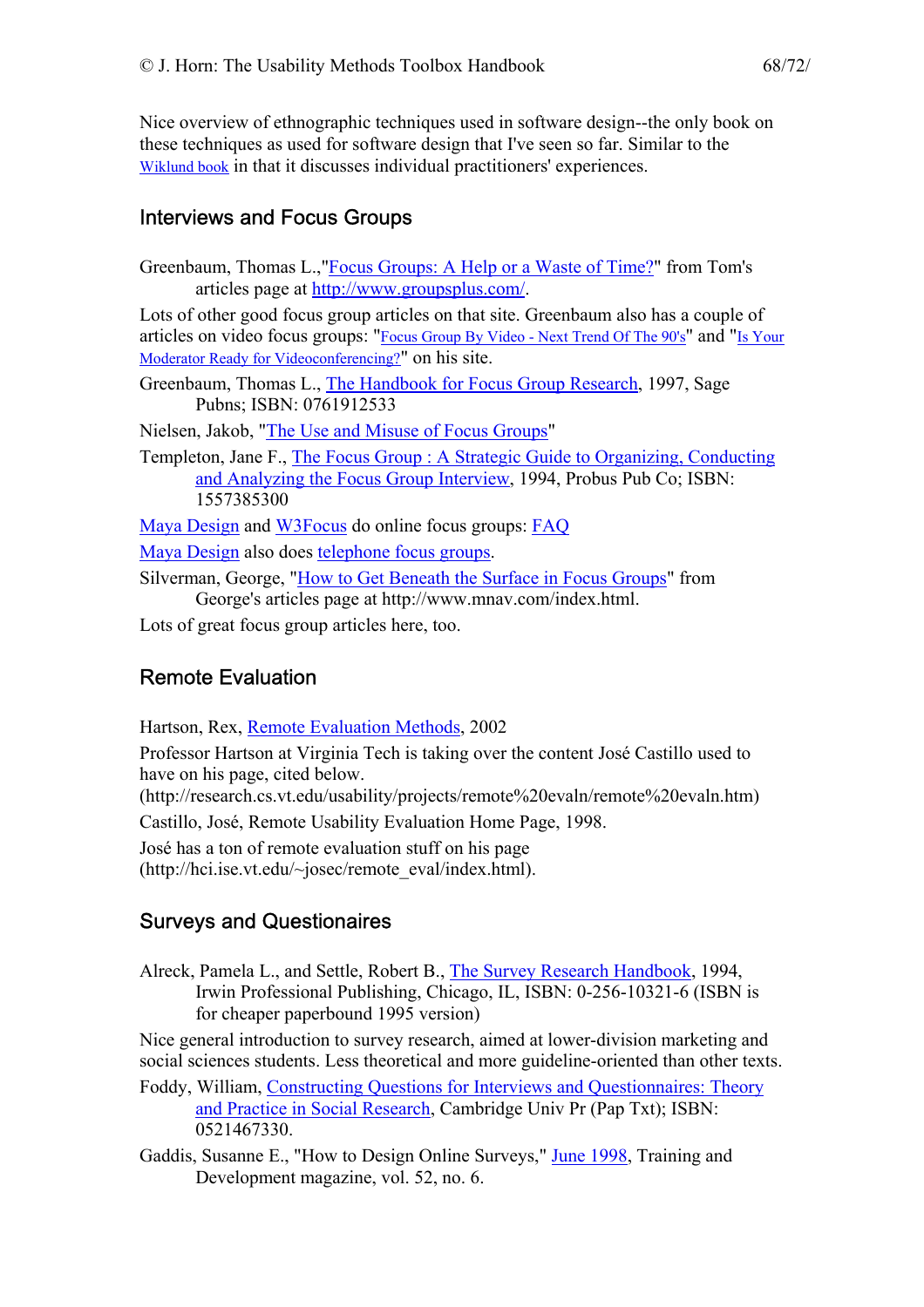Nice overview of ethnographic techniques used in software design--the only book on these techniques as used for software design that I've seen so far. Similar to the Wiklund book in that it discusses individual practitioners' experiences.

### Interviews and Focus Groups

Greenbaum, Thomas L.,"Focus Groups: A Help or a Waste of Time?" from Tom's articles page at http://www.groupsplus.com/.

Lots of other good focus group articles on that site. Greenbaum also has a couple of articles on video focus groups: "Focus Group By Video - Next Trend Of The 90's" and "Is Your Moderator Ready for Videoconferencing?" on his site.

Greenbaum, Thomas L., The Handbook for Focus Group Research, 1997, Sage Pubns; ISBN: 0761912533

Nielsen, Jakob, "The Use and Misuse of Focus Groups"

Templeton, Jane F., The Focus Group : A Strategic Guide to Organizing, Conducting and Analyzing the Focus Group Interview, 1994, Probus Pub Co; ISBN: 1557385300

Maya Design and W3Focus do online focus groups: FAQ

Maya Design also does telephone focus groups.

Silverman, George, "How to Get Beneath the Surface in Focus Groups" from George's articles page at http://www.mnav.com/index.html.

Lots of great focus group articles here, too.

### Remote Evaluation

Hartson, Rex, Remote Evaluation Methods, 2002

Professor Hartson at Virginia Tech is taking over the content José Castillo used to have on his page, cited below. (http://research.cs.vt.edu/usability/projects/remote%20evaln/remote%20evaln.htm)

Castillo, José, Remote Usability Evaluation Home Page, 1998.

José has a ton of remote evaluation stuff on his page (http://hci.ise.vt.edu/~josec/remote_eval/index.html).

### Surveys and Questionaires

Alreck, Pamela L., and Settle, Robert B., The Survey Research Handbook, 1994, Irwin Professional Publishing, Chicago, IL, ISBN: 0-256-10321-6 (ISBN is for cheaper paperbound 1995 version)

Nice general introduction to survey research, aimed at lower-division marketing and social sciences students. Less theoretical and more guideline-oriented than other texts.

Foddy, William, Constructing Questions for Interviews and Questionnaires: Theory and Practice in Social Research, Cambridge Univ Pr (Pap Txt); ISBN: 0521467330.

Gaddis, Susanne E., "How to Design Online Surveys," June 1998, Training and Development magazine, vol. 52, no. 6.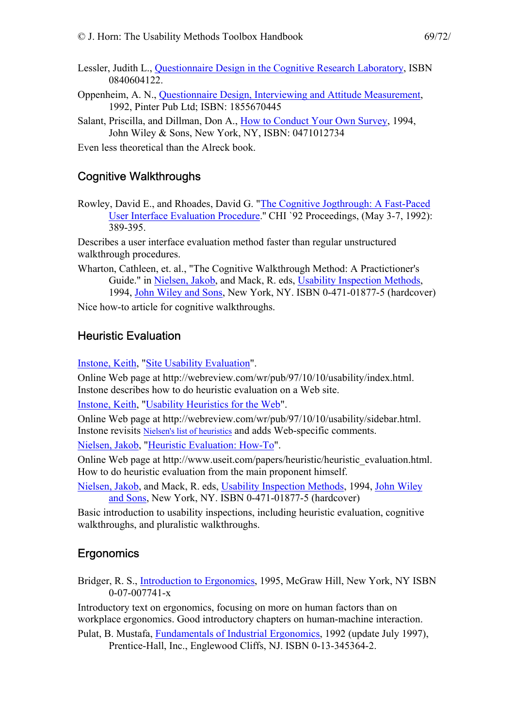Lessler, Judith L., Questionnaire Design in the Cognitive Research Laboratory, ISBN 0840604122.

Oppenheim, A. N., Questionnaire Design, Interviewing and Attitude Measurement, 1992, Pinter Pub Ltd; ISBN: 1855670445

Salant, Priscilla, and Dillman, Don A., How to Conduct Your Own Survey, 1994, John Wiley & Sons, New York, NY, ISBN: 0471012734

Even less theoretical than the Alreck book.

## Cognitive Walkthroughs

Rowley, David E., and Rhoades, David G. "The Cognitive Jogthrough: A Fast-Paced User Interface Evaluation Procedure." CHI `92 Proceedings, (May 3-7, 1992): 389-395.

Describes a user interface evaluation method faster than regular unstructured walkthrough procedures.

Wharton, Cathleen, et. al., "The Cognitive Walkthrough Method: A Practictioner's Guide." in Nielsen, Jakob, and Mack, R. eds, Usability Inspection Methods, 1994, John Wiley and Sons, New York, NY. ISBN 0-471-01877-5 (hardcover)

Nice how-to article for cognitive walkthroughs.

## Heuristic Evaluation

Instone, Keith, "Site Usability Evaluation".

Online Web page at http://webreview.com/wr/pub/97/10/10/usability/index.html. Instone describes how to do heuristic evaluation on a Web site.

Instone, Keith, "Usability Heuristics for the Web".

Online Web page at http://webreview.com/wr/pub/97/10/10/usability/sidebar.html. Instone revisits Nielsen's list of heuristics and adds Web-specific comments.

Nielsen, Jakob, "Heuristic Evaluation: How-To".

Online Web page at http://www.useit.com/papers/heuristic/heuristic_evaluation.html. How to do heuristic evaluation from the main proponent himself.

Nielsen, Jakob, and Mack, R. eds, Usability Inspection Methods, 1994, John Wiley and Sons, New York, NY. ISBN 0-471-01877-5 (hardcover)

Basic introduction to usability inspections, including heuristic evaluation, cognitive walkthroughs, and pluralistic walkthroughs.

## Ergonomics

Bridger, R. S., Introduction to Ergonomics, 1995, McGraw Hill, New York, NY ISBN 0-07-007741-x

Introductory text on ergonomics, focusing on more on human factors than on workplace ergonomics. Good introductory chapters on human-machine interaction.

Pulat, B. Mustafa, Fundamentals of Industrial Ergonomics, 1992 (update July 1997), Prentice-Hall, Inc., Englewood Cliffs, NJ. ISBN 0-13-345364-2.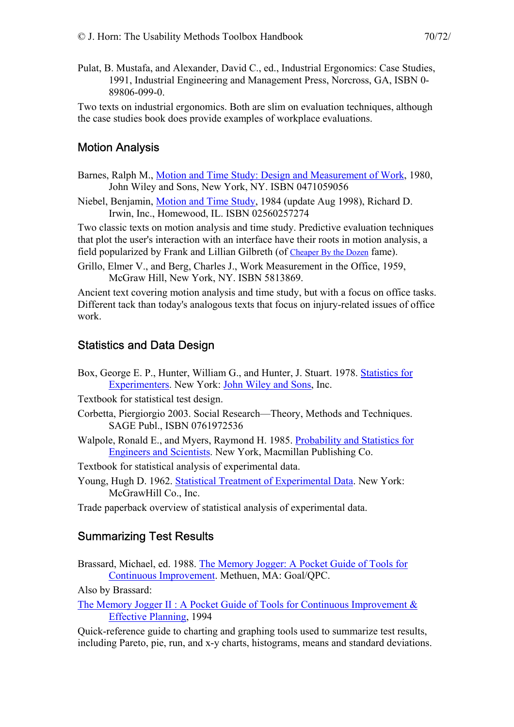Pulat, B. Mustafa, and Alexander, David C., ed., Industrial Ergonomics: Case Studies, 1991, Industrial Engineering and Management Press, Norcross, GA, ISBN 0-89806-099-0.

Two texts on industrial ergonomics. Both are slim on evaluation techniques, although the case studies book does provide examples of workplace evaluations.

## Motion Analysis

Barnes, Ralph M., Motion and Time Study: Design and Measurement of Work, 1980, John Wiley and Sons, New York, NY. ISBN 0471059056

Niebel, Benjamin, Motion and Time Study, 1984 (update Aug 1998), Richard D. Irwin, Inc., Homewood, IL. ISBN 02560257274

Two classic texts on motion analysis and time study. Predictive evaluation techniques that plot the user's interaction with an interface have their roots in motion analysis, a field popularized by Frank and Lillian Gilbreth (of Cheaper By the Dozen fame).

Grillo, Elmer V., and Berg, Charles J., Work Measurement in the Office, 1959, McGraw Hill, New York, NY. ISBN 5813869.

Ancient text covering motion analysis and time study, but with a focus on office tasks. Different tack than today's analogous texts that focus on injury-related issues of office work.

## Statistics and Data Design

Box, George E. P., Hunter, William G., and Hunter, J. Stuart. 1978. Statistics for Experimenters. New York: John Wiley and Sons, Inc.

Textbook for statistical test design.

Corbetta, Piergiorgio 2003. Social Research—Theory, Methods and Techniques. SAGE Publ., ISBN 0761972536

Walpole, Ronald E., and Myers, Raymond H. 1985. Probability and Statistics for Engineers and Scientists. New York, Macmillan Publishing Co.

Textbook for statistical analysis of experimental data.

Young, Hugh D. 1962. Statistical Treatment of Experimental Data. New York: McGrawHill Co., Inc.

Trade paperback overview of statistical analysis of experimental data.

## Summarizing Test Results

Brassard, Michael, ed. 1988. The Memory Jogger: A Pocket Guide of Tools for Continuous Improvement. Methuen, MA: Goal/QPC.

Also by Brassard:

The Memory Jogger II : A Pocket Guide of Tools for Continuous Improvement & Effective Planning, 1994

Quick-reference guide to charting and graphing tools used to summarize test results, including Pareto, pie, run, and x-y charts, histograms, means and standard deviations.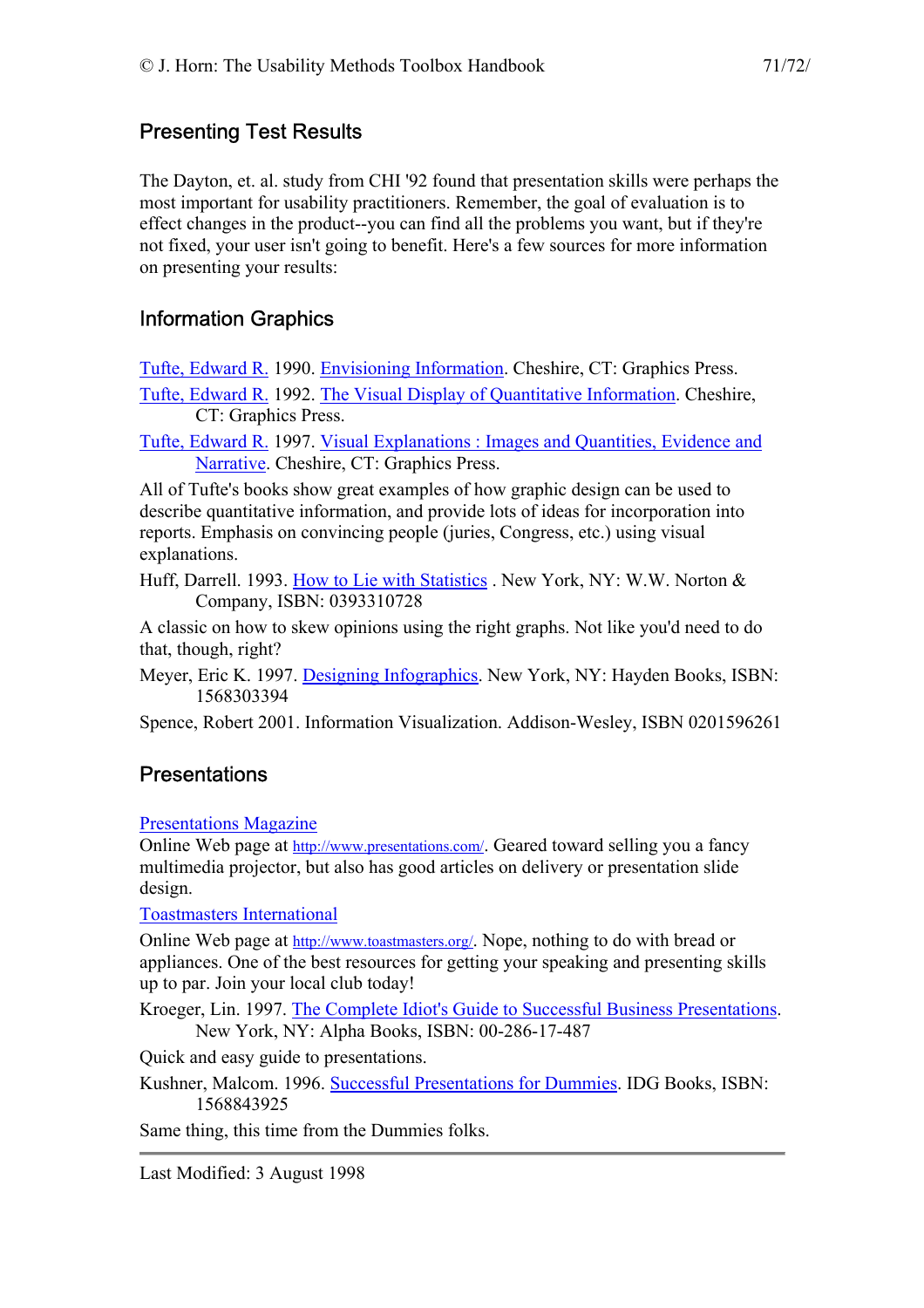## Presenting Test Results

The Dayton, et. al. study from CHI '92 found that presentation skills were perhaps the most important for usability practitioners. Remember, the goal of evaluation is to effect changes in the product--you can find all the problems you want, but if they're not fixed, your user isn't going to benefit. Here's a few sources for more information on presenting your results:

## Information Graphics

Tufte, Edward R. 1990. Envisioning Information. Cheshire, CT: Graphics Press.

Tufte, Edward R. 1992. The Visual Display of Quantitative Information. Cheshire, CT: Graphics Press.

Tufte, Edward R. 1997. Visual Explanations : Images and Quantities, Evidence and Narrative. Cheshire, CT: Graphics Press.

All of Tufte's books show great examples of how graphic design can be used to describe quantitative information, and provide lots of ideas for incorporation into reports. Emphasis on convincing people (juries, Congress, etc.) using visual explanations.

Huff, Darrell. 1993. How to Lie with Statistics . New York, NY: W.W. Norton & Company, ISBN: 0393310728

A classic on how to skew opinions using the right graphs. Not like you'd need to do that, though, right?

Meyer, Eric K. 1997. Designing Infographics. New York, NY: Hayden Books, ISBN: 1568303394

Spence, Robert 2001. Information Visualization. Addison-Wesley, ISBN 0201596261

## Presentations

Presentations Magazine

Online Web page at http://www.presentations.com/. Geared toward selling you a fancy multimedia projector, but also has good articles on delivery or presentation slide design.

Toastmasters International

Online Web page at http://www.toastmasters.org/. Nope, nothing to do with bread or appliances. One of the best resources for getting your speaking and presenting skills up to par. Join your local club today!

Kroeger, Lin. 1997. The Complete Idiot's Guide to Successful Business Presentations. New York, NY: Alpha Books, ISBN: 00-286-17-487

Quick and easy guide to presentations.

Kushner, Malcom. 1996. Successful Presentations for Dummies. IDG Books, ISBN: 1568843925

Same thing, this time from the Dummies folks.

---

Last Modified: 3 August 1998